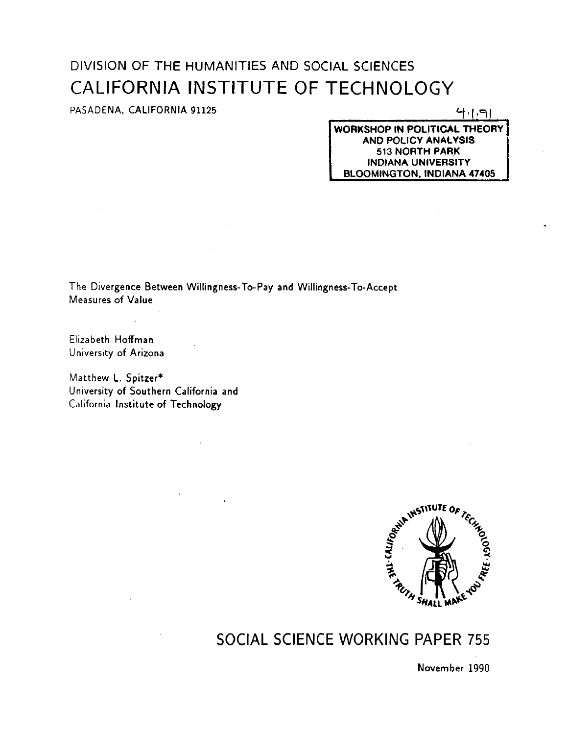DIVISION OF THE HUMANITIES AND SOCIAL SCIENCES

# CALIFORNIA INSTITUTE OF TECHNOLOGY

PASADENA, CALIFORNIA 91125

4.1.91

WORKSHOP IN POLITICAL THEORY AND POLICY ANALYSIS
513 NORTH PARK
INDIANA UNIVERSITY
BLOOMINGTON, INDIANA 47405

The Divergence Between Willingness-To-Pay and Willingness-To-Accept Measures of Value

Elizabeth Hoffman
University of Arizona

Matthew L. Spitzer*
University of Southern California and
California Institute of Technology

## SOCIAL SCIENCE WORKING PAPER 755

November 1990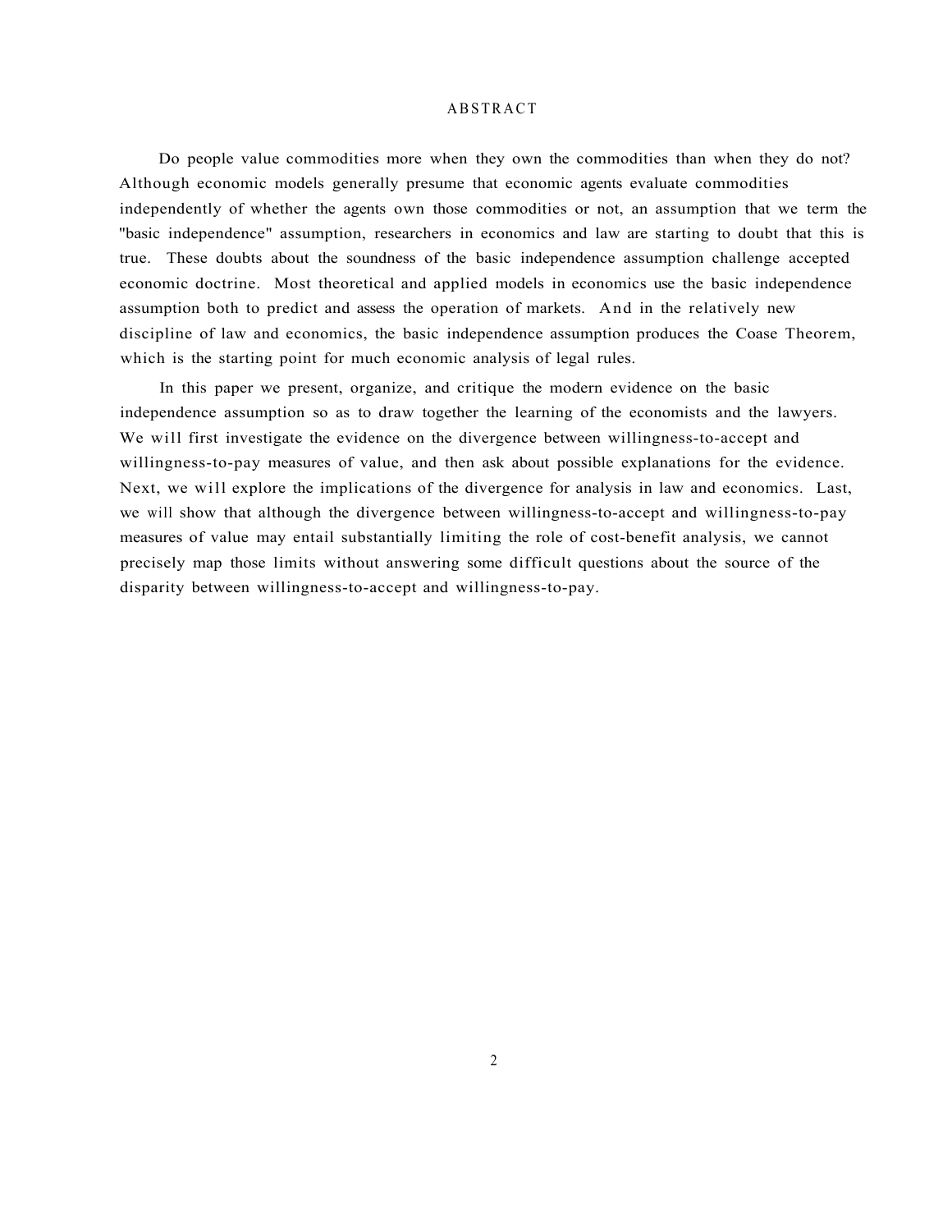## ABSTRACT

Do people value commodities more when they own the commodities than when they do not? Although economic models generally presume that economic agents evaluate commodities independently of whether the agents own those commodities or not, an assumption that we term the "basic independence" assumption, researchers in economics and law are starting to doubt that this is true. These doubts about the soundness of the basic independence assumption challenge accepted economic doctrine. Most theoretical and applied models in economics use the basic independence assumption both to predict and assess the operation of markets. And in the relatively new discipline of law and economics, the basic independence assumption produces the Coase Theorem, which is the starting point for much economic analysis of legal rules.

In this paper we present, organize, and critique the modern evidence on the basic independence assumption so as to draw together the learning of the economists and the lawyers. We will first investigate the evidence on the divergence between willingness-to-accept and willingness-to-pay measures of value, and then ask about possible explanations for the evidence. Next, we will explore the implications of the divergence for analysis in law and economics. Last, we will show that although the divergence between willingness-to-accept and willingness-to-pay measures of value may entail substantially limiting the role of cost-benefit analysis, we cannot precisely map those limits without answering some difficult questions about the source of the disparity between willingness-to-accept and willingness-to-pay.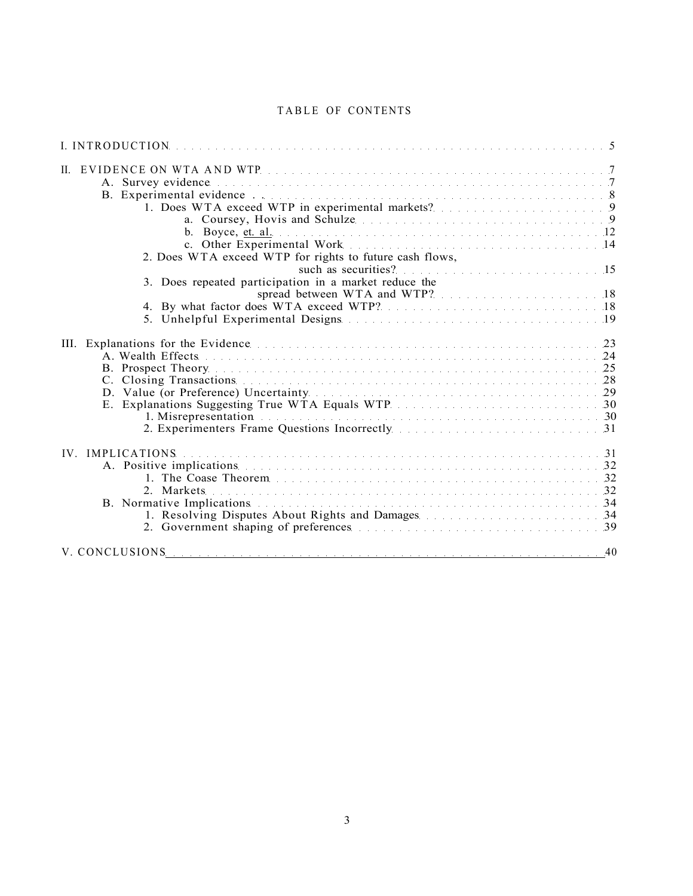# TABLE OF CONTENTS

I. INTRODUCTION . . . . . 5

II. EVIDENCE ON WTA AND WTP . . . . . 7
- A. Survey evidence . . . . . 7
- B. Experimental evidence . . . . . 8
  - 1. Does WTA exceed WTP in experimental markets? . . . . . 9
    - a. Coursey, Hovis and Schulze . . . . . 9
    - b. Boyce, et. al. . . . . . 12
    - c. Other Experimental Work . . . . . 14
  - 2. Does WTA exceed WTP for rights to future cash flows, such as securities? . . . . . 15
  - 3. Does repeated participation in a market reduce the spread between WTA and WTP? . . . . . 18
  - 4. By what factor does WTA exceed WTP? . . . . . 18
  - 5. Unhelpful Experimental Designs . . . . . 19

III. Explanations for the Evidence . . . . . 23
- A. Wealth Effects . . . . . 24
- B. Prospect Theory . . . . . 25
- C. Closing Transactions . . . . . 28
- D. Value (or Preference) Uncertainty . . . . . 29
- E. Explanations Suggesting True WTA Equals WTP . . . . . 30
  - 1. Misrepresentation . . . . . 30
  - 2. Experimenters Frame Questions Incorrectly . . . . . 31

IV. IMPLICATIONS . . . . . 31
- A. Positive implications . . . . . 32
  - 1. The Coase Theorem . . . . . 32
  - 2. Markets . . . . . 32
- B. Normative Implications . . . . . 34
  - 1. Resolving Disputes About Rights and Damages . . . . . 34
  - 2. Government shaping of preferences . . . . . 39

V. CONCLUSIONS . . . . . 40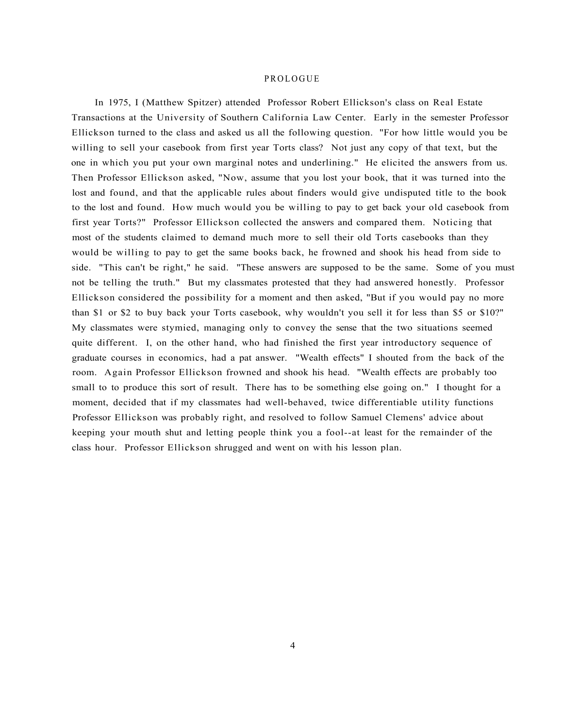# PROLOGUE

In 1975, I (Matthew Spitzer) attended Professor Robert Ellickson's class on Real Estate Transactions at the University of Southern California Law Center. Early in the semester Professor Ellickson turned to the class and asked us all the following question. "For how little would you be willing to sell your casebook from first year Torts class? Not just any copy of that text, but the one in which you put your own marginal notes and underlining." He elicited the answers from us. Then Professor Ellickson asked, "Now, assume that you lost your book, that it was turned into the lost and found, and that the applicable rules about finders would give undisputed title to the book to the lost and found. How much would you be willing to pay to get back your old casebook from first year Torts?" Professor Ellickson collected the answers and compared them. Noticing that most of the students claimed to demand much more to sell their old Torts casebooks than they would be willing to pay to get the same books back, he frowned and shook his head from side to side. "This can't be right," he said. "These answers are supposed to be the same. Some of you must not be telling the truth." But my classmates protested that they had answered honestly. Professor Ellickson considered the possibility for a moment and then asked, "But if you would pay no more than $1 or $2 to buy back your Torts casebook, why wouldn't you sell it for less than $5 or $10?" My classmates were stymied, managing only to convey the sense that the two situations seemed quite different. I, on the other hand, who had finished the first year introductory sequence of graduate courses in economics, had a pat answer. "Wealth effects" I shouted from the back of the room. Again Professor Ellickson frowned and shook his head. "Wealth effects are probably too small to to produce this sort of result. There has to be something else going on." I thought for a moment, decided that if my classmates had well-behaved, twice differentiable utility functions Professor Ellickson was probably right, and resolved to follow Samuel Clemens' advice about keeping your mouth shut and letting people think you a fool--at least for the remainder of the class hour. Professor Ellickson shrugged and went on with his lesson plan.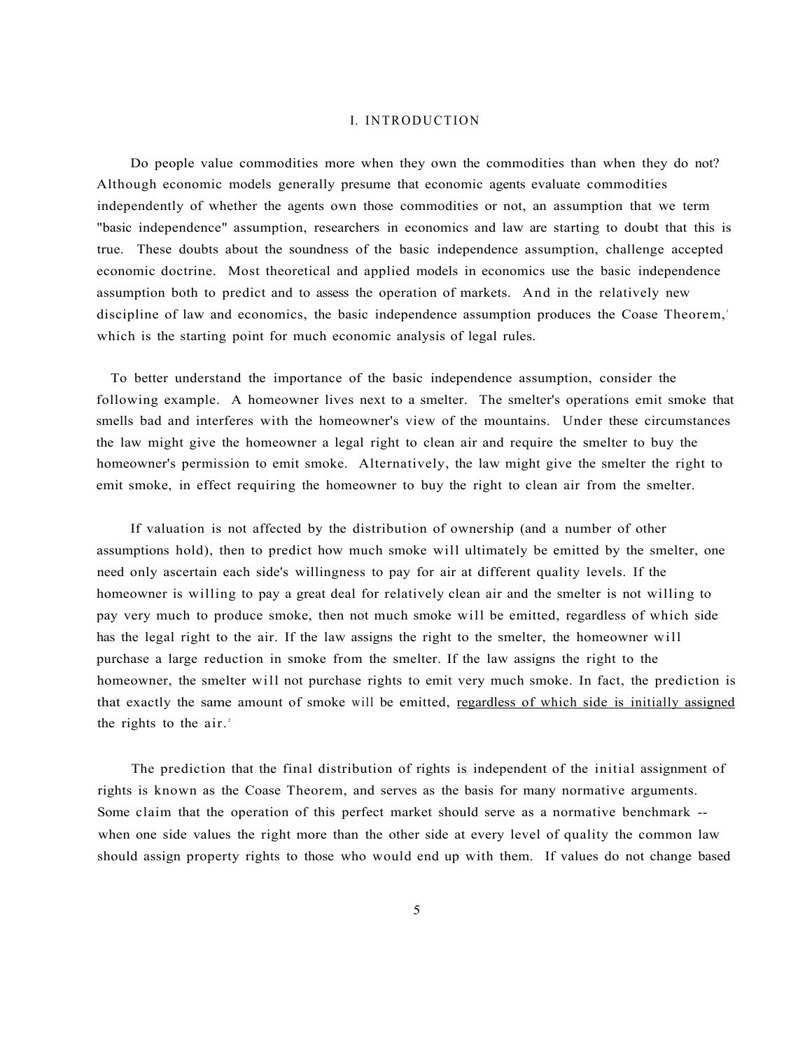# I. INTRODUCTION

Do people value commodities more when they own the commodities than when they do not? Although economic models generally presume that economic agents evaluate commodities independently of whether the agents own those commodities or not, an assumption that we term "basic independence" assumption, researchers in economics and law are starting to doubt that this is true. These doubts about the soundness of the basic independence assumption, challenge accepted economic doctrine. Most theoretical and applied models in economics use the basic independence assumption both to predict and to assess the operation of markets. And in the relatively new discipline of law and economics, the basic independence assumption produces the Coase Theorem,[1] which is the starting point for much economic analysis of legal rules.

To better understand the importance of the basic independence assumption, consider the following example. A homeowner lives next to a smelter. The smelter's operations emit smoke that smells bad and interferes with the homeowner's view of the mountains. Under these circumstances the law might give the homeowner a legal right to clean air and require the smelter to buy the homeowner's permission to emit smoke. Alternatively, the law might give the smelter the right to emit smoke, in effect requiring the homeowner to buy the right to clean air from the smelter.

If valuation is not affected by the distribution of ownership (and a number of other assumptions hold), then to predict how much smoke will ultimately be emitted by the smelter, one need only ascertain each side's willingness to pay for air at different quality levels. If the homeowner is willing to pay a great deal for relatively clean air and the smelter is not willing to pay very much to produce smoke, then not much smoke will be emitted, regardless of which side has the legal right to the air. If the law assigns the right to the smelter, the homeowner will purchase a large reduction in smoke from the smelter. If the law assigns the right to the homeowner, the smelter will not purchase rights to emit very much smoke. In fact, the prediction is that exactly the same amount of smoke will be emitted, <u>regardless of which side is initially assigned</u> the rights to the air.[2]

The prediction that the final distribution of rights is independent of the initial assignment of rights is known as the Coase Theorem, and serves as the basis for many normative arguments. Some claim that the operation of this perfect market should serve as a normative benchmark -- when one side values the right more than the other side at every level of quality the common law should assign property rights to those who would end up with them. If values do not change based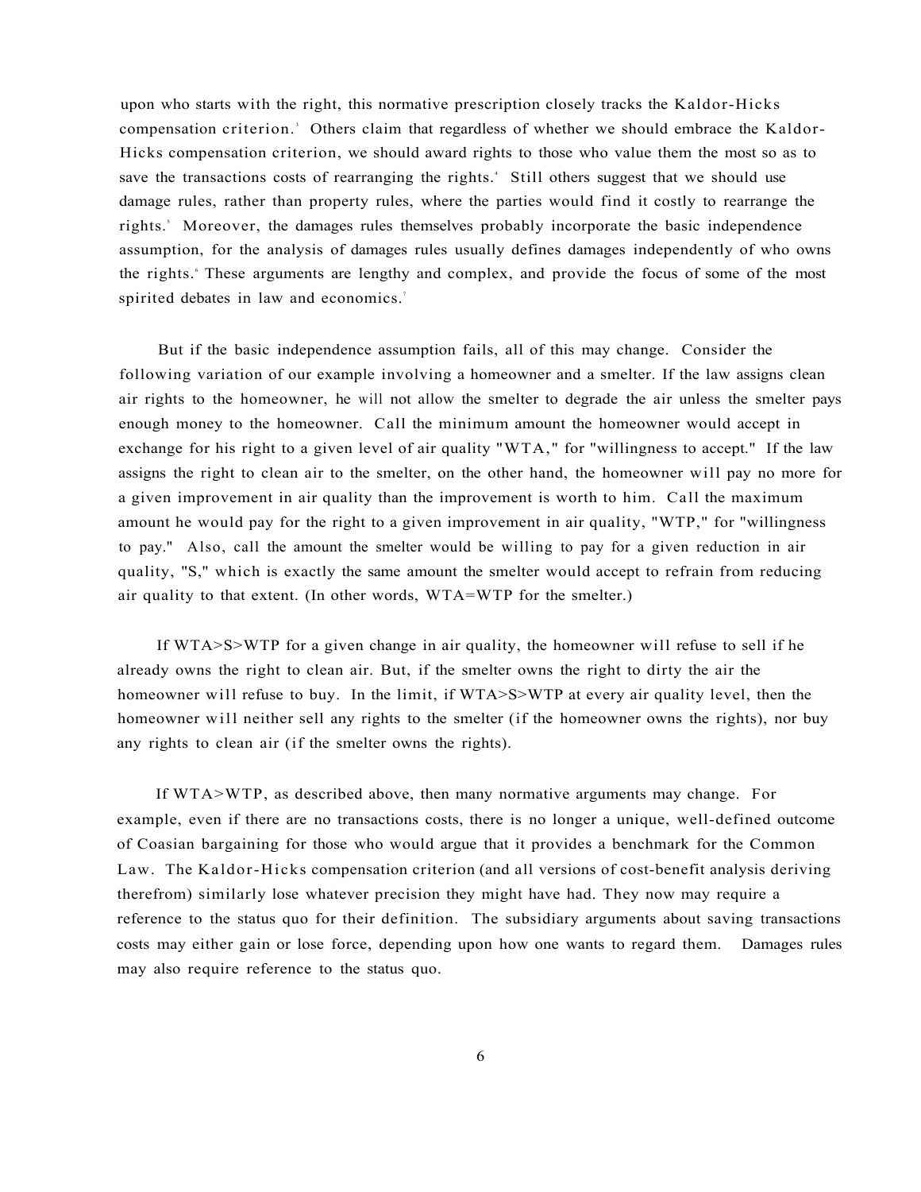upon who starts with the right, this normative prescription closely tracks the Kaldor-Hicks compensation criterion.[3] Others claim that regardless of whether we should embrace the Kaldor-Hicks compensation criterion, we should award rights to those who value them the most so as to save the transactions costs of rearranging the rights.[4] Still others suggest that we should use damage rules, rather than property rules, where the parties would find it costly to rearrange the rights.[5] Moreover, the damages rules themselves probably incorporate the basic independence assumption, for the analysis of damages rules usually defines damages independently of who owns the rights.[6] These arguments are lengthy and complex, and provide the focus of some of the most spirited debates in law and economics.[7]

But if the basic independence assumption fails, all of this may change. Consider the following variation of our example involving a homeowner and a smelter. If the law assigns clean air rights to the homeowner, he will not allow the smelter to degrade the air unless the smelter pays enough money to the homeowner. Call the minimum amount the homeowner would accept in exchange for his right to a given level of air quality "WTA," for "willingness to accept." If the law assigns the right to clean air to the smelter, on the other hand, the homeowner will pay no more for a given improvement in air quality than the improvement is worth to him. Call the maximum amount he would pay for the right to a given improvement in air quality, "WTP," for "willingness to pay." Also, call the amount the smelter would be willing to pay for a given reduction in air quality, "S," which is exactly the same amount the smelter would accept to refrain from reducing air quality to that extent. (In other words, WTA=WTP for the smelter.)

If WTA>S>WTP for a given change in air quality, the homeowner will refuse to sell if he already owns the right to clean air. But, if the smelter owns the right to dirty the air the homeowner will refuse to buy. In the limit, if WTA>S>WTP at every air quality level, then the homeowner will neither sell any rights to the smelter (if the homeowner owns the rights), nor buy any rights to clean air (if the smelter owns the rights).

If WTA>WTP, as described above, then many normative arguments may change. For example, even if there are no transactions costs, there is no longer a unique, well-defined outcome of Coasian bargaining for those who would argue that it provides a benchmark for the Common Law. The Kaldor-Hicks compensation criterion (and all versions of cost-benefit analysis deriving therefrom) similarly lose whatever precision they might have had. They now may require a reference to the status quo for their definition. The subsidiary arguments about saving transactions costs may either gain or lose force, depending upon how one wants to regard them. Damages rules may also require reference to the status quo.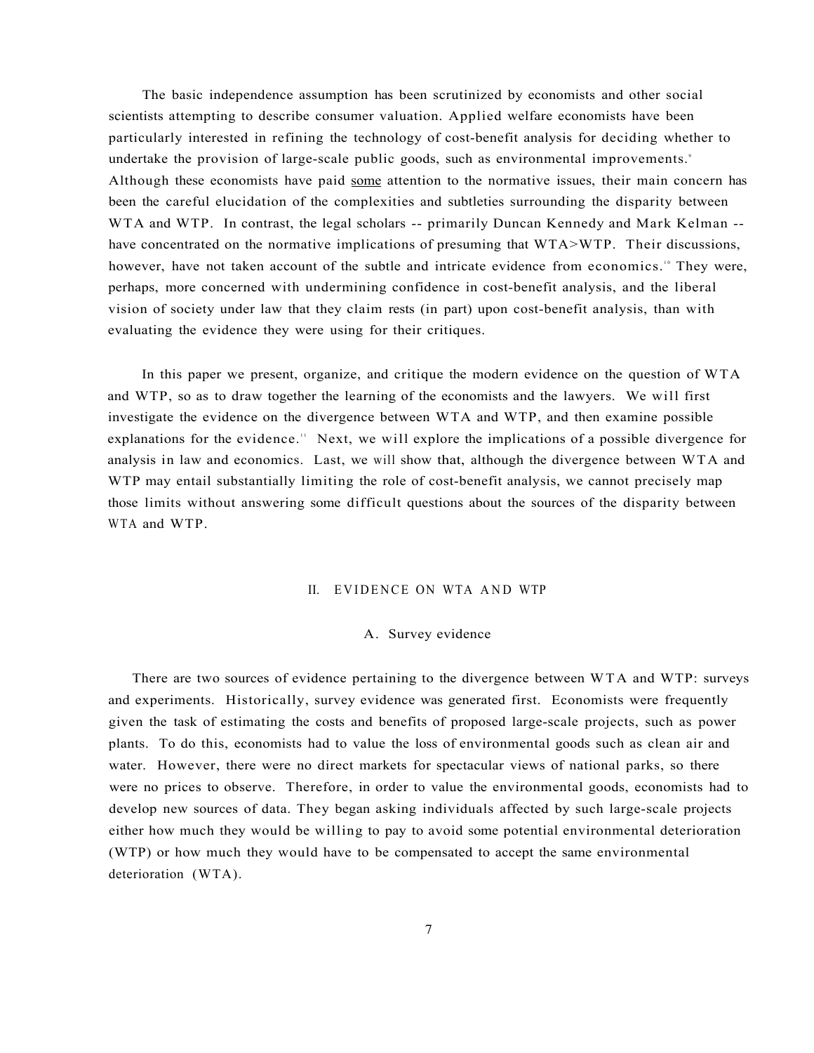The basic independence assumption has been scrutinized by economists and other social scientists attempting to describe consumer valuation. Applied welfare economists have been particularly interested in refining the technology of cost-benefit analysis for deciding whether to undertake the provision of large-scale public goods, such as environmental improvements.[9] Although these economists have paid some attention to the normative issues, their main concern has been the careful elucidation of the complexities and subtleties surrounding the disparity between WTA and WTP. In contrast, the legal scholars -- primarily Duncan Kennedy and Mark Kelman -- have concentrated on the normative implications of presuming that WTA>WTP. Their discussions, however, have not taken account of the subtle and intricate evidence from economics.[10] They were, perhaps, more concerned with undermining confidence in cost-benefit analysis, and the liberal vision of society under law that they claim rests (in part) upon cost-benefit analysis, than with evaluating the evidence they were using for their critiques.

In this paper we present, organize, and critique the modern evidence on the question of WTA and WTP, so as to draw together the learning of the economists and the lawyers. We will first investigate the evidence on the divergence between WTA and WTP, and then examine possible explanations for the evidence.[11] Next, we will explore the implications of a possible divergence for analysis in law and economics. Last, we will show that, although the divergence between WTA and WTP may entail substantially limiting the role of cost-benefit analysis, we cannot precisely map those limits without answering some difficult questions about the sources of the disparity between WTA and WTP.

## II. EVIDENCE ON WTA AND WTP

### A. Survey evidence

There are two sources of evidence pertaining to the divergence between WTA and WTP: surveys and experiments. Historically, survey evidence was generated first. Economists were frequently given the task of estimating the costs and benefits of proposed large-scale projects, such as power plants. To do this, economists had to value the loss of environmental goods such as clean air and water. However, there were no direct markets for spectacular views of national parks, so there were no prices to observe. Therefore, in order to value the environmental goods, economists had to develop new sources of data. They began asking individuals affected by such large-scale projects either how much they would be willing to pay to avoid some potential environmental deterioration (WTP) or how much they would have to be compensated to accept the same environmental deterioration (WTA).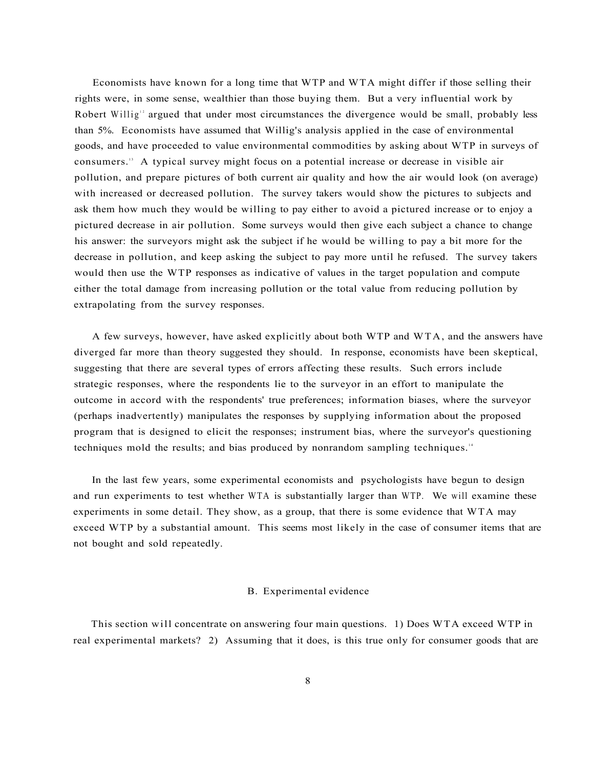Economists have known for a long time that WTP and WTA might differ if those selling their rights were, in some sense, wealthier than those buying them. But a very influential work by Robert Willig[12] argued that under most circumstances the divergence would be small, probably less than 5%. Economists have assumed that Willig's analysis applied in the case of environmental goods, and have proceeded to value environmental commodities by asking about WTP in surveys of consumers.[13] A typical survey might focus on a potential increase or decrease in visible air pollution, and prepare pictures of both current air quality and how the air would look (on average) with increased or decreased pollution. The survey takers would show the pictures to subjects and ask them how much they would be willing to pay either to avoid a pictured increase or to enjoy a pictured decrease in air pollution. Some surveys would then give each subject a chance to change his answer: the surveyors might ask the subject if he would be willing to pay a bit more for the decrease in pollution, and keep asking the subject to pay more until he refused. The survey takers would then use the WTP responses as indicative of values in the target population and compute either the total damage from increasing pollution or the total value from reducing pollution by extrapolating from the survey responses.

A few surveys, however, have asked explicitly about both WTP and WTA, and the answers have diverged far more than theory suggested they should. In response, economists have been skeptical, suggesting that there are several types of errors affecting these results. Such errors include strategic responses, where the respondents lie to the surveyor in an effort to manipulate the outcome in accord with the respondents' true preferences; information biases, where the surveyor (perhaps inadvertently) manipulates the responses by supplying information about the proposed program that is designed to elicit the responses; instrument bias, where the surveyor's questioning techniques mold the results; and bias produced by nonrandom sampling techniques.[14]

In the last few years, some experimental economists and psychologists have begun to design and run experiments to test whether WTA is substantially larger than WTP. We will examine these experiments in some detail. They show, as a group, that there is some evidence that WTA may exceed WTP by a substantial amount. This seems most likely in the case of consumer items that are not bought and sold repeatedly.

### B. Experimental evidence

This section will concentrate on answering four main questions. 1) Does WTA exceed WTP in real experimental markets? 2) Assuming that it does, is this true only for consumer goods that are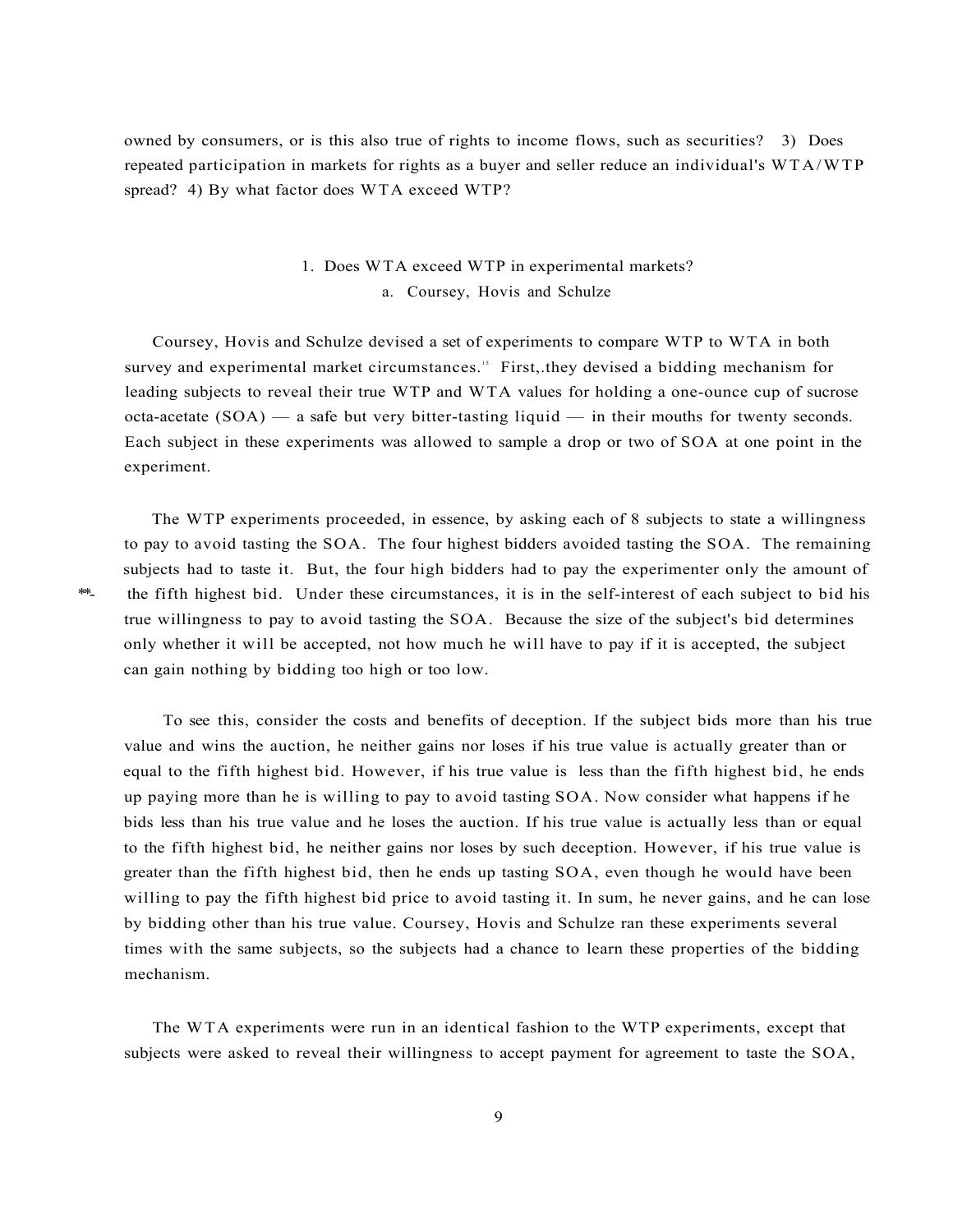owned by consumers, or is this also true of rights to income flows, such as securities? 3) Does repeated participation in markets for rights as a buyer and seller reduce an individual's WTA/WTP spread? 4) By what factor does WTA exceed WTP?

### 1. Does WTA exceed WTP in experimental markets?

#### a. Coursey, Hovis and Schulze

Coursey, Hovis and Schulze devised a set of experiments to compare WTP to WTA in both survey and experimental market circumstances.[15] First,.they devised a bidding mechanism for leading subjects to reveal their true WTP and WTA values for holding a one-ounce cup of sucrose octa-acetate (SOA) — a safe but very bitter-tasting liquid — in their mouths for twenty seconds. Each subject in these experiments was allowed to sample a drop or two of SOA at one point in the experiment.

The WTP experiments proceeded, in essence, by asking each of 8 subjects to state a willingness to pay to avoid tasting the SOA. The four highest bidders avoided tasting the SOA. The remaining subjects had to taste it. But, the four high bidders had to pay the experimenter only the amount of the fifth highest bid. Under these circumstances, it is in the self-interest of each subject to bid his true willingness to pay to avoid tasting the SOA. Because the size of the subject's bid determines only whether it will be accepted, not how much he will have to pay if it is accepted, the subject can gain nothing by bidding too high or too low.

To see this, consider the costs and benefits of deception. If the subject bids more than his true value and wins the auction, he neither gains nor loses if his true value is actually greater than or equal to the fifth highest bid. However, if his true value is less than the fifth highest bid, he ends up paying more than he is willing to pay to avoid tasting SOA. Now consider what happens if he bids less than his true value and he loses the auction. If his true value is actually less than or equal to the fifth highest bid, he neither gains nor loses by such deception. However, if his true value is greater than the fifth highest bid, then he ends up tasting SOA, even though he would have been willing to pay the fifth highest bid price to avoid tasting it. In sum, he never gains, and he can lose by bidding other than his true value. Coursey, Hovis and Schulze ran these experiments several times with the same subjects, so the subjects had a chance to learn these properties of the bidding mechanism.

The WTA experiments were run in an identical fashion to the WTP experiments, except that subjects were asked to reveal their willingness to accept payment for agreement to taste the SOA,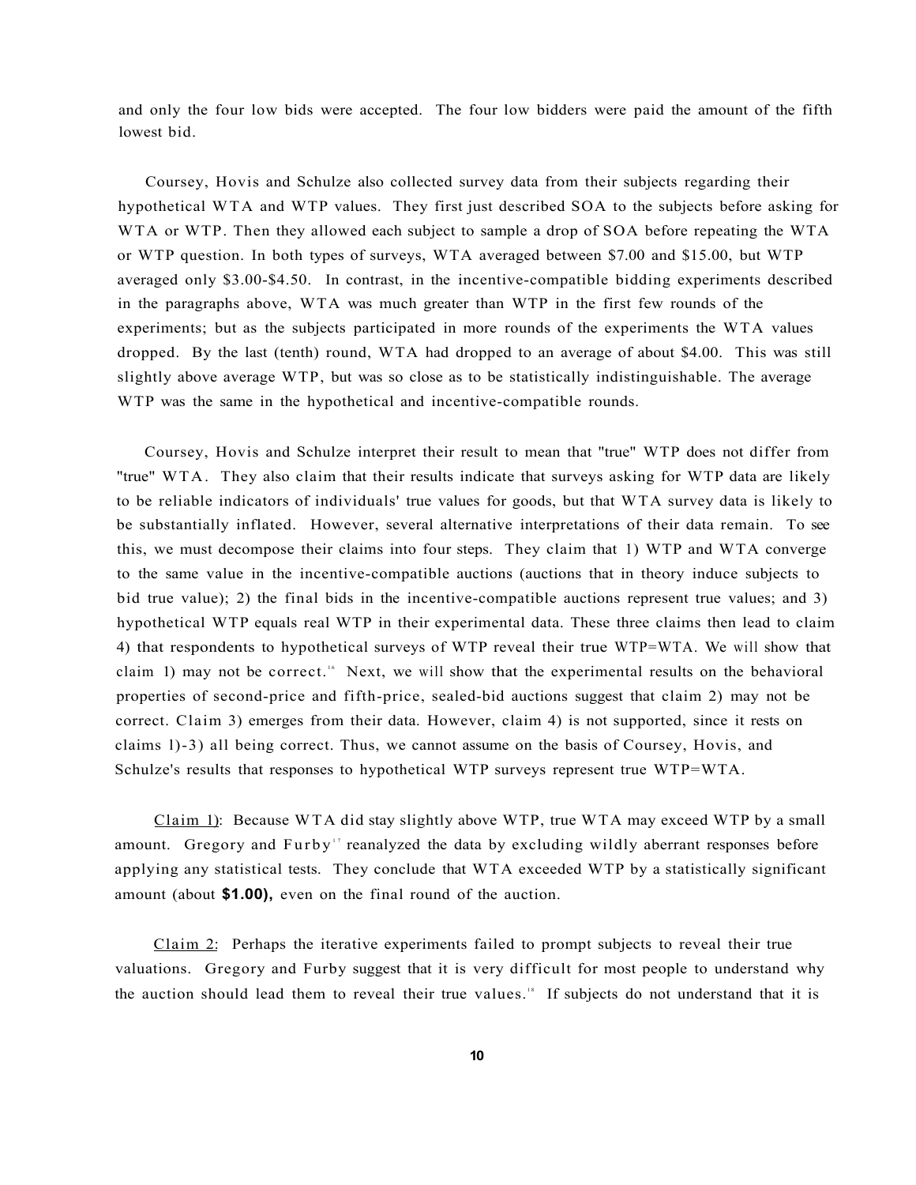and only the four low bids were accepted. The four low bidders were paid the amount of the fifth lowest bid.

Coursey, Hovis and Schulze also collected survey data from their subjects regarding their hypothetical WTA and WTP values. They first just described SOA to the subjects before asking for WTA or WTP. Then they allowed each subject to sample a drop of SOA before repeating the WTA or WTP question. In both types of surveys, WTA averaged between $7.00 and $15.00, but WTP averaged only $3.00-$4.50. In contrast, in the incentive-compatible bidding experiments described in the paragraphs above, WTA was much greater than WTP in the first few rounds of the experiments; but as the subjects participated in more rounds of the experiments the WTA values dropped. By the last (tenth) round, WTA had dropped to an average of about $4.00. This was still slightly above average WTP, but was so close as to be statistically indistinguishable. The average WTP was the same in the hypothetical and incentive-compatible rounds.

Coursey, Hovis and Schulze interpret their result to mean that "true" WTP does not differ from "true" WTA. They also claim that their results indicate that surveys asking for WTP data are likely to be reliable indicators of individuals' true values for goods, but that WTA survey data is likely to be substantially inflated. However, several alternative interpretations of their data remain. To see this, we must decompose their claims into four steps. They claim that 1) WTP and WTA converge to the same value in the incentive-compatible auctions (auctions that in theory induce subjects to bid true value); 2) the final bids in the incentive-compatible auctions represent true values; and 3) hypothetical WTP equals real WTP in their experimental data. These three claims then lead to claim 4) that respondents to hypothetical surveys of WTP reveal their true WTP=WTA. We will show that claim 1) may not be correct.[16] Next, we will show that the experimental results on the behavioral properties of second-price and fifth-price, sealed-bid auctions suggest that claim 2) may not be correct. Claim 3) emerges from their data. However, claim 4) is not supported, since it rests on claims 1)-3) all being correct. Thus, we cannot assume on the basis of Coursey, Hovis, and Schulze's results that responses to hypothetical WTP surveys represent true WTP=WTA.

<u>Claim 1)</u>: Because WTA did stay slightly above WTP, true WTA may exceed WTP by a small amount. Gregory and Furby[17] reanalyzed the data by excluding wildly aberrant responses before applying any statistical tests. They conclude that WTA exceeded WTP by a statistically significant amount (about **$1.00),** even on the final round of the auction.

<u>Claim 2</u>: Perhaps the iterative experiments failed to prompt subjects to reveal their true valuations. Gregory and Furby suggest that it is very difficult for most people to understand why the auction should lead them to reveal their true values.[18] If subjects do not understand that it is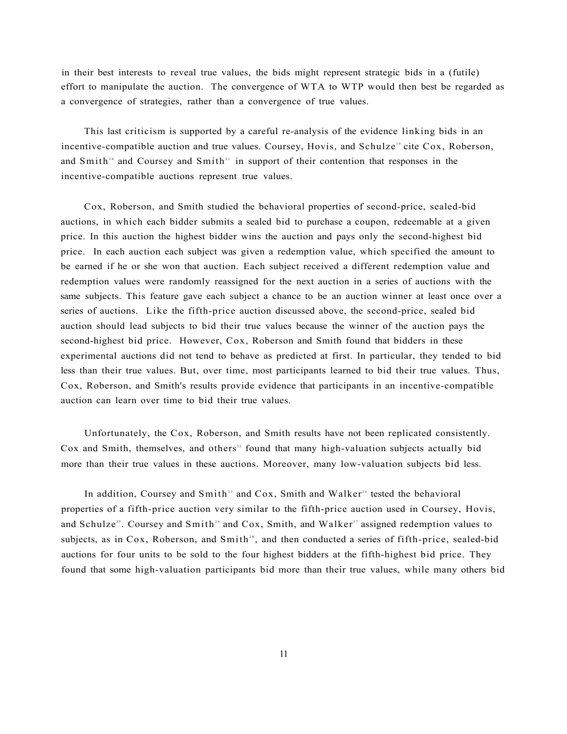in their best interests to reveal true values, the bids might represent strategic bids in a (futile) effort to manipulate the auction. The convergence of WTA to WTP would then best be regarded as a convergence of strategies, rather than a convergence of true values.

This last criticism is supported by a careful re-analysis of the evidence linking bids in an incentive-compatible auction and true values. Coursey, Hovis, and Schulze[19] cite Cox, Roberson, and Smith[20] and Coursey and Smith[21] in support of their contention that responses in the incentive-compatible auctions represent true values.

Cox, Roberson, and Smith studied the behavioral properties of second-price, sealed-bid auctions, in which each bidder submits a sealed bid to purchase a coupon, redeemable at a given price. In this auction the highest bidder wins the auction and pays only the second-highest bid price. In each auction each subject was given a redemption value, which specified the amount to be earned if he or she won that auction. Each subject received a different redemption value and redemption values were randomly reassigned for the next auction in a series of auctions with the same subjects. This feature gave each subject a chance to be an auction winner at least once over a series of auctions. Like the fifth-price auction discussed above, the second-price, sealed bid auction should lead subjects to bid their true values because the winner of the auction pays the second-highest bid price. However, Cox, Roberson and Smith found that bidders in these experimental auctions did not tend to behave as predicted at first. In particular, they tended to bid less than their true values. But, over time, most participants learned to bid their true values. Thus, Cox, Roberson, and Smith's results provide evidence that participants in an incentive-compatible auction can learn over time to bid their true values.

Unfortunately, the Cox, Roberson, and Smith results have not been replicated consistently. Cox and Smith, themselves, and others[22] found that many high-valuation subjects actually bid more than their true values in these auctions. Moreover, many low-valuation subjects bid less.

In addition, Coursey and Smith[23] and Cox, Smith and Walker[24] tested the behavioral properties of a fifth-price auction very similar to the fifth-price auction used in Coursey, Hovis, and Schulze[25]. Coursey and Smith[26] and Cox, Smith, and Walker[27] assigned redemption values to subjects, as in Cox, Roberson, and Smith[28], and then conducted a series of fifth-price, sealed-bid auctions for four units to be sold to the four highest bidders at the fifth-highest bid price. They found that some high-valuation participants bid more than their true values, while many others bid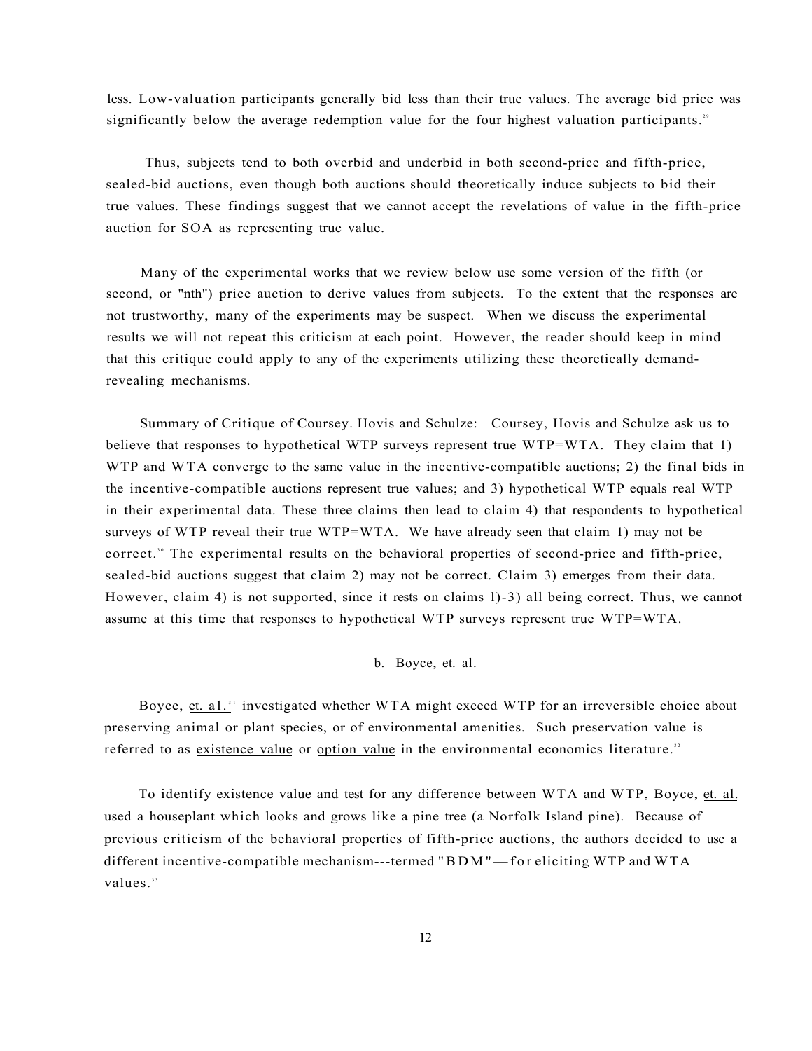less. Low-valuation participants generally bid less than their true values. The average bid price was significantly below the average redemption value for the four highest valuation participants.[29]

Thus, subjects tend to both overbid and underbid in both second-price and fifth-price, sealed-bid auctions, even though both auctions should theoretically induce subjects to bid their true values. These findings suggest that we cannot accept the revelations of value in the fifth-price auction for SOA as representing true value.

Many of the experimental works that we review below use some version of the fifth (or second, or "nth") price auction to derive values from subjects. To the extent that the responses are not trustworthy, many of the experiments may be suspect. When we discuss the experimental results we will not repeat this criticism at each point. However, the reader should keep in mind that this critique could apply to any of the experiments utilizing these theoretically demand-revealing mechanisms.

Summary of Critique of Coursey. Hovis and Schulze: Coursey, Hovis and Schulze ask us to believe that responses to hypothetical WTP surveys represent true WTP=WTA. They claim that 1) WTP and WTA converge to the same value in the incentive-compatible auctions; 2) the final bids in the incentive-compatible auctions represent true values; and 3) hypothetical WTP equals real WTP in their experimental data. These three claims then lead to claim 4) that respondents to hypothetical surveys of WTP reveal their true WTP=WTA. We have already seen that claim 1) may not be correct.[30] The experimental results on the behavioral properties of second-price and fifth-price, sealed-bid auctions suggest that claim 2) may not be correct. Claim 3) emerges from their data. However, claim 4) is not supported, since it rests on claims 1)-3) all being correct. Thus, we cannot assume at this time that responses to hypothetical WTP surveys represent true WTP=WTA.

### b. Boyce, et. al.

Boyce, et. al.[31] investigated whether WTA might exceed WTP for an irreversible choice about preserving animal or plant species, or of environmental amenities. Such preservation value is referred to as existence value or option value in the environmental economics literature.[32]

To identify existence value and test for any difference between WTA and WTP, Boyce, et. al. used a houseplant which looks and grows like a pine tree (a Norfolk Island pine). Because of previous criticism of the behavioral properties of fifth-price auctions, the authors decided to use a different incentive-compatible mechanism---termed "BDM"—for eliciting WTP and WTA values.[33]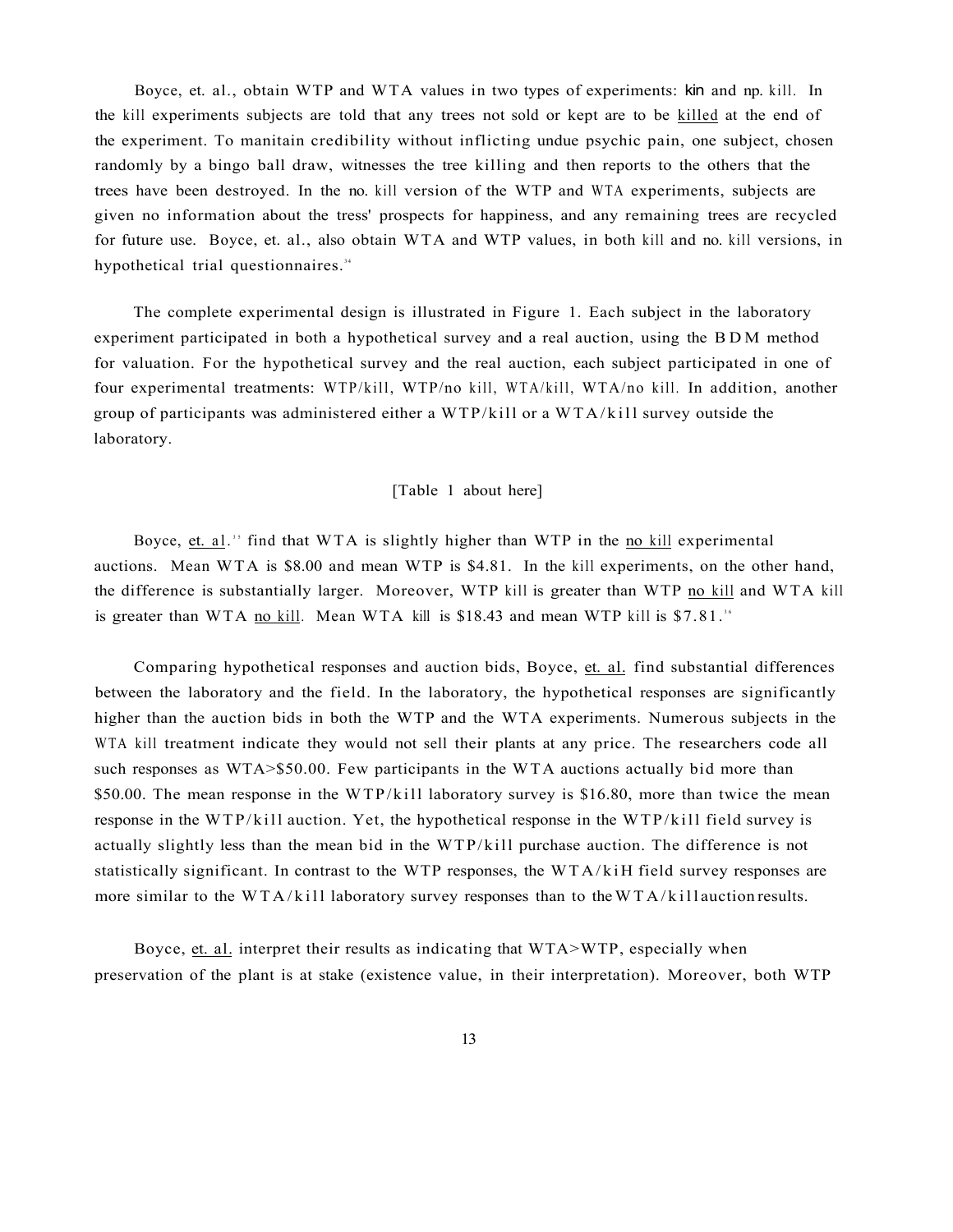Boyce, et. al., obtain WTP and WTA values in two types of experiments: kin and np. kill. In the kill experiments subjects are told that any trees not sold or kept are to be killed at the end of the experiment. To manitain credibility without inflicting undue psychic pain, one subject, chosen randomly by a bingo ball draw, witnesses the tree killing and then reports to the others that the trees have been destroyed. In the no. kill version of the WTP and WTA experiments, subjects are given no information about the tress' prospects for happiness, and any remaining trees are recycled for future use. Boyce, et. al., also obtain WTA and WTP values, in both kill and no. kill versions, in hypothetical trial questionnaires.[34]

The complete experimental design is illustrated in Figure 1. Each subject in the laboratory experiment participated in both a hypothetical survey and a real auction, using the BDM method for valuation. For the hypothetical survey and the real auction, each subject participated in one of four experimental treatments: WTP/kill, WTP/no kill, WTA/kill, WTA/no kill. In addition, another group of participants was administered either a WTP/kill or a WTA/kill survey outside the laboratory.

[Table 1 about here]

Boyce, et. al.[35] find that WTA is slightly higher than WTP in the no kill experimental auctions. Mean WTA is $8.00 and mean WTP is $4.81. In the kill experiments, on the other hand, the difference is substantially larger. Moreover, WTP kill is greater than WTP no kill and WTA kill is greater than WTA no kill. Mean WTA kill is $18.43 and mean WTP kill is $7.81.[36]

Comparing hypothetical responses and auction bids, Boyce, et. al. find substantial differences between the laboratory and the field. In the laboratory, the hypothetical responses are significantly higher than the auction bids in both the WTP and the WTA experiments. Numerous subjects in the WTA kill treatment indicate they would not sell their plants at any price. The researchers code all such responses as WTA>$50.00. Few participants in the WTA auctions actually bid more than $50.00. The mean response in the WTP/kill laboratory survey is $16.80, more than twice the mean response in the WTP/kill auction. Yet, the hypothetical response in the WTP/kill field survey is actually slightly less than the mean bid in the WTP/kill purchase auction. The difference is not statistically significant. In contrast to the WTP responses, the WTA/kiH field survey responses are more similar to the WTA/kill laboratory survey responses than to the WTA/kill auction results.

Boyce, et. al. interpret their results as indicating that WTA>WTP, especially when preservation of the plant is at stake (existence value, in their interpretation). Moreover, both WTP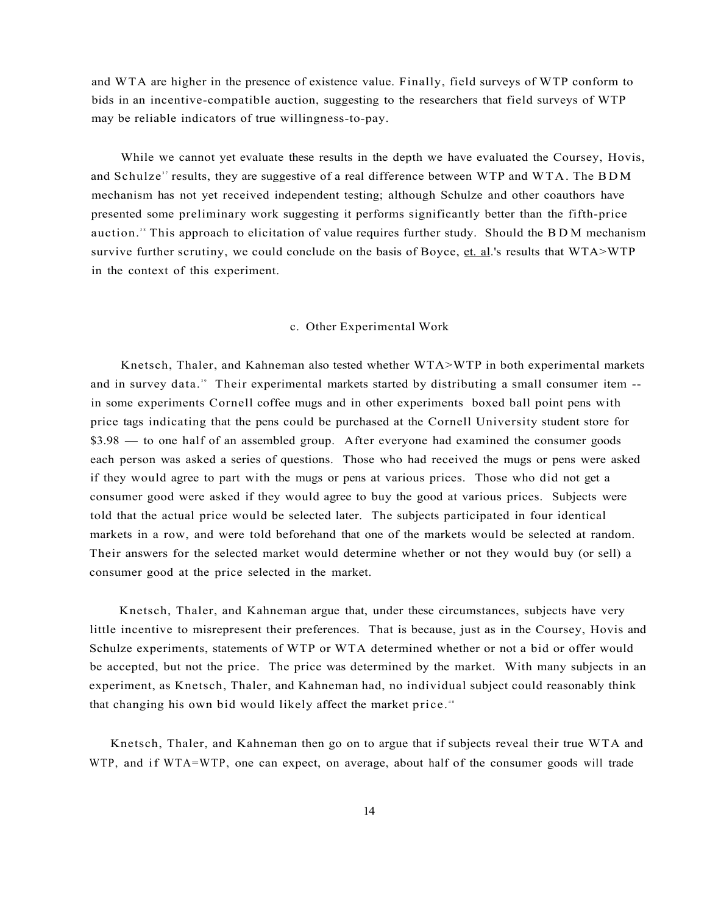and WTA are higher in the presence of existence value. Finally, field surveys of WTP conform to bids in an incentive-compatible auction, suggesting to the researchers that field surveys of WTP may be reliable indicators of true willingness-to-pay.

While we cannot yet evaluate these results in the depth we have evaluated the Coursey, Hovis, and Schulze[37] results, they are suggestive of a real difference between WTP and WTA. The BDM mechanism has not yet received independent testing; although Schulze and other coauthors have presented some preliminary work suggesting it performs significantly better than the fifth-price auction.[38] This approach to elicitation of value requires further study. Should the BDM mechanism survive further scrutiny, we could conclude on the basis of Boyce, et. al.'s results that WTA>WTP in the context of this experiment.

### c. Other Experimental Work

Knetsch, Thaler, and Kahneman also tested whether WTA>WTP in both experimental markets and in survey data.[39] Their experimental markets started by distributing a small consumer item -- in some experiments Cornell coffee mugs and in other experiments boxed ball point pens with price tags indicating that the pens could be purchased at the Cornell University student store for $3.98 — to one half of an assembled group. After everyone had examined the consumer goods each person was asked a series of questions. Those who had received the mugs or pens were asked if they would agree to part with the mugs or pens at various prices. Those who did not get a consumer good were asked if they would agree to buy the good at various prices. Subjects were told that the actual price would be selected later. The subjects participated in four identical markets in a row, and were told beforehand that one of the markets would be selected at random. Their answers for the selected market would determine whether or not they would buy (or sell) a consumer good at the price selected in the market.

Knetsch, Thaler, and Kahneman argue that, under these circumstances, subjects have very little incentive to misrepresent their preferences. That is because, just as in the Coursey, Hovis and Schulze experiments, statements of WTP or WTA determined whether or not a bid or offer would be accepted, but not the price. The price was determined by the market. With many subjects in an experiment, as Knetsch, Thaler, and Kahneman had, no individual subject could reasonably think that changing his own bid would likely affect the market price.[40]

Knetsch, Thaler, and Kahneman then go on to argue that if subjects reveal their true WTA and WTP, and if WTA=WTP, one can expect, on average, about half of the consumer goods will trade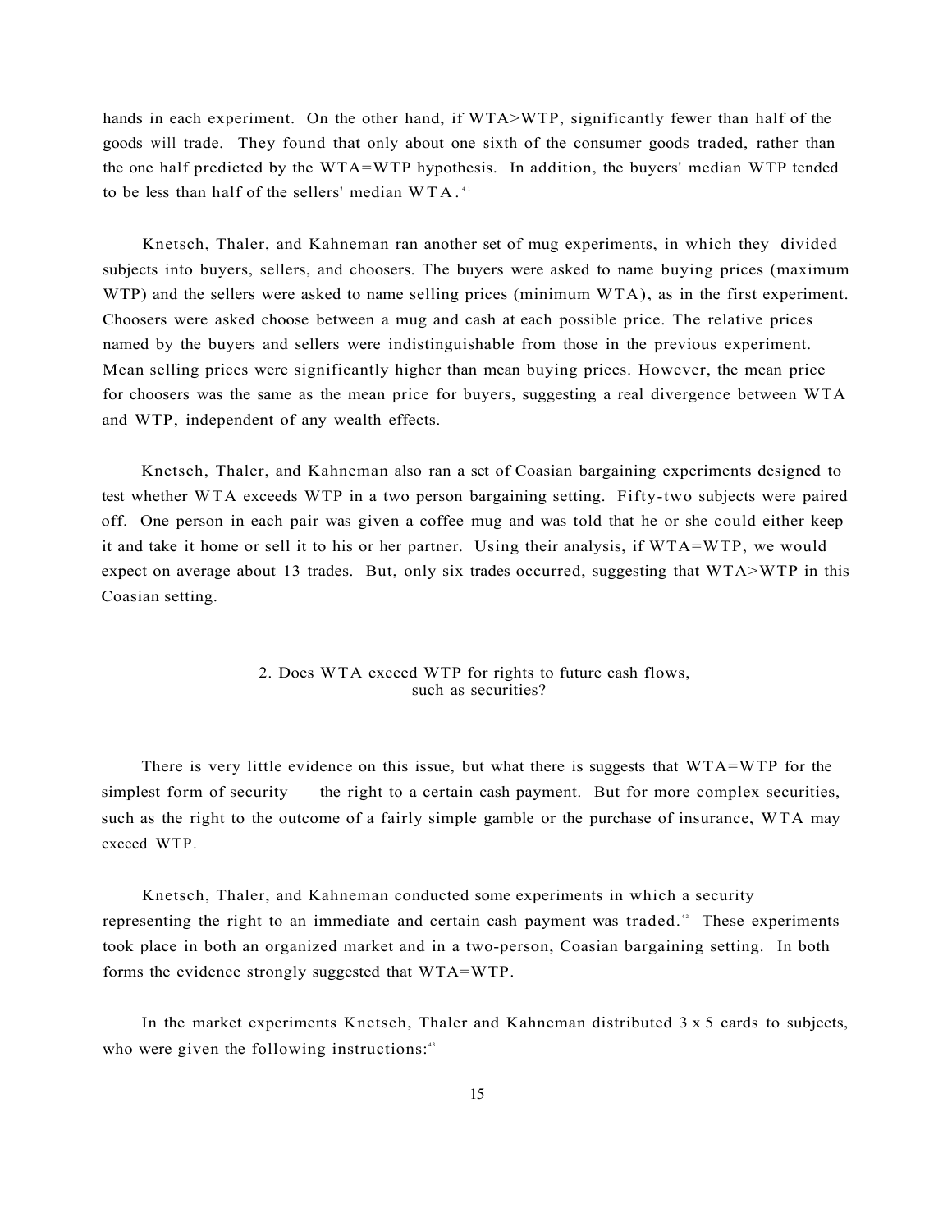hands in each experiment. On the other hand, if WTA>WTP, significantly fewer than half of the goods will trade. They found that only about one sixth of the consumer goods traded, rather than the one half predicted by the WTA=WTP hypothesis. In addition, the buyers' median WTP tended to be less than half of the sellers' median WTA.[41]

Knetsch, Thaler, and Kahneman ran another set of mug experiments, in which they divided subjects into buyers, sellers, and choosers. The buyers were asked to name buying prices (maximum WTP) and the sellers were asked to name selling prices (minimum WTA), as in the first experiment. Choosers were asked choose between a mug and cash at each possible price. The relative prices named by the buyers and sellers were indistinguishable from those in the previous experiment. Mean selling prices were significantly higher than mean buying prices. However, the mean price for choosers was the same as the mean price for buyers, suggesting a real divergence between WTA and WTP, independent of any wealth effects.

Knetsch, Thaler, and Kahneman also ran a set of Coasian bargaining experiments designed to test whether WTA exceeds WTP in a two person bargaining setting. Fifty-two subjects were paired off. One person in each pair was given a coffee mug and was told that he or she could either keep it and take it home or sell it to his or her partner. Using their analysis, if WTA=WTP, we would expect on average about 13 trades. But, only six trades occurred, suggesting that WTA>WTP in this Coasian setting.

## 2. Does WTA exceed WTP for rights to future cash flows, such as securities?

There is very little evidence on this issue, but what there is suggests that WTA=WTP for the simplest form of security — the right to a certain cash payment. But for more complex securities, such as the right to the outcome of a fairly simple gamble or the purchase of insurance, WTA may exceed WTP.

Knetsch, Thaler, and Kahneman conducted some experiments in which a security representing the right to an immediate and certain cash payment was traded.[42] These experiments took place in both an organized market and in a two-person, Coasian bargaining setting. In both forms the evidence strongly suggested that WTA=WTP.

In the market experiments Knetsch, Thaler and Kahneman distributed 3 x 5 cards to subjects, who were given the following instructions:[43]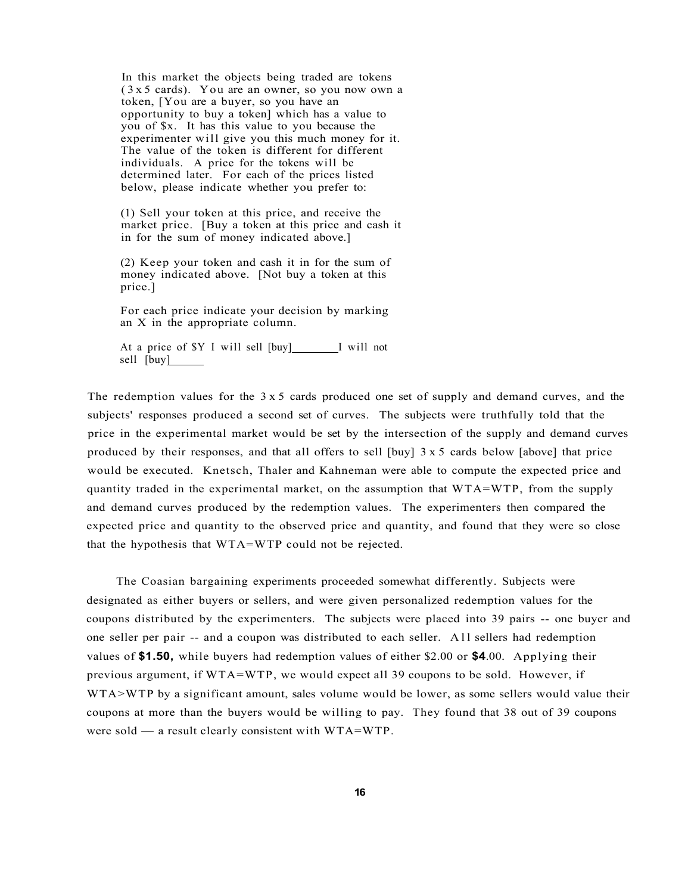> In this market the objects being traded are tokens (3 x 5 cards). You are an owner, so you now own a token, [You are a buyer, so you have an opportunity to buy a token] which has a value to you of $x. It has this value to you because the experimenter will give you this much money for it. The value of the token is different for different individuals. A price for the tokens will be determined later. For each of the prices listed below, please indicate whether you prefer to:
>
> (1) Sell your token at this price, and receive the market price. [Buy a token at this price and cash it in for the sum of money indicated above.]
>
> (2) Keep your token and cash it in for the sum of money indicated above. [Not buy a token at this price.]
>
> For each price indicate your decision by marking an X in the appropriate column.
>
> At a price of $Y I will sell [buy]________I will not sell [buy]______

The redemption values for the 3 x 5 cards produced one set of supply and demand curves, and the subjects' responses produced a second set of curves. The subjects were truthfully told that the price in the experimental market would be set by the intersection of the supply and demand curves produced by their responses, and that all offers to sell [buy] 3 x 5 cards below [above] that price would be executed. Knetsch, Thaler and Kahneman were able to compute the expected price and quantity traded in the experimental market, on the assumption that WTA=WTP, from the supply and demand curves produced by the redemption values. The experimenters then compared the expected price and quantity to the observed price and quantity, and found that they were so close that the hypothesis that WTA=WTP could not be rejected.

The Coasian bargaining experiments proceeded somewhat differently. Subjects were designated as either buyers or sellers, and were given personalized redemption values for the coupons distributed by the experimenters. The subjects were placed into 39 pairs -- one buyer and one seller per pair -- and a coupon was distributed to each seller. All sellers had redemption values of $1.50, while buyers had redemption values of either $2.00 or $4.00. Applying their previous argument, if WTA=WTP, we would expect all 39 coupons to be sold. However, if WTA>WTP by a significant amount, sales volume would be lower, as some sellers would value their coupons at more than the buyers would be willing to pay. They found that 38 out of 39 coupons were sold — a result clearly consistent with WTA=WTP.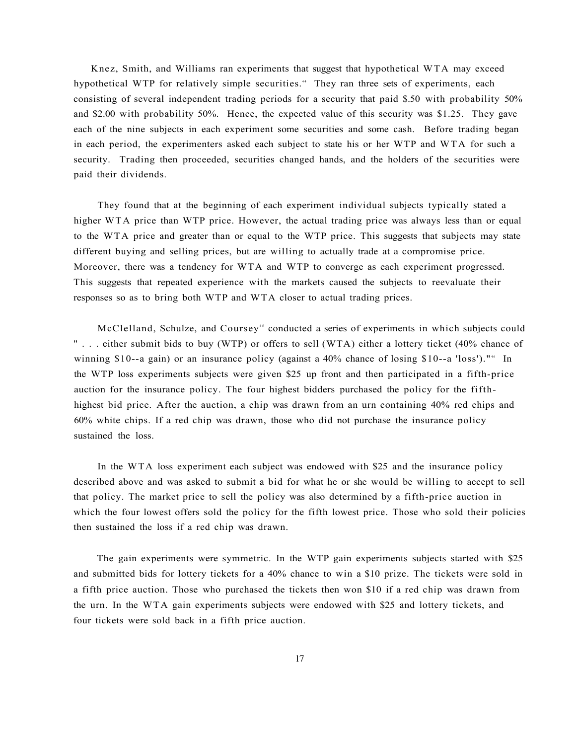Knez, Smith, and Williams ran experiments that suggest that hypothetical WTA may exceed hypothetical WTP for relatively simple securities.[44] They ran three sets of experiments, each consisting of several independent trading periods for a security that paid \$.50 with probability 50% and \$2.00 with probability 50%. Hence, the expected value of this security was \$1.25. They gave each of the nine subjects in each experiment some securities and some cash. Before trading began in each period, the experimenters asked each subject to state his or her WTP and WTA for such a security. Trading then proceeded, securities changed hands, and the holders of the securities were paid their dividends.

They found that at the beginning of each experiment individual subjects typically stated a higher WTA price than WTP price. However, the actual trading price was always less than or equal to the WTA price and greater than or equal to the WTP price. This suggests that subjects may state different buying and selling prices, but are willing to actually trade at a compromise price. Moreover, there was a tendency for WTA and WTP to converge as each experiment progressed. This suggests that repeated experience with the markets caused the subjects to reevaluate their responses so as to bring both WTP and WTA closer to actual trading prices.

McClelland, Schulze, and Coursey[45] conducted a series of experiments in which subjects could " . . . either submit bids to buy (WTP) or offers to sell (WTA) either a lottery ticket (40% chance of winning \$10--a gain) or an insurance policy (against a 40% chance of losing \$10--a 'loss')."[46] In the WTP loss experiments subjects were given \$25 up front and then participated in a fifth-price auction for the insurance policy. The four highest bidders purchased the policy for the fifth-highest bid price. After the auction, a chip was drawn from an urn containing 40% red chips and 60% white chips. If a red chip was drawn, those who did not purchase the insurance policy sustained the loss.

In the WTA loss experiment each subject was endowed with \$25 and the insurance policy described above and was asked to submit a bid for what he or she would be willing to accept to sell that policy. The market price to sell the policy was also determined by a fifth-price auction in which the four lowest offers sold the policy for the fifth lowest price. Those who sold their policies then sustained the loss if a red chip was drawn.

The gain experiments were symmetric. In the WTP gain experiments subjects started with \$25 and submitted bids for lottery tickets for a 40% chance to win a \$10 prize. The tickets were sold in a fifth price auction. Those who purchased the tickets then won \$10 if a red chip was drawn from the urn. In the WTA gain experiments subjects were endowed with \$25 and lottery tickets, and four tickets were sold back in a fifth price auction.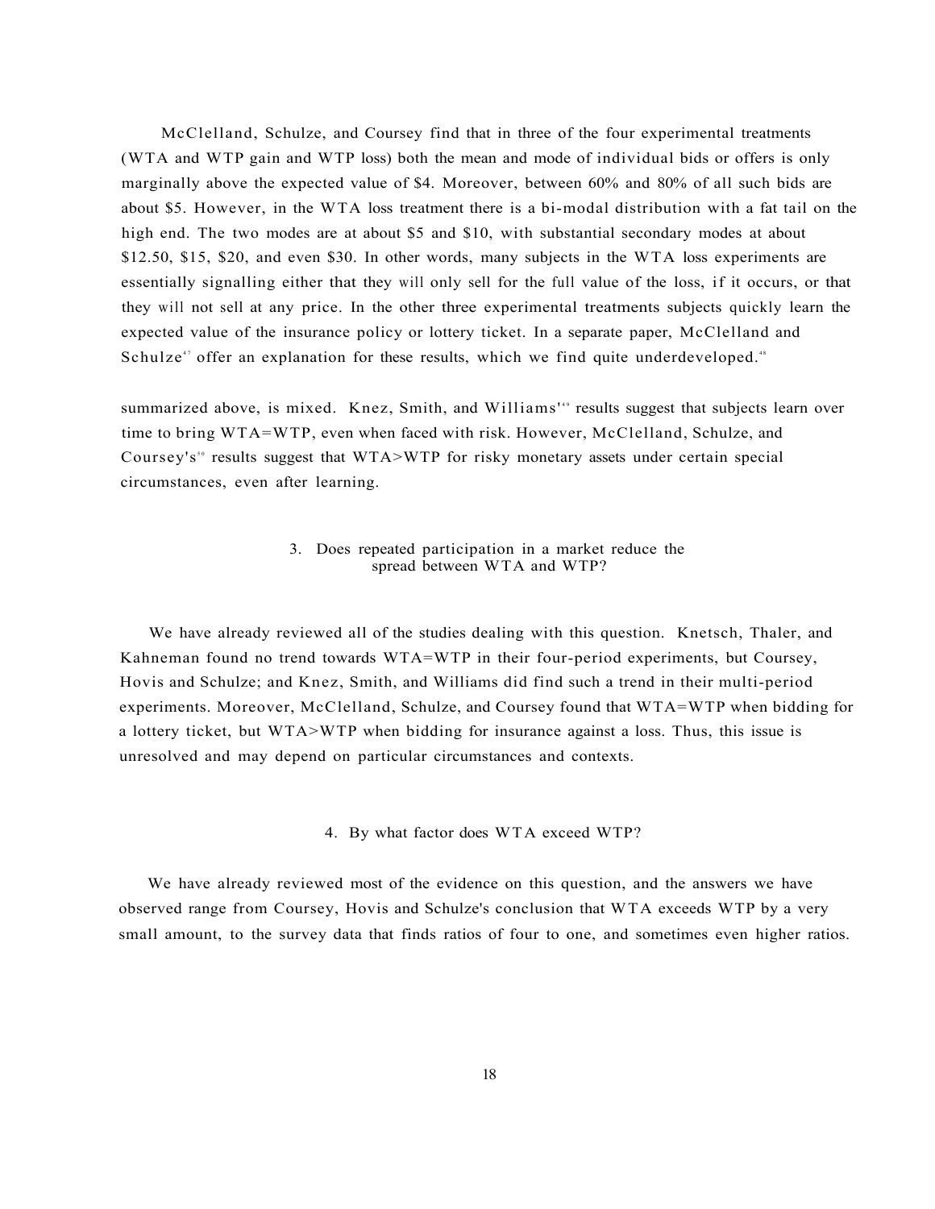McClelland, Schulze, and Coursey find that in three of the four experimental treatments (WTA and WTP gain and WTP loss) both the mean and mode of individual bids or offers is only marginally above the expected value of $4. Moreover, between 60% and 80% of all such bids are about $5. However, in the WTA loss treatment there is a bi-modal distribution with a fat tail on the high end. The two modes are at about $5 and $10, with substantial secondary modes at about $12.50, $15, $20, and even $30. In other words, many subjects in the WTA loss experiments are essentially signalling either that they will only sell for the full value of the loss, if it occurs, or that they will not sell at any price. In the other three experimental treatments subjects quickly learn the expected value of the insurance policy or lottery ticket. In a separate paper, McClelland and Schulze[47] offer an explanation for these results, which we find quite underdeveloped.[48]

summarized above, is mixed. Knez, Smith, and Williams'[49] results suggest that subjects learn over time to bring WTA=WTP, even when faced with risk. However, McClelland, Schulze, and Coursey's[50] results suggest that WTA>WTP for risky monetary assets under certain special circumstances, even after learning.

### 3. Does repeated participation in a market reduce the spread between WTA and WTP?

We have already reviewed all of the studies dealing with this question. Knetsch, Thaler, and Kahneman found no trend towards WTA=WTP in their four-period experiments, but Coursey, Hovis and Schulze; and Knez, Smith, and Williams did find such a trend in their multi-period experiments. Moreover, McClelland, Schulze, and Coursey found that WTA=WTP when bidding for a lottery ticket, but WTA>WTP when bidding for insurance against a loss. Thus, this issue is unresolved and may depend on particular circumstances and contexts.

### 4. By what factor does WTA exceed WTP?

We have already reviewed most of the evidence on this question, and the answers we have observed range from Coursey, Hovis and Schulze's conclusion that WTA exceeds WTP by a very small amount, to the survey data that finds ratios of four to one, and sometimes even higher ratios.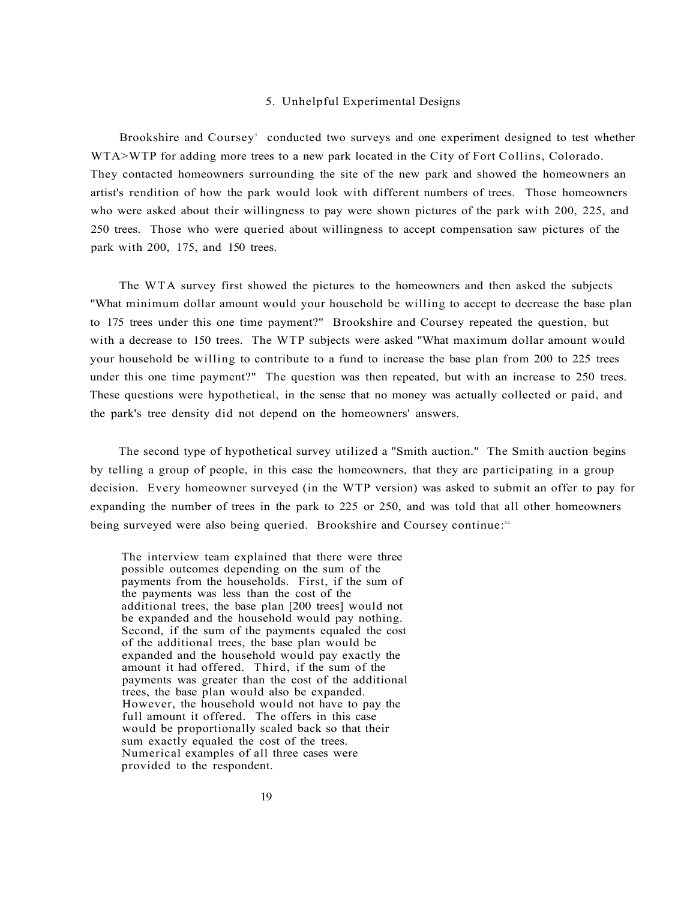## 5. Unhelpful Experimental Designs

Brookshire and Coursey[5] conducted two surveys and one experiment designed to test whether WTA>WTP for adding more trees to a new park located in the City of Fort Collins, Colorado. They contacted homeowners surrounding the site of the new park and showed the homeowners an artist's rendition of how the park would look with different numbers of trees. Those homeowners who were asked about their willingness to pay were shown pictures of the park with 200, 225, and 250 trees. Those who were queried about willingness to accept compensation saw pictures of the park with 200, 175, and 150 trees.

The WTA survey first showed the pictures to the homeowners and then asked the subjects "What minimum dollar amount would your household be willing to accept to decrease the base plan to 175 trees under this one time payment?" Brookshire and Coursey repeated the question, but with a decrease to 150 trees. The WTP subjects were asked "What maximum dollar amount would your household be willing to contribute to a fund to increase the base plan from 200 to 225 trees under this one time payment?" The question was then repeated, but with an increase to 250 trees. These questions were hypothetical, in the sense that no money was actually collected or paid, and the park's tree density did not depend on the homeowners' answers.

The second type of hypothetical survey utilized a "Smith auction." The Smith auction begins by telling a group of people, in this case the homeowners, that they are participating in a group decision. Every homeowner surveyed (in the WTP version) was asked to submit an offer to pay for expanding the number of trees in the park to 225 or 250, and was told that all other homeowners being surveyed were also being queried. Brookshire and Coursey continue:[52]

> The interview team explained that there were three possible outcomes depending on the sum of the payments from the households. First, if the sum of the payments was less than the cost of the additional trees, the base plan [200 trees] would not be expanded and the household would pay nothing. Second, if the sum of the payments equaled the cost of the additional trees, the base plan would be expanded and the household would pay exactly the amount it had offered. Third, if the sum of the payments was greater than the cost of the additional trees, the base plan would also be expanded. However, the household would not have to pay the full amount it offered. The offers in this case would be proportionally scaled back so that their sum exactly equaled the cost of the trees. Numerical examples of all three cases were provided to the respondent.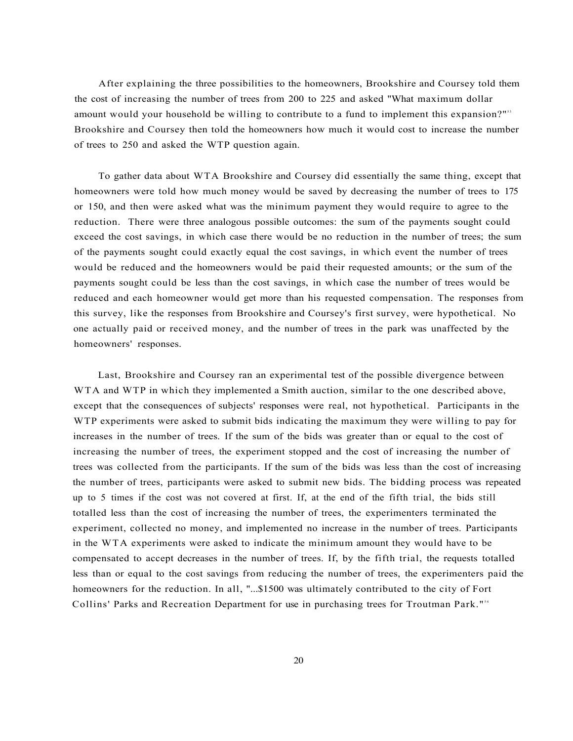After explaining the three possibilities to the homeowners, Brookshire and Coursey told them the cost of increasing the number of trees from 200 to 225 and asked "What maximum dollar amount would your household be willing to contribute to a fund to implement this expansion?"[53] Brookshire and Coursey then told the homeowners how much it would cost to increase the number of trees to 250 and asked the WTP question again.

To gather data about WTA Brookshire and Coursey did essentially the same thing, except that homeowners were told how much money would be saved by decreasing the number of trees to 175 or 150, and then were asked what was the minimum payment they would require to agree to the reduction. There were three analogous possible outcomes: the sum of the payments sought could exceed the cost savings, in which case there would be no reduction in the number of trees; the sum of the payments sought could exactly equal the cost savings, in which event the number of trees would be reduced and the homeowners would be paid their requested amounts; or the sum of the payments sought could be less than the cost savings, in which case the number of trees would be reduced and each homeowner would get more than his requested compensation. The responses from this survey, like the responses from Brookshire and Coursey's first survey, were hypothetical. No one actually paid or received money, and the number of trees in the park was unaffected by the homeowners' responses.

Last, Brookshire and Coursey ran an experimental test of the possible divergence between WTA and WTP in which they implemented a Smith auction, similar to the one described above, except that the consequences of subjects' responses were real, not hypothetical. Participants in the WTP experiments were asked to submit bids indicating the maximum they were willing to pay for increases in the number of trees. If the sum of the bids was greater than or equal to the cost of increasing the number of trees, the experiment stopped and the cost of increasing the number of trees was collected from the participants. If the sum of the bids was less than the cost of increasing the number of trees, participants were asked to submit new bids. The bidding process was repeated up to 5 times if the cost was not covered at first. If, at the end of the fifth trial, the bids still totalled less than the cost of increasing the number of trees, the experimenters terminated the experiment, collected no money, and implemented no increase in the number of trees. Participants in the WTA experiments were asked to indicate the minimum amount they would have to be compensated to accept decreases in the number of trees. If, by the fifth trial, the requests totalled less than or equal to the cost savings from reducing the number of trees, the experimenters paid the homeowners for the reduction. In all, "...$1500 was ultimately contributed to the city of Fort Collins' Parks and Recreation Department for use in purchasing trees for Troutman Park."[54]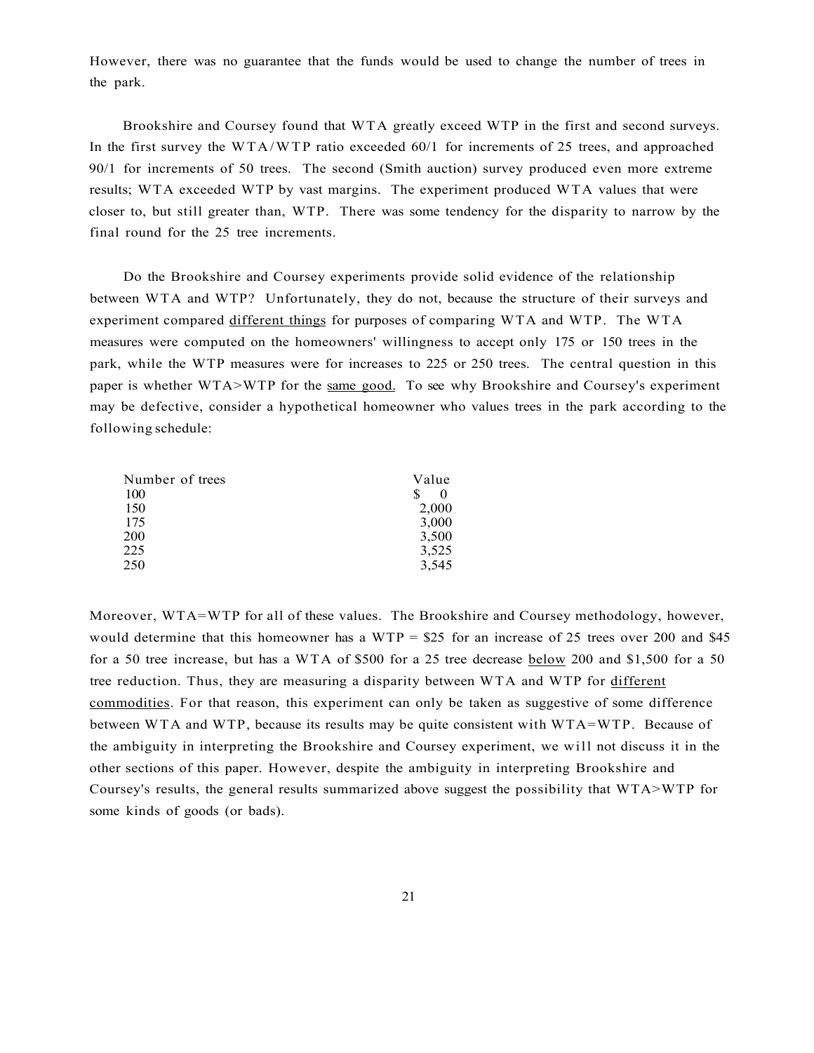However, there was no guarantee that the funds would be used to change the number of trees in the park.

Brookshire and Coursey found that WTA greatly exceed WTP in the first and second surveys. In the first survey the WTA/WTP ratio exceeded 60/1 for increments of 25 trees, and approached 90/1 for increments of 50 trees. The second (Smith auction) survey produced even more extreme results; WTA exceeded WTP by vast margins. The experiment produced WTA values that were closer to, but still greater than, WTP. There was some tendency for the disparity to narrow by the final round for the 25 tree increments.

Do the Brookshire and Coursey experiments provide solid evidence of the relationship between WTA and WTP? Unfortunately, they do not, because the structure of their surveys and experiment compared <u>different things</u> for purposes of comparing WTA and WTP. The WTA measures were computed on the homeowners' willingness to accept only 175 or 150 trees in the park, while the WTP measures were for increases to 225 or 250 trees. The central question in this paper is whether WTA>WTP for the <u>same good.</u> To see why Brookshire and Coursey's experiment may be defective, consider a hypothetical homeowner who values trees in the park according to the following schedule:

| Number of trees | Value |
|---|---|
| 100 | $ 0 |
| 150 | 2,000 |
| 175 | 3,000 |
| 200 | 3,500 |
| 225 | 3,525 |
| 250 | 3,545 |

Moreover, WTA=WTP for all of these values. The Brookshire and Coursey methodology, however, would determine that this homeowner has a WTP = $25 for an increase of 25 trees over 200 and $45 for a 50 tree increase, but has a WTA of $500 for a 25 tree decrease <u>below</u> 200 and $1,500 for a 50 tree reduction. Thus, they are measuring a disparity between WTA and WTP for <u>different commodities</u>. For that reason, this experiment can only be taken as suggestive of some difference between WTA and WTP, because its results may be quite consistent with WTA=WTP. Because of the ambiguity in interpreting the Brookshire and Coursey experiment, we will not discuss it in the other sections of this paper. However, despite the ambiguity in interpreting Brookshire and Coursey's results, the general results summarized above suggest the possibility that WTA>WTP for some kinds of goods (or bads).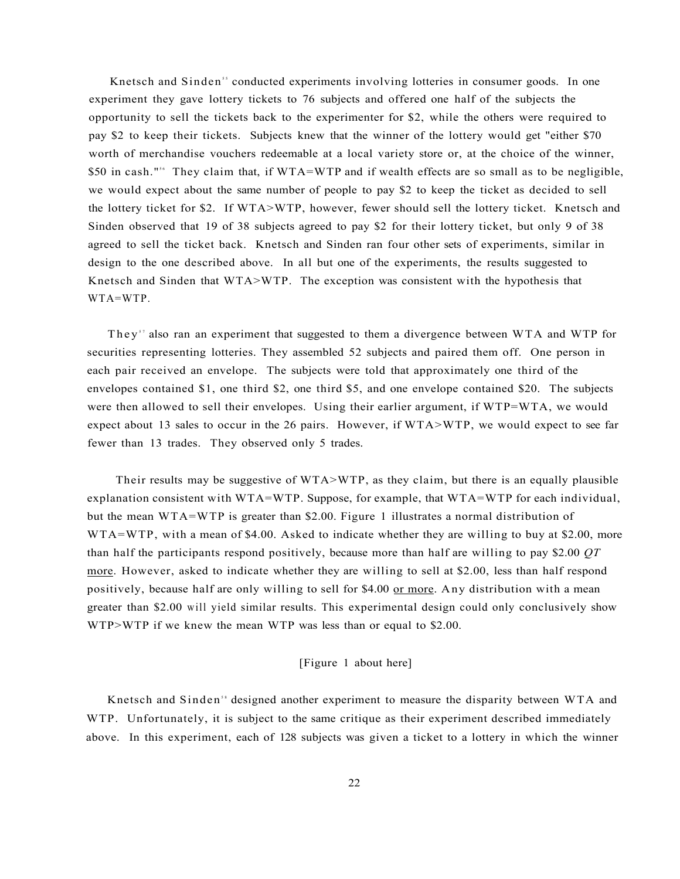Knetsch and Sinden[55] conducted experiments involving lotteries in consumer goods. In one experiment they gave lottery tickets to 76 subjects and offered one half of the subjects the opportunity to sell the tickets back to the experimenter for $2, while the others were required to pay $2 to keep their tickets. Subjects knew that the winner of the lottery would get "either $70 worth of merchandise vouchers redeemable at a local variety store or, at the choice of the winner, $50 in cash."[56] They claim that, if WTA=WTP and if wealth effects are so small as to be negligible, we would expect about the same number of people to pay $2 to keep the ticket as decided to sell the lottery ticket for $2. If WTA>WTP, however, fewer should sell the lottery ticket. Knetsch and Sinden observed that 19 of 38 subjects agreed to pay $2 for their lottery ticket, but only 9 of 38 agreed to sell the ticket back. Knetsch and Sinden ran four other sets of experiments, similar in design to the one described above. In all but one of the experiments, the results suggested to Knetsch and Sinden that WTA>WTP. The exception was consistent with the hypothesis that WTA=WTP.

They[57] also ran an experiment that suggested to them a divergence between WTA and WTP for securities representing lotteries. They assembled 52 subjects and paired them off. One person in each pair received an envelope. The subjects were told that approximately one third of the envelopes contained $1, one third $2, one third $5, and one envelope contained $20. The subjects were then allowed to sell their envelopes. Using their earlier argument, if WTP=WTA, we would expect about 13 sales to occur in the 26 pairs. However, if WTA>WTP, we would expect to see far fewer than 13 trades. They observed only 5 trades.

Their results may be suggestive of WTA>WTP, as they claim, but there is an equally plausible explanation consistent with WTA=WTP. Suppose, for example, that WTA=WTP for each individual, but the mean WTA=WTP is greater than $2.00. Figure 1 illustrates a normal distribution of WTA=WTP, with a mean of $4.00. Asked to indicate whether they are willing to buy at $2.00, more than half the participants respond positively, because more than half are willing to pay $2.00 *QT* more. However, asked to indicate whether they are willing to sell at $2.00, less than half respond positively, because half are only willing to sell for $4.00 or more. Any distribution with a mean greater than $2.00 will yield similar results. This experimental design could only conclusively show WTP>WTP if we knew the mean WTP was less than or equal to $2.00.

[Figure 1 about here]

Knetsch and Sinden[58] designed another experiment to measure the disparity between WTA and WTP. Unfortunately, it is subject to the same critique as their experiment described immediately above. In this experiment, each of 128 subjects was given a ticket to a lottery in which the winner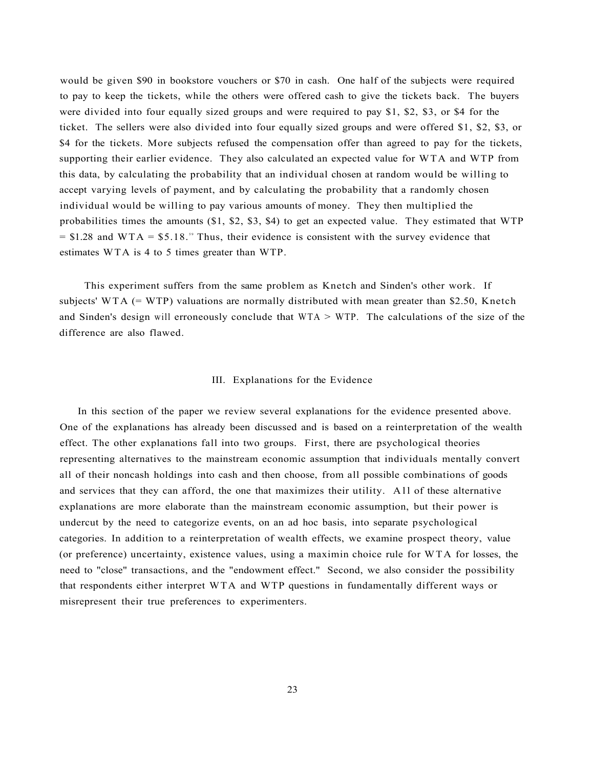would be given $90 in bookstore vouchers or $70 in cash. One half of the subjects were required to pay to keep the tickets, while the others were offered cash to give the tickets back. The buyers were divided into four equally sized groups and were required to pay $1, $2, $3, or $4 for the ticket. The sellers were also divided into four equally sized groups and were offered $1, $2, $3, or $4 for the tickets. More subjects refused the compensation offer than agreed to pay for the tickets, supporting their earlier evidence. They also calculated an expected value for WTA and WTP from this data, by calculating the probability that an individual chosen at random would be willing to accept varying levels of payment, and by calculating the probability that a randomly chosen individual would be willing to pay various amounts of money. They then multiplied the probabilities times the amounts ($1, $2, $3, $4) to get an expected value. They estimated that WTP = $1.28 and WTA = $5.18.[59] Thus, their evidence is consistent with the survey evidence that estimates WTA is 4 to 5 times greater than WTP.

This experiment suffers from the same problem as Knetch and Sinden's other work. If subjects' WTA (= WTP) valuations are normally distributed with mean greater than $2.50, Knetch and Sinden's design will erroneously conclude that WTA > WTP. The calculations of the size of the difference are also flawed.

## III. Explanations for the Evidence

In this section of the paper we review several explanations for the evidence presented above. One of the explanations has already been discussed and is based on a reinterpretation of the wealth effect. The other explanations fall into two groups. First, there are psychological theories representing alternatives to the mainstream economic assumption that individuals mentally convert all of their noncash holdings into cash and then choose, from all possible combinations of goods and services that they can afford, the one that maximizes their utility. All of these alternative explanations are more elaborate than the mainstream economic assumption, but their power is undercut by the need to categorize events, on an ad hoc basis, into separate psychological categories. In addition to a reinterpretation of wealth effects, we examine prospect theory, value (or preference) uncertainty, existence values, using a maximin choice rule for WTA for losses, the need to "close" transactions, and the "endowment effect." Second, we also consider the possibility that respondents either interpret WTA and WTP questions in fundamentally different ways or misrepresent their true preferences to experimenters.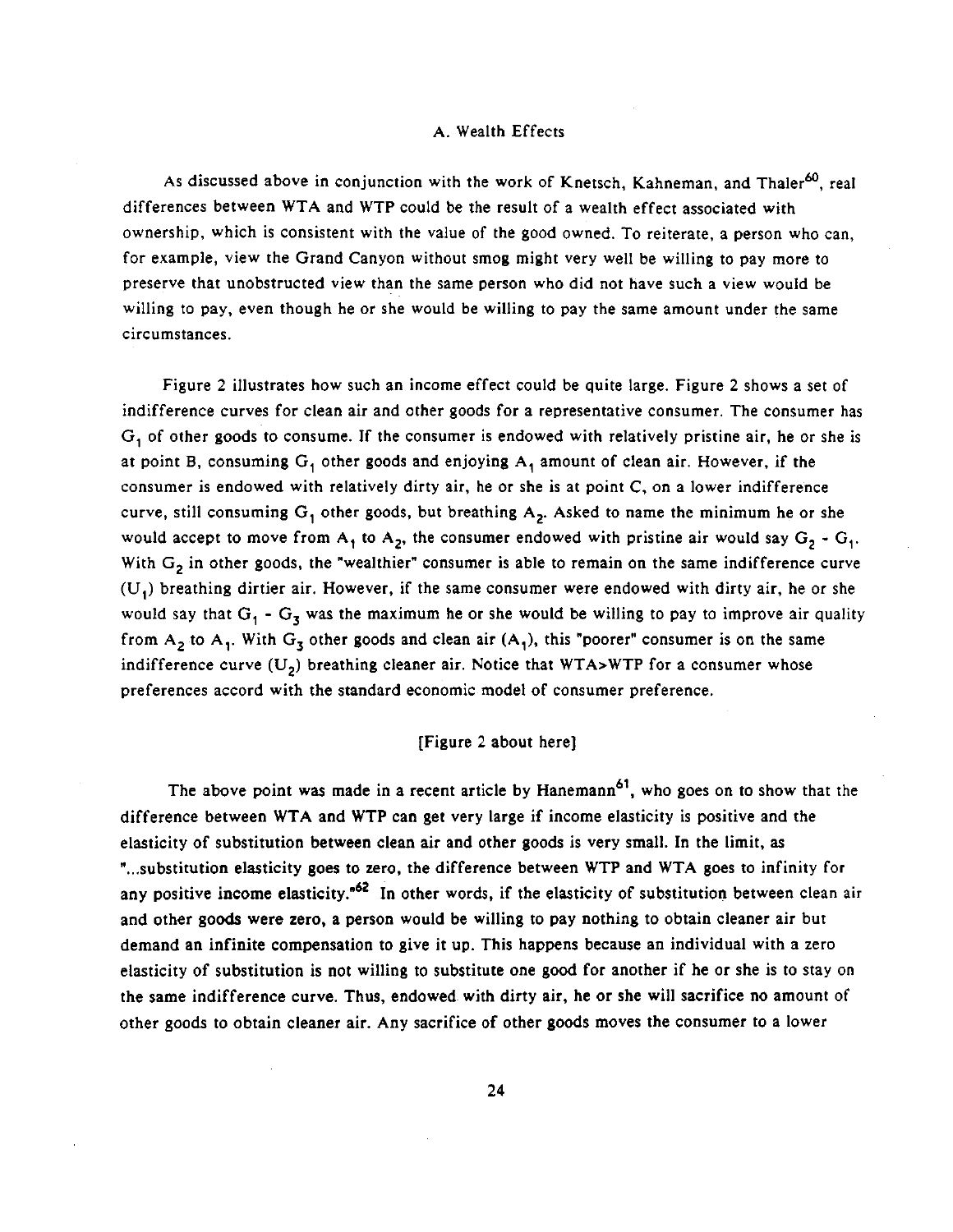### A. Wealth Effects

As discussed above in conjunction with the work of Knetsch, Kahneman, and Thaler[60], real differences between WTA and WTP could be the result of a wealth effect associated with ownership, which is consistent with the value of the good owned. To reiterate, a person who can, for example, view the Grand Canyon without smog might very well be willing to pay more to preserve that unobstructed view than the same person who did not have such a view would be willing to pay, even though he or she would be willing to pay the same amount under the same circumstances.

Figure 2 illustrates how such an income effect could be quite large. Figure 2 shows a set of indifference curves for clean air and other goods for a representative consumer. The consumer has $G_1$ of other goods to consume. If the consumer is endowed with relatively pristine air, he or she is at point B, consuming $G_1$ other goods and enjoying $A_1$ amount of clean air. However, if the consumer is endowed with relatively dirty air, he or she is at point C, on a lower indifference curve, still consuming $G_1$ other goods, but breathing $A_2$. Asked to name the minimum he or she would accept to move from $A_1$ to $A_2$, the consumer endowed with pristine air would say $G_2 - G_1$. With $G_2$ in other goods, the "wealthier" consumer is able to remain on the same indifference curve ($U_1$) breathing dirtier air. However, if the same consumer were endowed with dirty air, he or she would say that $G_1 - G_3$ was the maximum he or she would be willing to pay to improve air quality from $A_2$ to $A_1$. With $G_3$ other goods and clean air ($A_1$), this "poorer" consumer is on the same indifference curve ($U_2$) breathing cleaner air. Notice that WTA>WTP for a consumer whose preferences accord with the standard economic model of consumer preference.

[Figure 2 about here]

The above point was made in a recent article by Hanemann[61], who goes on to show that the difference between WTA and WTP can get very large if income elasticity is positive and the elasticity of substitution between clean air and other goods is very small. In the limit, as "...substitution elasticity goes to zero, the difference between WTP and WTA goes to infinity for any positive income elasticity."[62] In other words, if the elasticity of substitution between clean air and other goods were zero, a person would be willing to pay nothing to obtain cleaner air but demand an infinite compensation to give it up. This happens because an individual with a zero elasticity of substitution is not willing to substitute one good for another if he or she is to stay on the same indifference curve. Thus, endowed with dirty air, he or she will sacrifice no amount of other goods to obtain cleaner air. Any sacrifice of other goods moves the consumer to a lower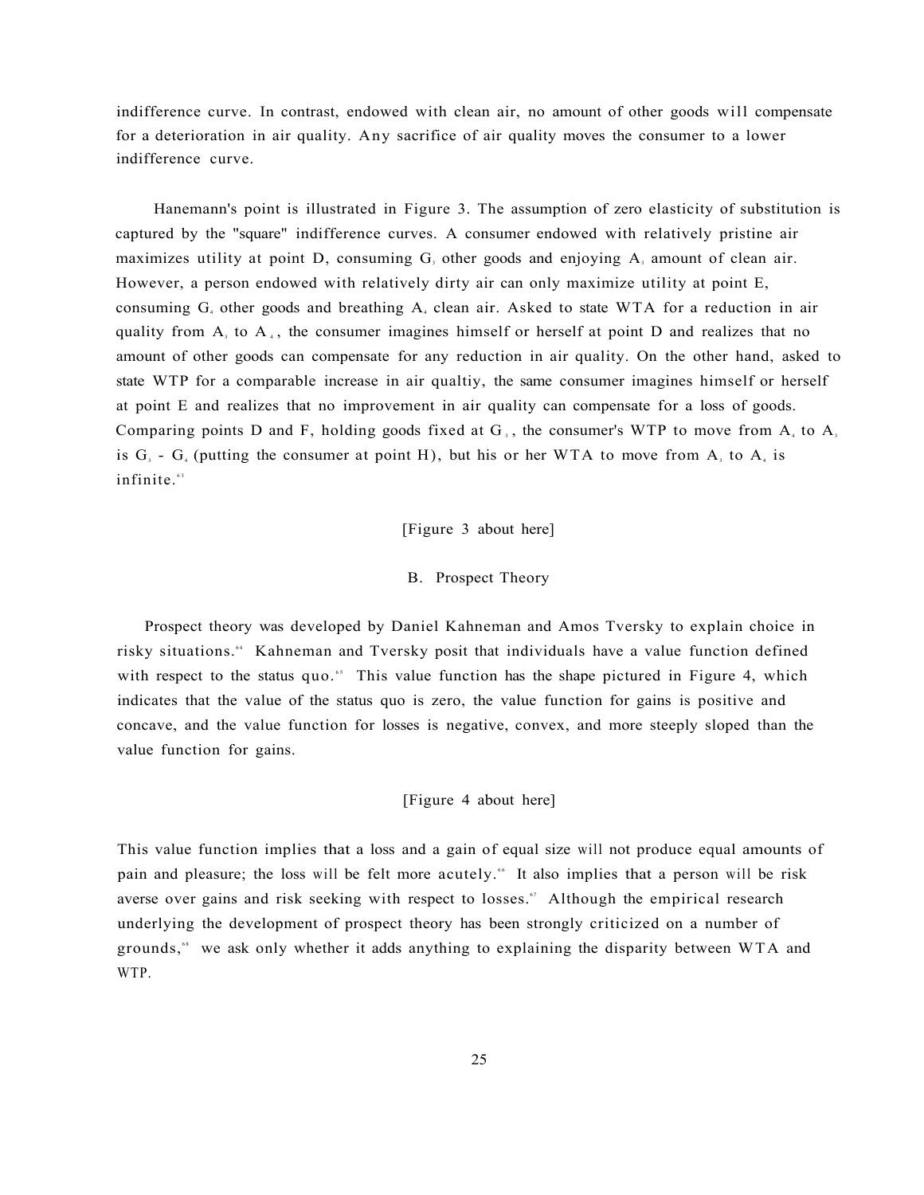indifference curve. In contrast, endowed with clean air, no amount of other goods will compensate for a deterioration in air quality. Any sacrifice of air quality moves the consumer to a lower indifference curve.

Hanemann's point is illustrated in Figure 3. The assumption of zero elasticity of substitution is captured by the "square" indifference curves. A consumer endowed with relatively pristine air maximizes utility at point D, consuming $G_3$ other goods and enjoying $A_3$ amount of clean air. However, a person endowed with relatively dirty air can only maximize utility at point E, consuming $G_4$ other goods and breathing $A_4$ clean air. Asked to state WTA for a reduction in air quality from $A_3$ to $A_4$, the consumer imagines himself or herself at point D and realizes that no amount of other goods can compensate for any reduction in air quality. On the other hand, asked to state WTP for a comparable increase in air qualtiy, the same consumer imagines himself or herself at point E and realizes that no improvement in air quality can compensate for a loss of goods. Comparing points D and F, holding goods fixed at $G_3$, the consumer's WTP to move from $A_4$ to $A_3$ is $G_3$ - $G_4$ (putting the consumer at point H), but his or her WTA to move from $A_3$ to $A_4$ is infinite.[63]

[Figure 3 about here]

## B. Prospect Theory

Prospect theory was developed by Daniel Kahneman and Amos Tversky to explain choice in risky situations.[64] Kahneman and Tversky posit that individuals have a value function defined with respect to the status quo.[65] This value function has the shape pictured in Figure 4, which indicates that the value of the status quo is zero, the value function for gains is positive and concave, and the value function for losses is negative, convex, and more steeply sloped than the value function for gains.

[Figure 4 about here]

This value function implies that a loss and a gain of equal size will not produce equal amounts of pain and pleasure; the loss will be felt more acutely.[66] It also implies that a person will be risk averse over gains and risk seeking with respect to losses.[67] Although the empirical research underlying the development of prospect theory has been strongly criticized on a number of grounds,[68] we ask only whether it adds anything to explaining the disparity between WTA and WTP.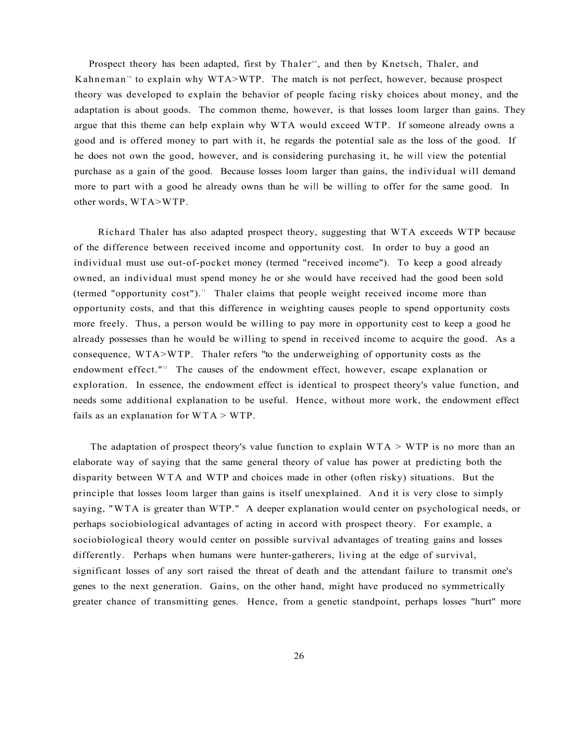Prospect theory has been adapted, first by Thaler[69], and then by Knetsch, Thaler, and Kahneman[70] to explain why WTA>WTP. The match is not perfect, however, because prospect theory was developed to explain the behavior of people facing risky choices about money, and the adaptation is about goods. The common theme, however, is that losses loom larger than gains. They argue that this theme can help explain why WTA would exceed WTP. If someone already owns a good and is offered money to part with it, he regards the potential sale as the loss of the good. If he does not own the good, however, and is considering purchasing it, he will view the potential purchase as a gain of the good. Because losses loom larger than gains, the individual will demand more to part with a good he already owns than he will be willing to offer for the same good. In other words, WTA>WTP.

Richard Thaler has also adapted prospect theory, suggesting that WTA exceeds WTP because of the difference between received income and opportunity cost. In order to buy a good an individual must use out-of-pocket money (termed "received income"). To keep a good already owned, an individual must spend money he or she would have received had the good been sold (termed "opportunity cost").[71] Thaler claims that people weight received income more than opportunity costs, and that this difference in weighting causes people to spend opportunity costs more freely. Thus, a person would be willing to pay more in opportunity cost to keep a good he already possesses than he would be willing to spend in received income to acquire the good. As a consequence, WTA>WTP. Thaler refers "to the underweighing of opportunity costs as the endowment effect."[72] The causes of the endowment effect, however, escape explanation or exploration. In essence, the endowment effect is identical to prospect theory's value function, and needs some additional explanation to be useful. Hence, without more work, the endowment effect fails as an explanation for WTA > WTP.

The adaptation of prospect theory's value function to explain WTA > WTP is no more than an elaborate way of saying that the same general theory of value has power at predicting both the disparity between WTA and WTP and choices made in other (often risky) situations. But the principle that losses loom larger than gains is itself unexplained. And it is very close to simply saying, "WTA is greater than WTP." A deeper explanation would center on psychological needs, or perhaps sociobiological advantages of acting in accord with prospect theory. For example, a sociobiological theory would center on possible survival advantages of treating gains and losses differently. Perhaps when humans were hunter-gatherers, living at the edge of survival, significant losses of any sort raised the threat of death and the attendant failure to transmit one's genes to the next generation. Gains, on the other hand, might have produced no symmetrically greater chance of transmitting genes. Hence, from a genetic standpoint, perhaps losses "hurt" more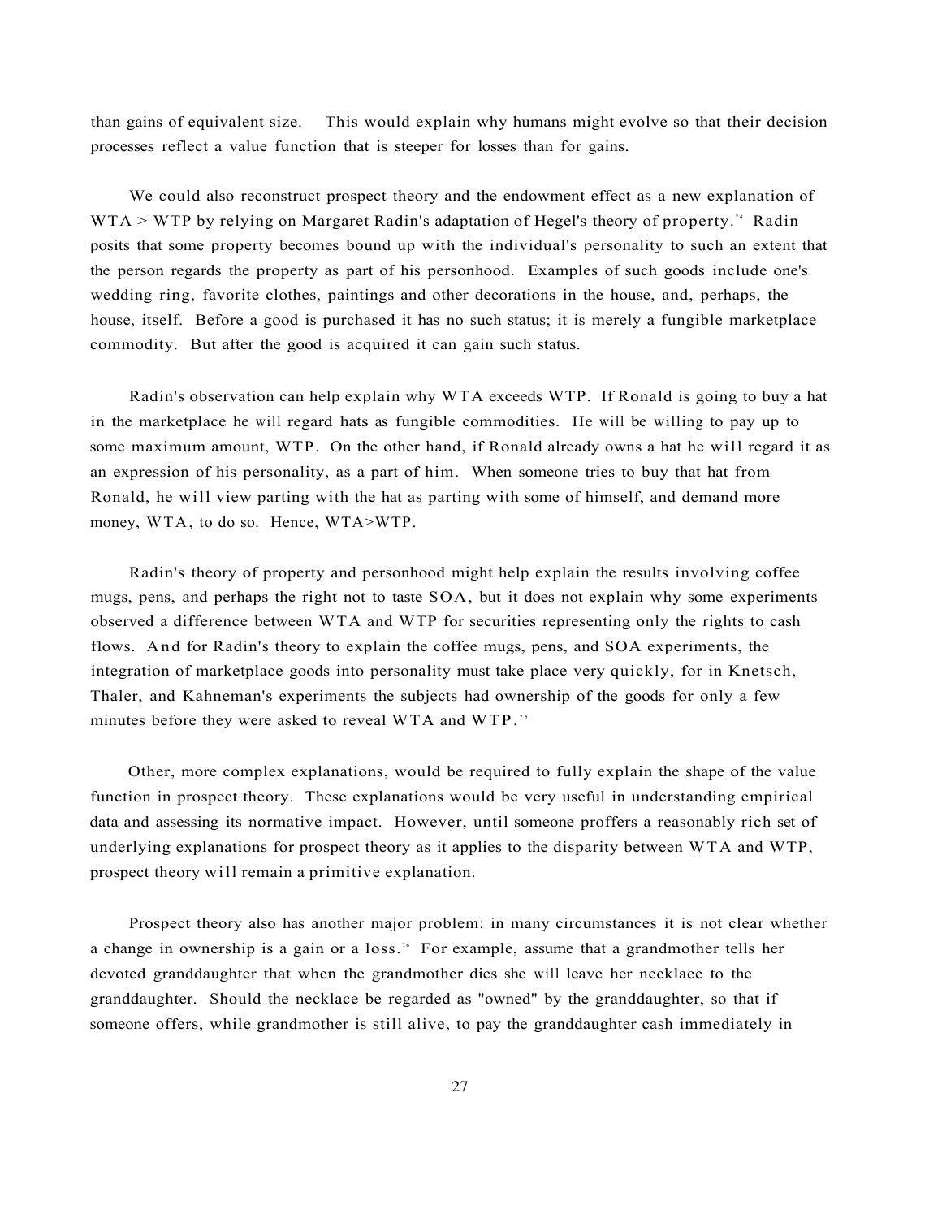than gains of equivalent size. This would explain why humans might evolve so that their decision processes reflect a value function that is steeper for losses than for gains.

We could also reconstruct prospect theory and the endowment effect as a new explanation of WTA > WTP by relying on Margaret Radin's adaptation of Hegel's theory of property.[74] Radin posits that some property becomes bound up with the individual's personality to such an extent that the person regards the property as part of his personhood. Examples of such goods include one's wedding ring, favorite clothes, paintings and other decorations in the house, and, perhaps, the house, itself. Before a good is purchased it has no such status; it is merely a fungible marketplace commodity. But after the good is acquired it can gain such status.

Radin's observation can help explain why WTA exceeds WTP. If Ronald is going to buy a hat in the marketplace he will regard hats as fungible commodities. He will be willing to pay up to some maximum amount, WTP. On the other hand, if Ronald already owns a hat he will regard it as an expression of his personality, as a part of him. When someone tries to buy that hat from Ronald, he will view parting with the hat as parting with some of himself, and demand more money, WTA, to do so. Hence, WTA>WTP.

Radin's theory of property and personhood might help explain the results involving coffee mugs, pens, and perhaps the right not to taste SOA, but it does not explain why some experiments observed a difference between WTA and WTP for securities representing only the rights to cash flows. And for Radin's theory to explain the coffee mugs, pens, and SOA experiments, the integration of marketplace goods into personality must take place very quickly, for in Knetsch, Thaler, and Kahneman's experiments the subjects had ownership of the goods for only a few minutes before they were asked to reveal WTA and WTP.[75]

Other, more complex explanations, would be required to fully explain the shape of the value function in prospect theory. These explanations would be very useful in understanding empirical data and assessing its normative impact. However, until someone proffers a reasonably rich set of underlying explanations for prospect theory as it applies to the disparity between WTA and WTP, prospect theory will remain a primitive explanation.

Prospect theory also has another major problem: in many circumstances it is not clear whether a change in ownership is a gain or a loss.[76] For example, assume that a grandmother tells her devoted granddaughter that when the grandmother dies she will leave her necklace to the granddaughter. Should the necklace be regarded as "owned" by the granddaughter, so that if someone offers, while grandmother is still alive, to pay the granddaughter cash immediately in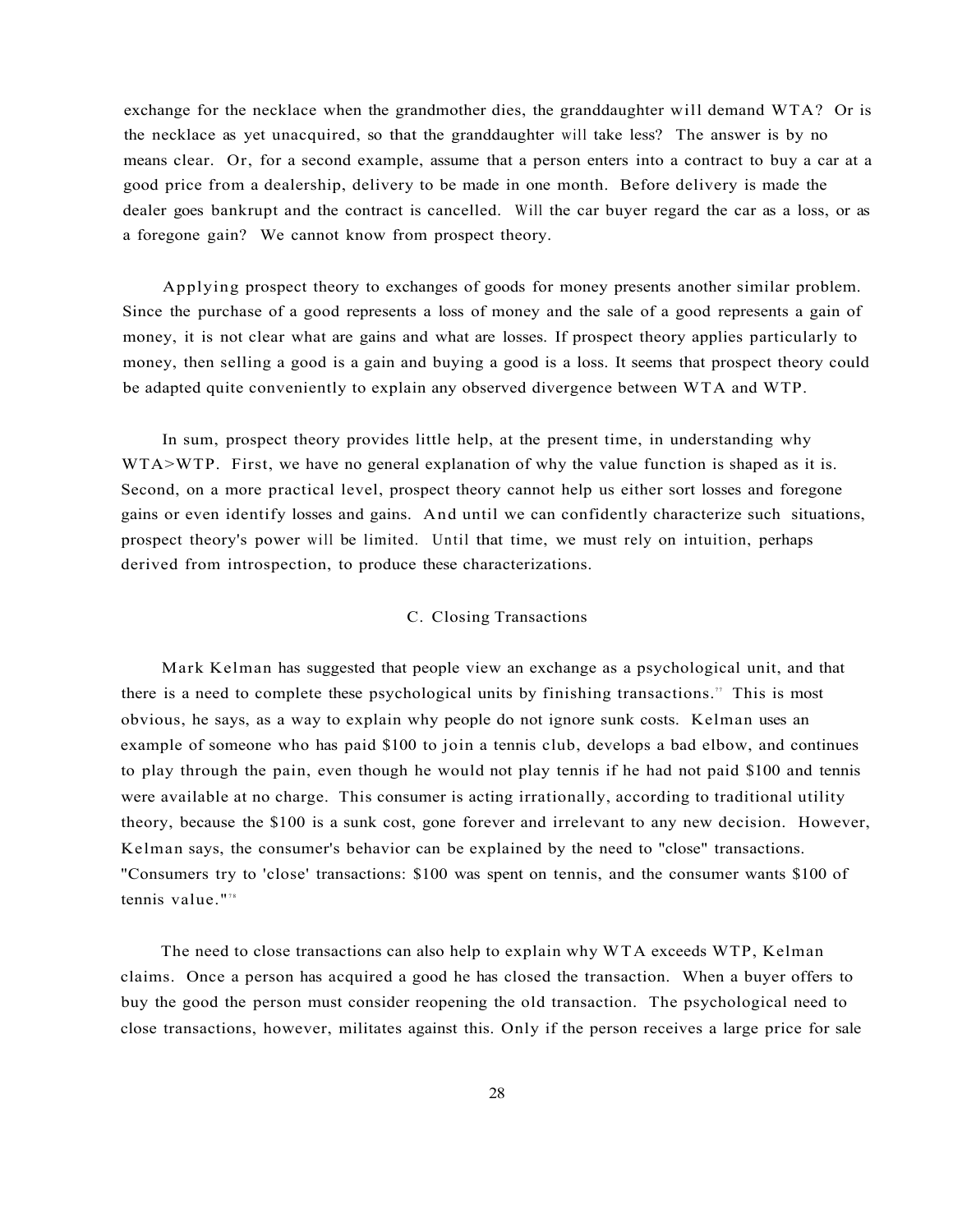exchange for the necklace when the grandmother dies, the granddaughter will demand WTA? Or is the necklace as yet unacquired, so that the granddaughter will take less? The answer is by no means clear. Or, for a second example, assume that a person enters into a contract to buy a car at a good price from a dealership, delivery to be made in one month. Before delivery is made the dealer goes bankrupt and the contract is cancelled. Will the car buyer regard the car as a loss, or as a foregone gain? We cannot know from prospect theory.

Applying prospect theory to exchanges of goods for money presents another similar problem. Since the purchase of a good represents a loss of money and the sale of a good represents a gain of money, it is not clear what are gains and what are losses. If prospect theory applies particularly to money, then selling a good is a gain and buying a good is a loss. It seems that prospect theory could be adapted quite conveniently to explain any observed divergence between WTA and WTP.

In sum, prospect theory provides little help, at the present time, in understanding why WTA>WTP. First, we have no general explanation of why the value function is shaped as it is. Second, on a more practical level, prospect theory cannot help us either sort losses and foregone gains or even identify losses and gains. And until we can confidently characterize such situations, prospect theory's power will be limited. Until that time, we must rely on intuition, perhaps derived from introspection, to produce these characterizations.

### C. Closing Transactions

Mark Kelman has suggested that people view an exchange as a psychological unit, and that there is a need to complete these psychological units by finishing transactions.[77] This is most obvious, he says, as a way to explain why people do not ignore sunk costs. Kelman uses an example of someone who has paid $100 to join a tennis club, develops a bad elbow, and continues to play through the pain, even though he would not play tennis if he had not paid $100 and tennis were available at no charge. This consumer is acting irrationally, according to traditional utility theory, because the $100 is a sunk cost, gone forever and irrelevant to any new decision. However, Kelman says, the consumer's behavior can be explained by the need to "close" transactions. "Consumers try to 'close' transactions: $100 was spent on tennis, and the consumer wants $100 of tennis value."[78]

The need to close transactions can also help to explain why WTA exceeds WTP, Kelman claims. Once a person has acquired a good he has closed the transaction. When a buyer offers to buy the good the person must consider reopening the old transaction. The psychological need to close transactions, however, militates against this. Only if the person receives a large price for sale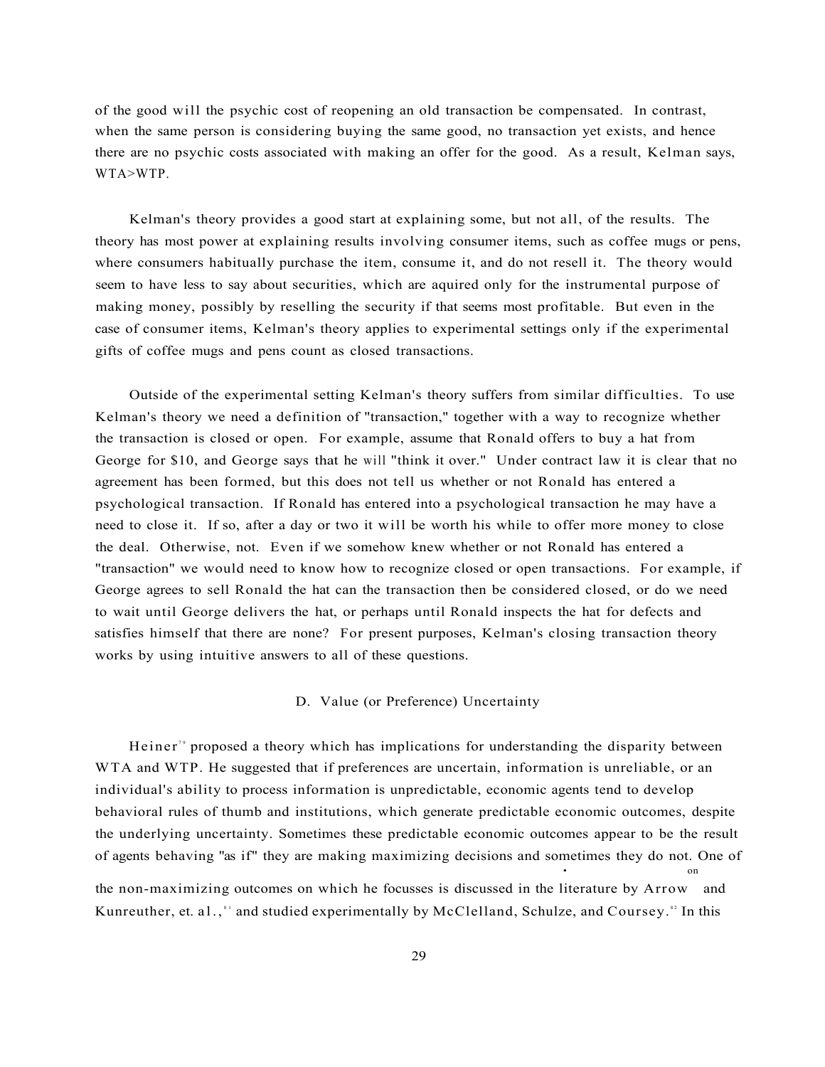of the good will the psychic cost of reopening an old transaction be compensated. In contrast, when the same person is considering buying the same good, no transaction yet exists, and hence there are no psychic costs associated with making an offer for the good. As a result, Kelman says, WTA>WTP.

Kelman's theory provides a good start at explaining some, but not all, of the results. The theory has most power at explaining results involving consumer items, such as coffee mugs or pens, where consumers habitually purchase the item, consume it, and do not resell it. The theory would seem to have less to say about securities, which are aquired only for the instrumental purpose of making money, possibly by reselling the security if that seems most profitable. But even in the case of consumer items, Kelman's theory applies to experimental settings only if the experimental gifts of coffee mugs and pens count as closed transactions.

Outside of the experimental setting Kelman's theory suffers from similar difficulties. To use Kelman's theory we need a definition of "transaction," together with a way to recognize whether the transaction is closed or open. For example, assume that Ronald offers to buy a hat from George for $10, and George says that he will "think it over." Under contract law it is clear that no agreement has been formed, but this does not tell us whether or not Ronald has entered a psychological transaction. If Ronald has entered into a psychological transaction he may have a need to close it. If so, after a day or two it will be worth his while to offer more money to close the deal. Otherwise, not. Even if we somehow knew whether or not Ronald has entered a "transaction" we would need to know how to recognize closed or open transactions. For example, if George agrees to sell Ronald the hat can the transaction then be considered closed, or do we need to wait until George delivers the hat, or perhaps until Ronald inspects the hat for defects and satisfies himself that there are none? For present purposes, Kelman's closing transaction theory works by using intuitive answers to all of these questions.

## D. Value (or Preference) Uncertainty

Heiner[79] proposed a theory which has implications for understanding the disparity between WTA and WTP. He suggested that if preferences are uncertain, information is unreliable, or an individual's ability to process information is unpredictable, economic agents tend to develop behavioral rules of thumb and institutions, which generate predictable economic outcomes, despite the underlying uncertainty. Sometimes these predictable economic outcomes appear to be the result of agents behaving "as if" they are making maximizing decisions and sometimes they do not. One of the non-maximizing outcomes on which he focusses is discussed in the literature by Arrow[80] and Kunreuther, et. al.,[81] and studied experimentally by McClelland, Schulze, and Coursey.[82] In this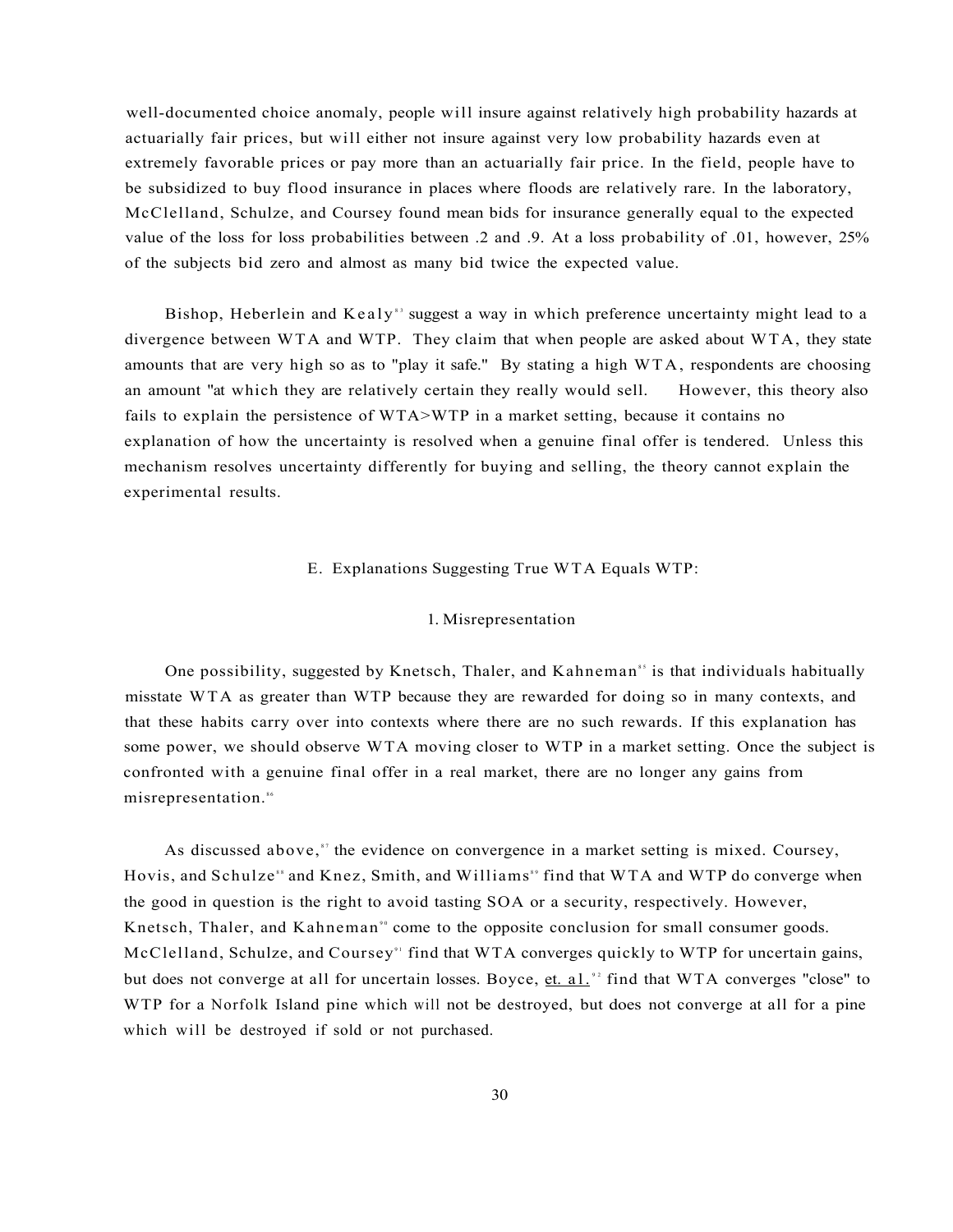well-documented choice anomaly, people will insure against relatively high probability hazards at actuarially fair prices, but will either not insure against very low probability hazards even at extremely favorable prices or pay more than an actuarially fair price. In the field, people have to be subsidized to buy flood insurance in places where floods are relatively rare. In the laboratory, McClelland, Schulze, and Coursey found mean bids for insurance generally equal to the expected value of the loss for loss probabilities between .2 and .9. At a loss probability of .01, however, 25% of the subjects bid zero and almost as many bid twice the expected value.

Bishop, Heberlein and Kealy[83] suggest a way in which preference uncertainty might lead to a divergence between WTA and WTP. They claim that when people are asked about WTA, they state amounts that are very high so as to "play it safe." By stating a high WTA, respondents are choosing an amount "at which they are relatively certain they really would sell. However, this theory also fails to explain the persistence of WTA>WTP in a market setting, because it contains no explanation of how the uncertainty is resolved when a genuine final offer is tendered. Unless this mechanism resolves uncertainty differently for buying and selling, the theory cannot explain the experimental results.

### E. Explanations Suggesting True WTA Equals WTP:

#### 1. Misrepresentation

One possibility, suggested by Knetsch, Thaler, and Kahneman[85] is that individuals habitually misstate WTA as greater than WTP because they are rewarded for doing so in many contexts, and that these habits carry over into contexts where there are no such rewards. If this explanation has some power, we should observe WTA moving closer to WTP in a market setting. Once the subject is confronted with a genuine final offer in a real market, there are no longer any gains from misrepresentation.[86]

As discussed above,[87] the evidence on convergence in a market setting is mixed. Coursey, Hovis, and Schulze[88] and Knez, Smith, and Williams[89] find that WTA and WTP do converge when the good in question is the right to avoid tasting SOA or a security, respectively. However, Knetsch, Thaler, and Kahneman[90] come to the opposite conclusion for small consumer goods. McClelland, Schulze, and Coursey[91] find that WTA converges quickly to WTP for uncertain gains, but does not converge at all for uncertain losses. Boyce, et. al.[92] find that WTA converges "close" to WTP for a Norfolk Island pine which will not be destroyed, but does not converge at all for a pine which will be destroyed if sold or not purchased.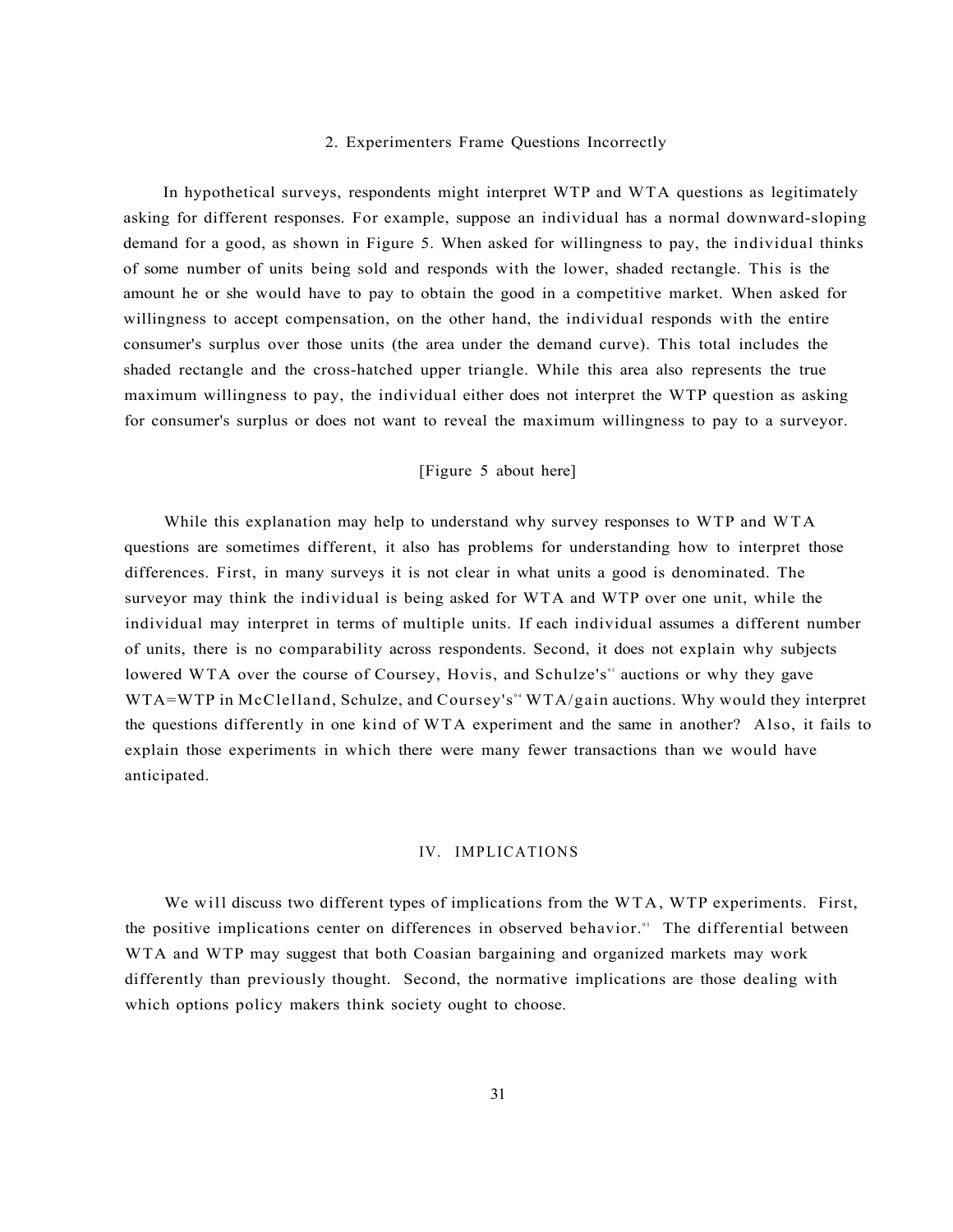### 2. Experimenters Frame Questions Incorrectly

In hypothetical surveys, respondents might interpret WTP and WTA questions as legitimately asking for different responses. For example, suppose an individual has a normal downward-sloping demand for a good, as shown in Figure 5. When asked for willingness to pay, the individual thinks of some number of units being sold and responds with the lower, shaded rectangle. This is the amount he or she would have to pay to obtain the good in a competitive market. When asked for willingness to accept compensation, on the other hand, the individual responds with the entire consumer's surplus over those units (the area under the demand curve). This total includes the shaded rectangle and the cross-hatched upper triangle. While this area also represents the true maximum willingness to pay, the individual either does not interpret the WTP question as asking for consumer's surplus or does not want to reveal the maximum willingness to pay to a surveyor.

[Figure 5 about here]

While this explanation may help to understand why survey responses to WTP and WTA questions are sometimes different, it also has problems for understanding how to interpret those differences. First, in many surveys it is not clear in what units a good is denominated. The surveyor may think the individual is being asked for WTA and WTP over one unit, while the individual may interpret in terms of multiple units. If each individual assumes a different number of units, there is no comparability across respondents. Second, it does not explain why subjects lowered WTA over the course of Coursey, Hovis, and Schulze's[93] auctions or why they gave WTA=WTP in McClelland, Schulze, and Coursey's[94] WTA/gain auctions. Why would they interpret the questions differently in one kind of WTA experiment and the same in another? Also, it fails to explain those experiments in which there were many fewer transactions than we would have anticipated.

## IV. IMPLICATIONS

We will discuss two different types of implications from the WTA, WTP experiments. First, the positive implications center on differences in observed behavior.[95] The differential between WTA and WTP may suggest that both Coasian bargaining and organized markets may work differently than previously thought. Second, the normative implications are those dealing with which options policy makers think society ought to choose.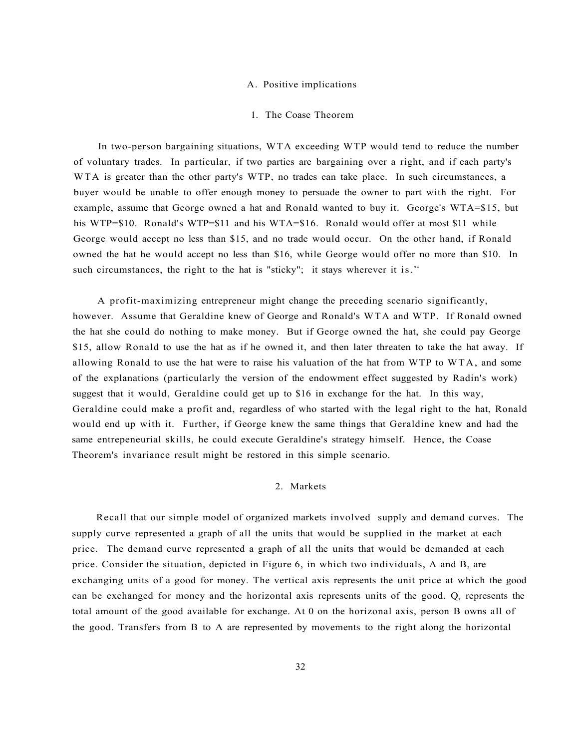### A. Positive implications

#### 1. The Coase Theorem

In two-person bargaining situations, WTA exceeding WTP would tend to reduce the number of voluntary trades. In particular, if two parties are bargaining over a right, and if each party's WTA is greater than the other party's WTP, no trades can take place. In such circumstances, a buyer would be unable to offer enough money to persuade the owner to part with the right. For example, assume that George owned a hat and Ronald wanted to buy it. George's WTA=$15, but his WTP=$10. Ronald's WTP=$11 and his WTA=$16. Ronald would offer at most $11 while George would accept no less than $15, and no trade would occur. On the other hand, if Ronald owned the hat he would accept no less than $16, while George would offer no more than $10. In such circumstances, the right to the hat is "sticky"; it stays wherever it is.[96]

A profit-maximizing entrepreneur might change the preceding scenario significantly, however. Assume that Geraldine knew of George and Ronald's WTA and WTP. If Ronald owned the hat she could do nothing to make money. But if George owned the hat, she could pay George $15, allow Ronald to use the hat as if he owned it, and then later threaten to take the hat away. If allowing Ronald to use the hat were to raise his valuation of the hat from WTP to WTA, and some of the explanations (particularly the version of the endowment effect suggested by Radin's work) suggest that it would, Geraldine could get up to $16 in exchange for the hat. In this way, Geraldine could make a profit and, regardless of who started with the legal right to the hat, Ronald would end up with it. Further, if George knew the same things that Geraldine knew and had the same entrepeneurial skills, he could execute Geraldine's strategy himself. Hence, the Coase Theorem's invariance result might be restored in this simple scenario.

#### 2. Markets

Recall that our simple model of organized markets involved supply and demand curves. The supply curve represented a graph of all the units that would be supplied in the market at each price. The demand curve represented a graph of all the units that would be demanded at each price. Consider the situation, depicted in Figure 6, in which two individuals, A and B, are exchanging units of a good for money. The vertical axis represents the unit price at which the good can be exchanged for money and the horizontal axis represents units of the good. $Q_t$ represents the total amount of the good available for exchange. At 0 on the horizonal axis, person B owns all of the good. Transfers from B to A are represented by movements to the right along the horizontal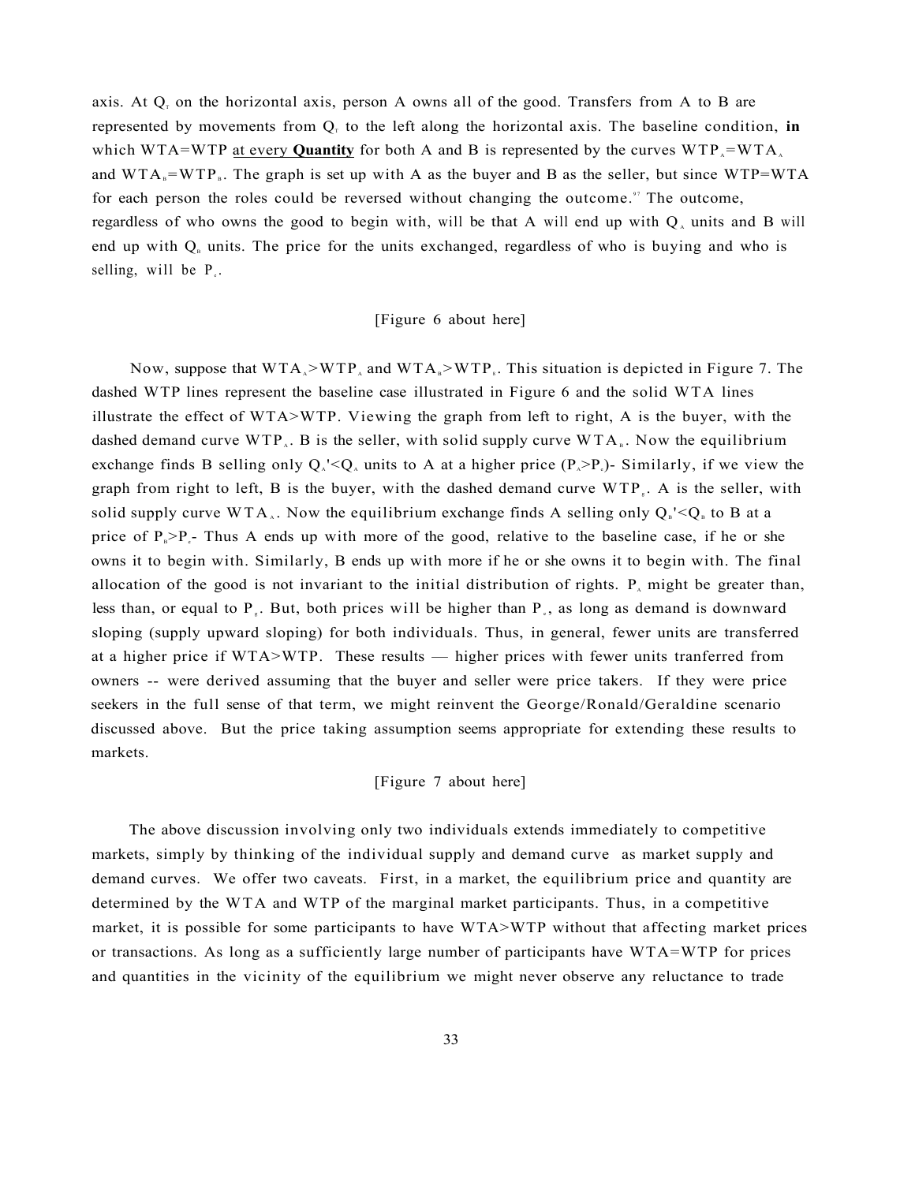axis. At $Q_T$ on the horizontal axis, person A owns all of the good. Transfers from A to B are represented by movements from $Q_T$ to the left along the horizontal axis. The baseline condition, **in** which WTA=WTP <u>at every **Quantity**</u> for both A and B is represented by the curves $WTP_A=WTA_A$ and $WTA_B=WTP_B$. The graph is set up with A as the buyer and B as the seller, but since WTP=WTA for each person the roles could be reversed without changing the outcome.[97] The outcome, regardless of who owns the good to begin with, will be that A will end up with $Q_A$ units and B will end up with $Q_B$ units. The price for the units exchanged, regardless of who is buying and who is selling, will be $P_e$.

[Figure 6 about here]

Now, suppose that $WTA_A>WTP_A$ and $WTA_B>WTP_B$. This situation is depicted in Figure 7. The dashed WTP lines represent the baseline case illustrated in Figure 6 and the solid WTA lines illustrate the effect of WTA>WTP. Viewing the graph from left to right, A is the buyer, with the dashed demand curve $WTP_A$. B is the seller, with solid supply curve $WTA_B$. Now the equilibrium exchange finds B selling only $Q_A'<Q_A$ units to A at a higher price ($P_A>P_e$)- Similarly, if we view the graph from right to left, B is the buyer, with the dashed demand curve $WTP_B$. A is the seller, with solid supply curve $WTA_A$. Now the equilibrium exchange finds A selling only $Q_B'<Q_B$ to B at a price of $P_B>P_e$- Thus A ends up with more of the good, relative to the baseline case, if he or she owns it to begin with. Similarly, B ends up with more if he or she owns it to begin with. The final allocation of the good is not invariant to the initial distribution of rights. $P_A$ might be greater than, less than, or equal to $P_B$. But, both prices will be higher than $P_e$, as long as demand is downward sloping (supply upward sloping) for both individuals. Thus, in general, fewer units are transferred at a higher price if WTA>WTP. These results — higher prices with fewer units tranferred from owners -- were derived assuming that the buyer and seller were price takers. If they were price seekers in the full sense of that term, we might reinvent the George/Ronald/Geraldine scenario discussed above. But the price taking assumption seems appropriate for extending these results to markets.

[Figure 7 about here]

The above discussion involving only two individuals extends immediately to competitive markets, simply by thinking of the individual supply and demand curve as market supply and demand curves. We offer two caveats. First, in a market, the equilibrium price and quantity are determined by the WTA and WTP of the marginal market participants. Thus, in a competitive market, it is possible for some participants to have WTA>WTP without that affecting market prices or transactions. As long as a sufficiently large number of participants have WTA=WTP for prices and quantities in the vicinity of the equilibrium we might never observe any reluctance to trade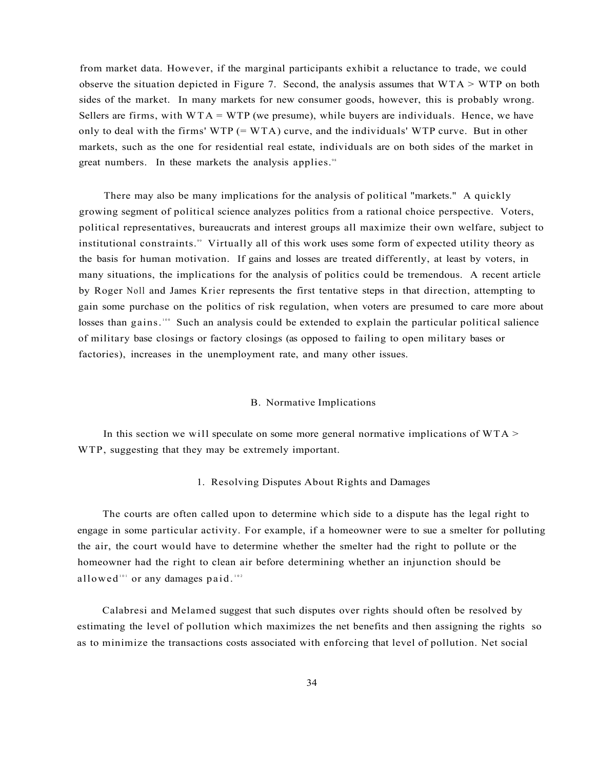from market data. However, if the marginal participants exhibit a reluctance to trade, we could observe the situation depicted in Figure 7. Second, the analysis assumes that WTA > WTP on both sides of the market. In many markets for new consumer goods, however, this is probably wrong. Sellers are firms, with WTA = WTP (we presume), while buyers are individuals. Hence, we have only to deal with the firms' WTP (= WTA) curve, and the individuals' WTP curve. But in other markets, such as the one for residential real estate, individuals are on both sides of the market in great numbers. In these markets the analysis applies.[98]

There may also be many implications for the analysis of political "markets." A quickly growing segment of political science analyzes politics from a rational choice perspective. Voters, political representatives, bureaucrats and interest groups all maximize their own welfare, subject to institutional constraints.[99] Virtually all of this work uses some form of expected utility theory as the basis for human motivation. If gains and losses are treated differently, at least by voters, in many situations, the implications for the analysis of politics could be tremendous. A recent article by Roger Noll and James Krier represents the first tentative steps in that direction, attempting to gain some purchase on the politics of risk regulation, when voters are presumed to care more about losses than gains.[100] Such an analysis could be extended to explain the particular political salience of military base closings or factory closings (as opposed to failing to open military bases or factories), increases in the unemployment rate, and many other issues.

## B. Normative Implications

In this section we will speculate on some more general normative implications of WTA > WTP, suggesting that they may be extremely important.

### 1. Resolving Disputes About Rights and Damages

The courts are often called upon to determine which side to a dispute has the legal right to engage in some particular activity. For example, if a homeowner were to sue a smelter for polluting the air, the court would have to determine whether the smelter had the right to pollute or the homeowner had the right to clean air before determining whether an injunction should be allowed[101] or any damages paid.[102]

Calabresi and Melamed suggest that such disputes over rights should often be resolved by estimating the level of pollution which maximizes the net benefits and then assigning the rights so as to minimize the transactions costs associated with enforcing that level of pollution. Net social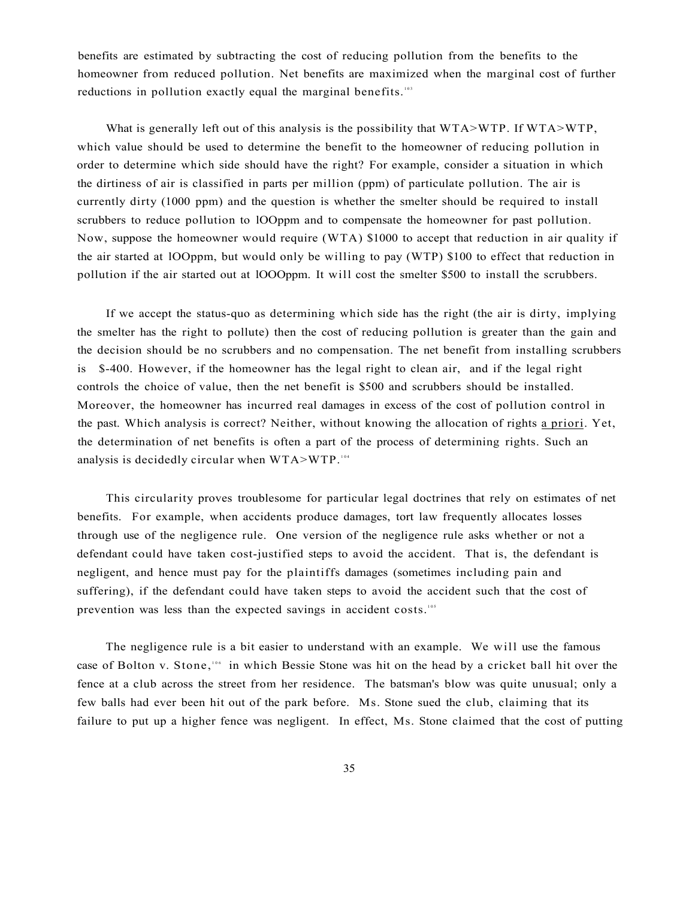benefits are estimated by subtracting the cost of reducing pollution from the benefits to the homeowner from reduced pollution. Net benefits are maximized when the marginal cost of further reductions in pollution exactly equal the marginal benefits.[103]

What is generally left out of this analysis is the possibility that WTA>WTP. If WTA>WTP, which value should be used to determine the benefit to the homeowner of reducing pollution in order to determine which side should have the right? For example, consider a situation in which the dirtiness of air is classified in parts per million (ppm) of particulate pollution. The air is currently dirty (1000 ppm) and the question is whether the smelter should be required to install scrubbers to reduce pollution to lOOppm and to compensate the homeowner for past pollution. Now, suppose the homeowner would require (WTA) $1000 to accept that reduction in air quality if the air started at lOOppm, but would only be willing to pay (WTP) $100 to effect that reduction in pollution if the air started out at lOOOppm. It will cost the smelter $500 to install the scrubbers.

If we accept the status-quo as determining which side has the right (the air is dirty, implying the smelter has the right to pollute) then the cost of reducing pollution is greater than the gain and the decision should be no scrubbers and no compensation. The net benefit from installing scrubbers is $-400. However, if the homeowner has the legal right to clean air, and if the legal right controls the choice of value, then the net benefit is $500 and scrubbers should be installed. Moreover, the homeowner has incurred real damages in excess of the cost of pollution control in the past. Which analysis is correct? Neither, without knowing the allocation of rights a priori. Yet, the determination of net benefits is often a part of the process of determining rights. Such an analysis is decidedly circular when WTA>WTP.[104]

This circularity proves troublesome for particular legal doctrines that rely on estimates of net benefits. For example, when accidents produce damages, tort law frequently allocates losses through use of the negligence rule. One version of the negligence rule asks whether or not a defendant could have taken cost-justified steps to avoid the accident. That is, the defendant is negligent, and hence must pay for the plaintiffs damages (sometimes including pain and suffering), if the defendant could have taken steps to avoid the accident such that the cost of prevention was less than the expected savings in accident costs.[105]

The negligence rule is a bit easier to understand with an example. We will use the famous case of Bolton v. Stone,[106] in which Bessie Stone was hit on the head by a cricket ball hit over the fence at a club across the street from her residence. The batsman's blow was quite unusual; only a few balls had ever been hit out of the park before. Ms. Stone sued the club, claiming that its failure to put up a higher fence was negligent. In effect, Ms. Stone claimed that the cost of putting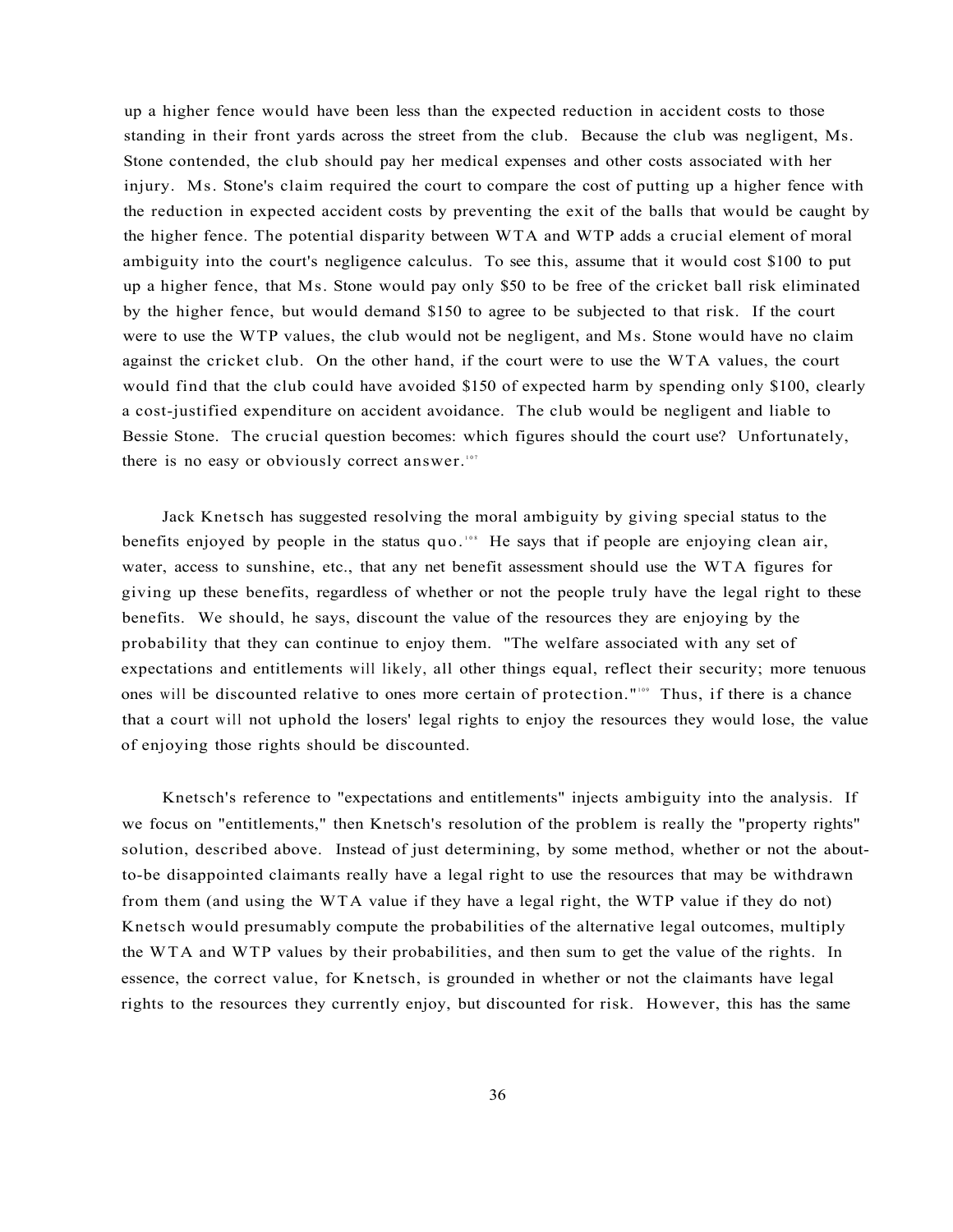up a higher fence would have been less than the expected reduction in accident costs to those standing in their front yards across the street from the club. Because the club was negligent, Ms. Stone contended, the club should pay her medical expenses and other costs associated with her injury. Ms. Stone's claim required the court to compare the cost of putting up a higher fence with the reduction in expected accident costs by preventing the exit of the balls that would be caught by the higher fence. The potential disparity between WTA and WTP adds a crucial element of moral ambiguity into the court's negligence calculus. To see this, assume that it would cost $100 to put up a higher fence, that Ms. Stone would pay only $50 to be free of the cricket ball risk eliminated by the higher fence, but would demand $150 to agree to be subjected to that risk. If the court were to use the WTP values, the club would not be negligent, and Ms. Stone would have no claim against the cricket club. On the other hand, if the court were to use the WTA values, the court would find that the club could have avoided $150 of expected harm by spending only $100, clearly a cost-justified expenditure on accident avoidance. The club would be negligent and liable to Bessie Stone. The crucial question becomes: which figures should the court use? Unfortunately, there is no easy or obviously correct answer.[107]

Jack Knetsch has suggested resolving the moral ambiguity by giving special status to the benefits enjoyed by people in the status quo.[108] He says that if people are enjoying clean air, water, access to sunshine, etc., that any net benefit assessment should use the WTA figures for giving up these benefits, regardless of whether or not the people truly have the legal right to these benefits. We should, he says, discount the value of the resources they are enjoying by the probability that they can continue to enjoy them. "The welfare associated with any set of expectations and entitlements will likely, all other things equal, reflect their security; more tenuous ones will be discounted relative to ones more certain of protection."[109] Thus, if there is a chance that a court will not uphold the losers' legal rights to enjoy the resources they would lose, the value of enjoying those rights should be discounted.

Knetsch's reference to "expectations and entitlements" injects ambiguity into the analysis. If we focus on "entitlements," then Knetsch's resolution of the problem is really the "property rights" solution, described above. Instead of just determining, by some method, whether or not the about-to-be disappointed claimants really have a legal right to use the resources that may be withdrawn from them (and using the WTA value if they have a legal right, the WTP value if they do not) Knetsch would presumably compute the probabilities of the alternative legal outcomes, multiply the WTA and WTP values by their probabilities, and then sum to get the value of the rights. In essence, the correct value, for Knetsch, is grounded in whether or not the claimants have legal rights to the resources they currently enjoy, but discounted for risk. However, this has the same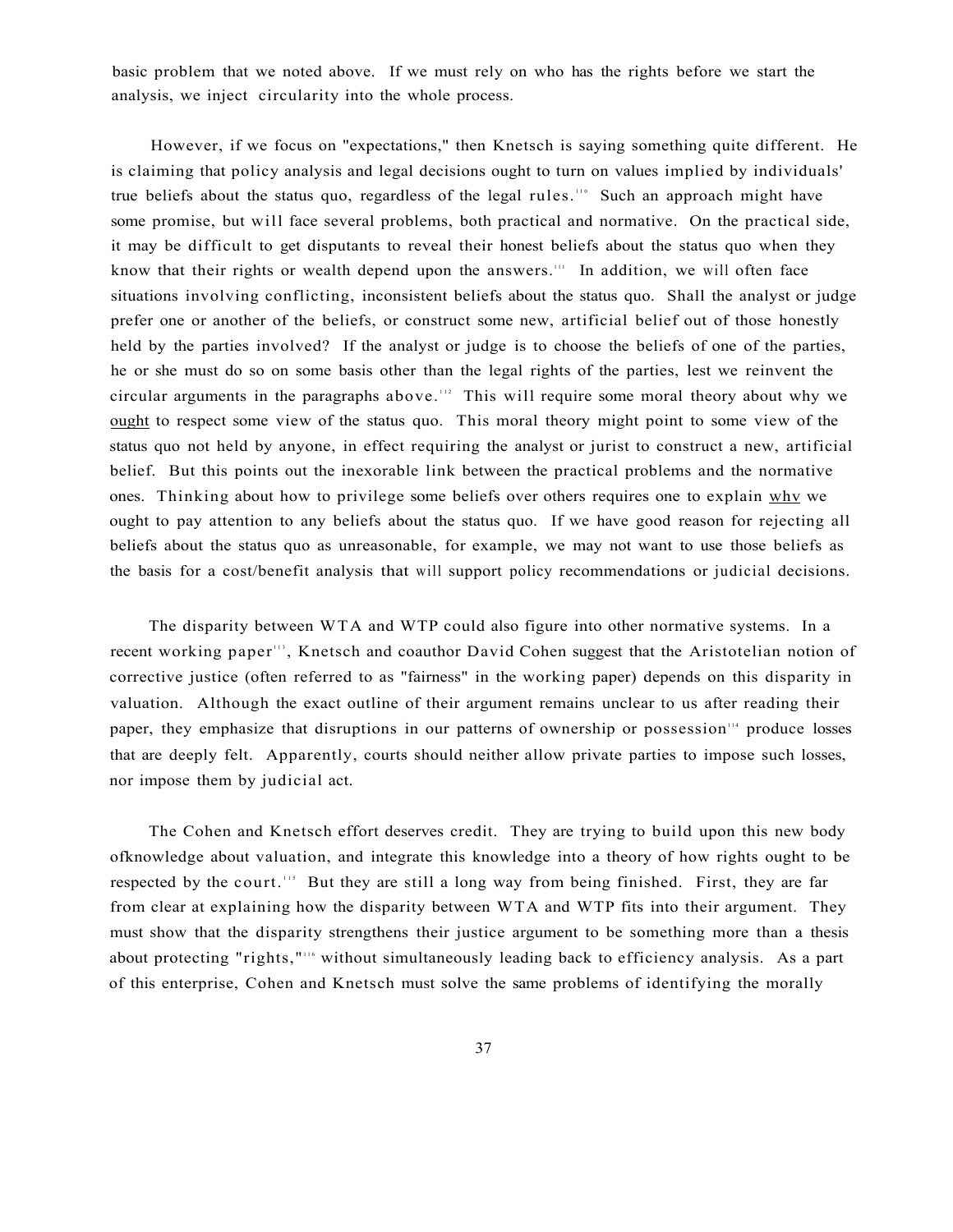basic problem that we noted above. If we must rely on who has the rights before we start the analysis, we inject circularity into the whole process.

However, if we focus on "expectations," then Knetsch is saying something quite different. He is claiming that policy analysis and legal decisions ought to turn on values implied by individuals' true beliefs about the status quo, regardless of the legal rules.[110] Such an approach might have some promise, but will face several problems, both practical and normative. On the practical side, it may be difficult to get disputants to reveal their honest beliefs about the status quo when they know that their rights or wealth depend upon the answers.[111] In addition, we will often face situations involving conflicting, inconsistent beliefs about the status quo. Shall the analyst or judge prefer one or another of the beliefs, or construct some new, artificial belief out of those honestly held by the parties involved? If the analyst or judge is to choose the beliefs of one of the parties, he or she must do so on some basis other than the legal rights of the parties, lest we reinvent the circular arguments in the paragraphs above.[112] This will require some moral theory about why we <u>ought</u> to respect some view of the status quo. This moral theory might point to some view of the status quo not held by anyone, in effect requiring the analyst or jurist to construct a new, artificial belief. But this points out the inexorable link between the practical problems and the normative ones. Thinking about how to privilege some beliefs over others requires one to explain <u>whv</u> we ought to pay attention to any beliefs about the status quo. If we have good reason for rejecting all beliefs about the status quo as unreasonable, for example, we may not want to use those beliefs as the basis for a cost/benefit analysis that will support policy recommendations or judicial decisions.

The disparity between WTA and WTP could also figure into other normative systems. In a recent working paper[113], Knetsch and coauthor David Cohen suggest that the Aristotelian notion of corrective justice (often referred to as "fairness" in the working paper) depends on this disparity in valuation. Although the exact outline of their argument remains unclear to us after reading their paper, they emphasize that disruptions in our patterns of ownership or possession[114] produce losses that are deeply felt. Apparently, courts should neither allow private parties to impose such losses, nor impose them by judicial act.

The Cohen and Knetsch effort deserves credit. They are trying to build upon this new body ofknowledge about valuation, and integrate this knowledge into a theory of how rights ought to be respected by the court.[115] But they are still a long way from being finished. First, they are far from clear at explaining how the disparity between WTA and WTP fits into their argument. They must show that the disparity strengthens their justice argument to be something more than a thesis about protecting "rights,"[116] without simultaneously leading back to efficiency analysis. As a part of this enterprise, Cohen and Knetsch must solve the same problems of identifying the morally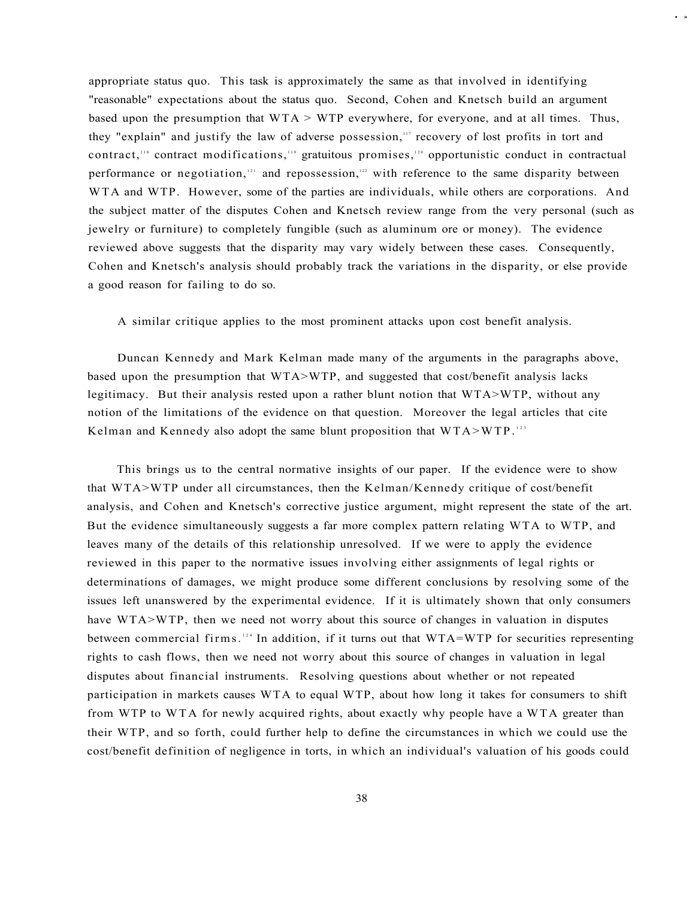appropriate status quo. This task is approximately the same as that involved in identifying "reasonable" expectations about the status quo. Second, Cohen and Knetsch build an argument based upon the presumption that WTA > WTP everywhere, for everyone, and at all times. Thus, they "explain" and justify the law of adverse possession,[117] recovery of lost profits in tort and contract,[118] contract modifications,[119] gratuitous promises,[120] opportunistic conduct in contractual performance or negotiation,[121] and repossession,[122] with reference to the same disparity between WTA and WTP. However, some of the parties are individuals, while others are corporations. And the subject matter of the disputes Cohen and Knetsch review range from the very personal (such as jewelry or furniture) to completely fungible (such as aluminum ore or money). The evidence reviewed above suggests that the disparity may vary widely between these cases. Consequently, Cohen and Knetsch's analysis should probably track the variations in the disparity, or else provide a good reason for failing to do so.

A similar critique applies to the most prominent attacks upon cost benefit analysis.

Duncan Kennedy and Mark Kelman made many of the arguments in the paragraphs above, based upon the presumption that WTA>WTP, and suggested that cost/benefit analysis lacks legitimacy. But their analysis rested upon a rather blunt notion that WTA>WTP, without any notion of the limitations of the evidence on that question. Moreover the legal articles that cite Kelman and Kennedy also adopt the same blunt proposition that WTA>WTP.[123]

This brings us to the central normative insights of our paper. If the evidence were to show that WTA>WTP under all circumstances, then the Kelman/Kennedy critique of cost/benefit analysis, and Cohen and Knetsch's corrective justice argument, might represent the state of the art. But the evidence simultaneously suggests a far more complex pattern relating WTA to WTP, and leaves many of the details of this relationship unresolved. If we were to apply the evidence reviewed in this paper to the normative issues involving either assignments of legal rights or determinations of damages, we might produce some different conclusions by resolving some of the issues left unanswered by the experimental evidence. If it is ultimately shown that only consumers have WTA>WTP, then we need not worry about this source of changes in valuation in disputes between commercial firms.[124] In addition, if it turns out that WTA=WTP for securities representing rights to cash flows, then we need not worry about this source of changes in valuation in legal disputes about financial instruments. Resolving questions about whether or not repeated participation in markets causes WTA to equal WTP, about how long it takes for consumers to shift from WTP to WTA for newly acquired rights, about exactly why people have a WTA greater than their WTP, and so forth, could further help to define the circumstances in which we could use the cost/benefit definition of negligence in torts, in which an individual's valuation of his goods could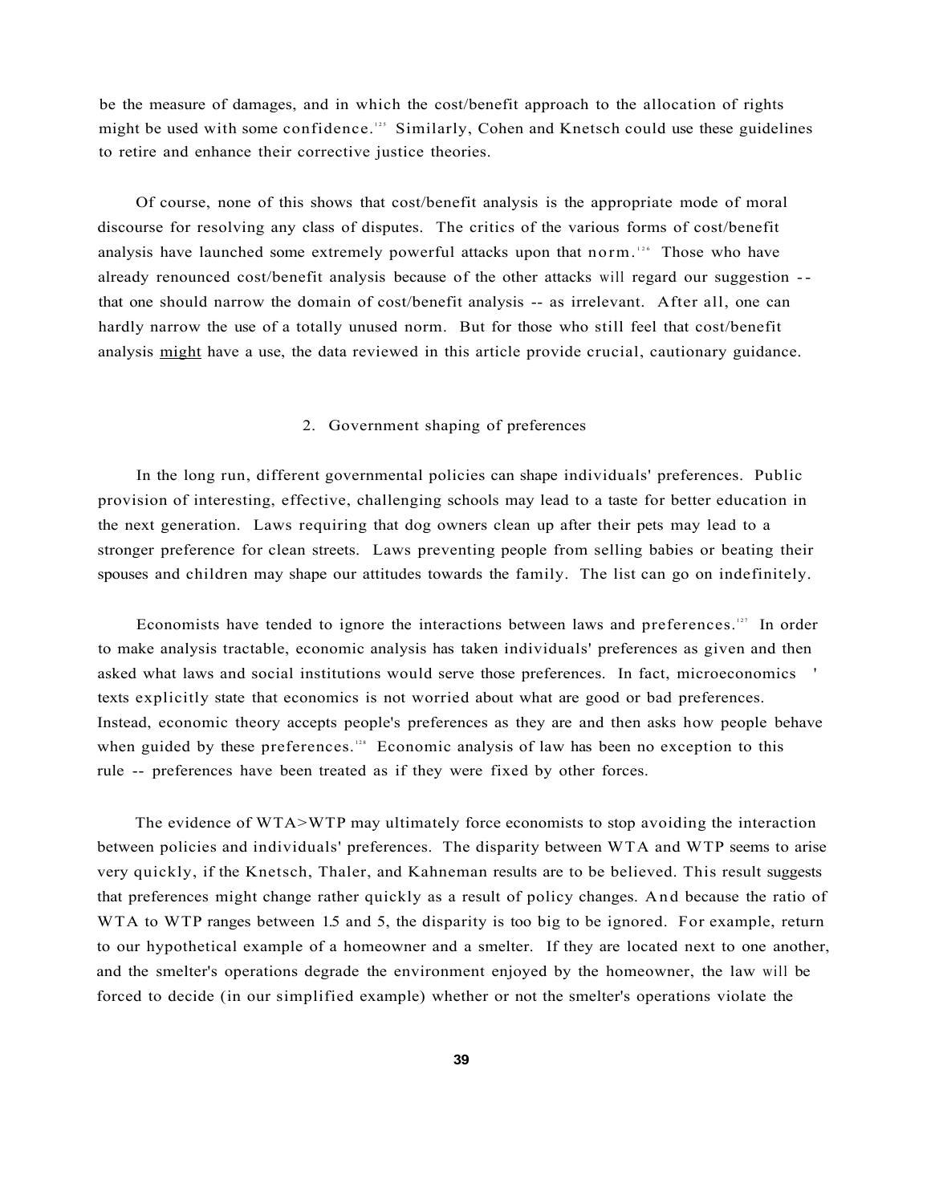be the measure of damages, and in which the cost/benefit approach to the allocation of rights might be used with some confidence.[125] Similarly, Cohen and Knetsch could use these guidelines to retire and enhance their corrective justice theories.

Of course, none of this shows that cost/benefit analysis is the appropriate mode of moral discourse for resolving any class of disputes. The critics of the various forms of cost/benefit analysis have launched some extremely powerful attacks upon that norm.[126] Those who have already renounced cost/benefit analysis because of the other attacks will regard our suggestion -- that one should narrow the domain of cost/benefit analysis -- as irrelevant. After all, one can hardly narrow the use of a totally unused norm. But for those who still feel that cost/benefit analysis <u>might</u> have a use, the data reviewed in this article provide crucial, cautionary guidance.

### 2. Government shaping of preferences

In the long run, different governmental policies can shape individuals' preferences. Public provision of interesting, effective, challenging schools may lead to a taste for better education in the next generation. Laws requiring that dog owners clean up after their pets may lead to a stronger preference for clean streets. Laws preventing people from selling babies or beating their spouses and children may shape our attitudes towards the family. The list can go on indefinitely.

Economists have tended to ignore the interactions between laws and preferences.[127] In order to make analysis tractable, economic analysis has taken individuals' preferences as given and then asked what laws and social institutions would serve those preferences. In fact, microeconomics ' texts explicitly state that economics is not worried about what are good or bad preferences. Instead, economic theory accepts people's preferences as they are and then asks how people behave when guided by these preferences.[128] Economic analysis of law has been no exception to this rule -- preferences have been treated as if they were fixed by other forces.

The evidence of WTA>WTP may ultimately force economists to stop avoiding the interaction between policies and individuals' preferences. The disparity between WTA and WTP seems to arise very quickly, if the Knetsch, Thaler, and Kahneman results are to be believed. This result suggests that preferences might change rather quickly as a result of policy changes. And because the ratio of WTA to WTP ranges between 1.5 and 5, the disparity is too big to be ignored. For example, return to our hypothetical example of a homeowner and a smelter. If they are located next to one another, and the smelter's operations degrade the environment enjoyed by the homeowner, the law will be forced to decide (in our simplified example) whether or not the smelter's operations violate the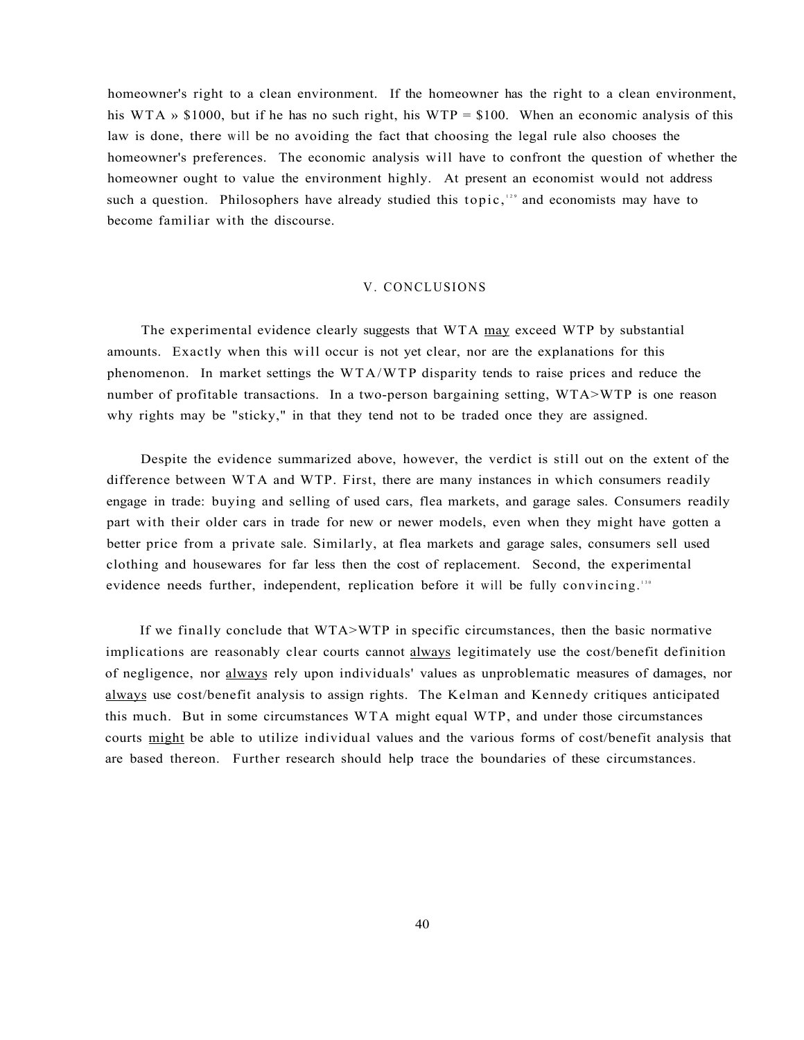homeowner's right to a clean environment. If the homeowner has the right to a clean environment, his WTA » $1000, but if he has no such right, his WTP = $100. When an economic analysis of this law is done, there will be no avoiding the fact that choosing the legal rule also chooses the homeowner's preferences. The economic analysis will have to confront the question of whether the homeowner ought to value the environment highly. At present an economist would not address such a question. Philosophers have already studied this topic,[129] and economists may have to become familiar with the discourse.

## V. CONCLUSIONS

The experimental evidence clearly suggests that WTA <u>may</u> exceed WTP by substantial amounts. Exactly when this will occur is not yet clear, nor are the explanations for this phenomenon. In market settings the WTA/WTP disparity tends to raise prices and reduce the number of profitable transactions. In a two-person bargaining setting, WTA>WTP is one reason why rights may be "sticky," in that they tend not to be traded once they are assigned.

Despite the evidence summarized above, however, the verdict is still out on the extent of the difference between WTA and WTP. First, there are many instances in which consumers readily engage in trade: buying and selling of used cars, flea markets, and garage sales. Consumers readily part with their older cars in trade for new or newer models, even when they might have gotten a better price from a private sale. Similarly, at flea markets and garage sales, consumers sell used clothing and housewares for far less then the cost of replacement. Second, the experimental evidence needs further, independent, replication before it will be fully convincing.[130]

If we finally conclude that WTA>WTP in specific circumstances, then the basic normative implications are reasonably clear courts cannot <u>always</u> legitimately use the cost/benefit definition of negligence, nor <u>always</u> rely upon individuals' values as unproblematic measures of damages, nor <u>always</u> use cost/benefit analysis to assign rights. The Kelman and Kennedy critiques anticipated this much. But in some circumstances WTA might equal WTP, and under those circumstances courts <u>might</u> be able to utilize individual values and the various forms of cost/benefit analysis that are based thereon. Further research should help trace the boundaries of these circumstances.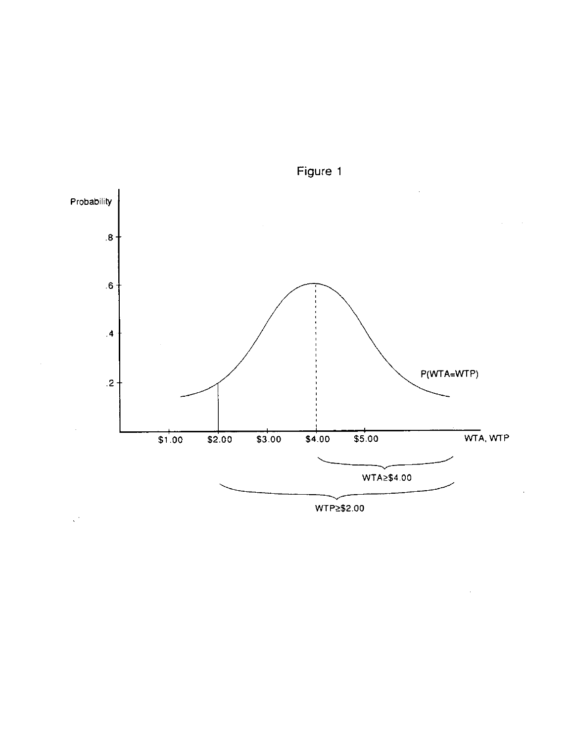Figure 1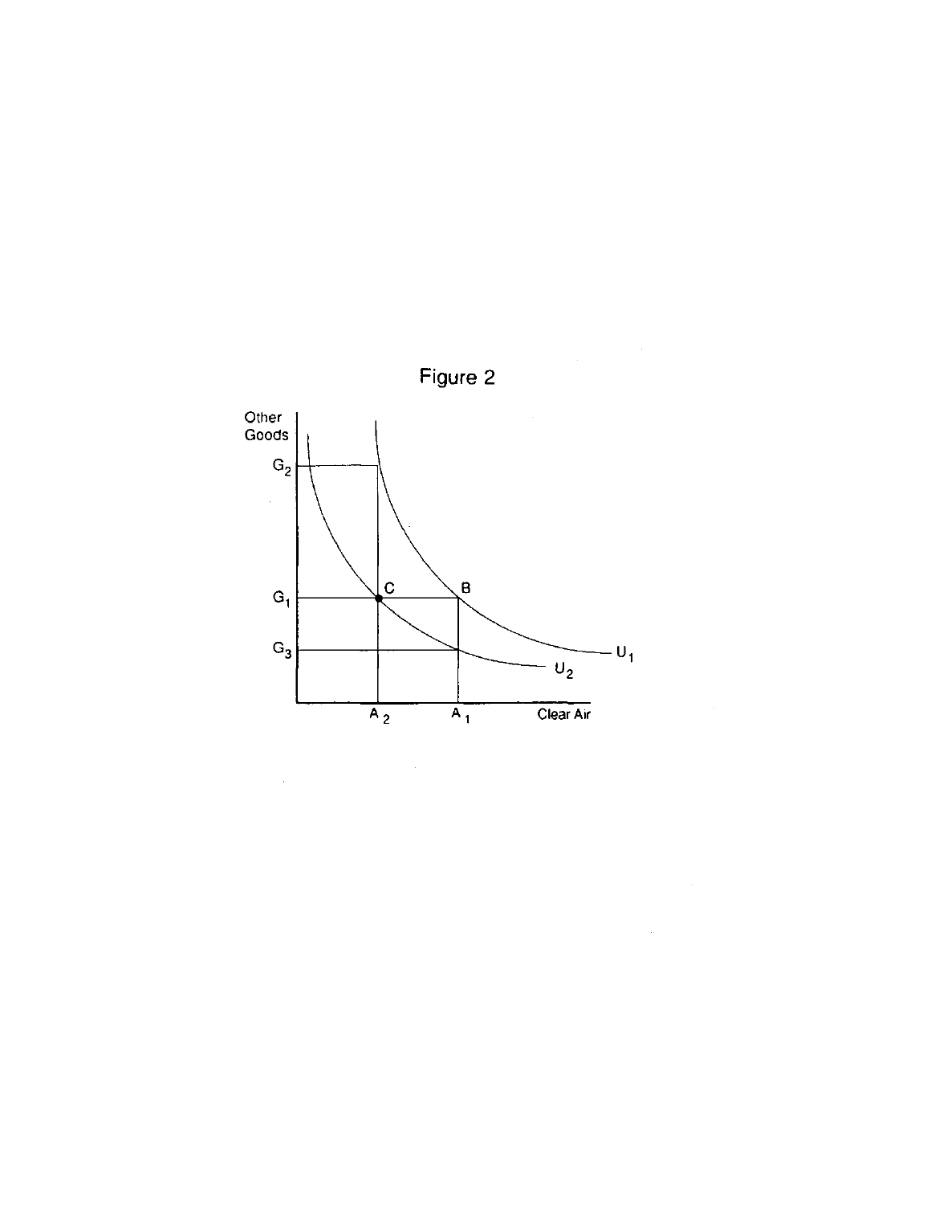Figure 2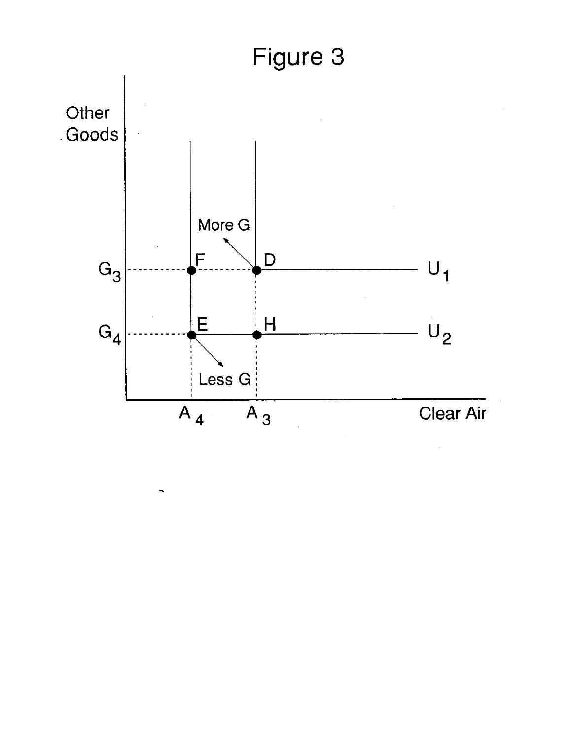# Figure 3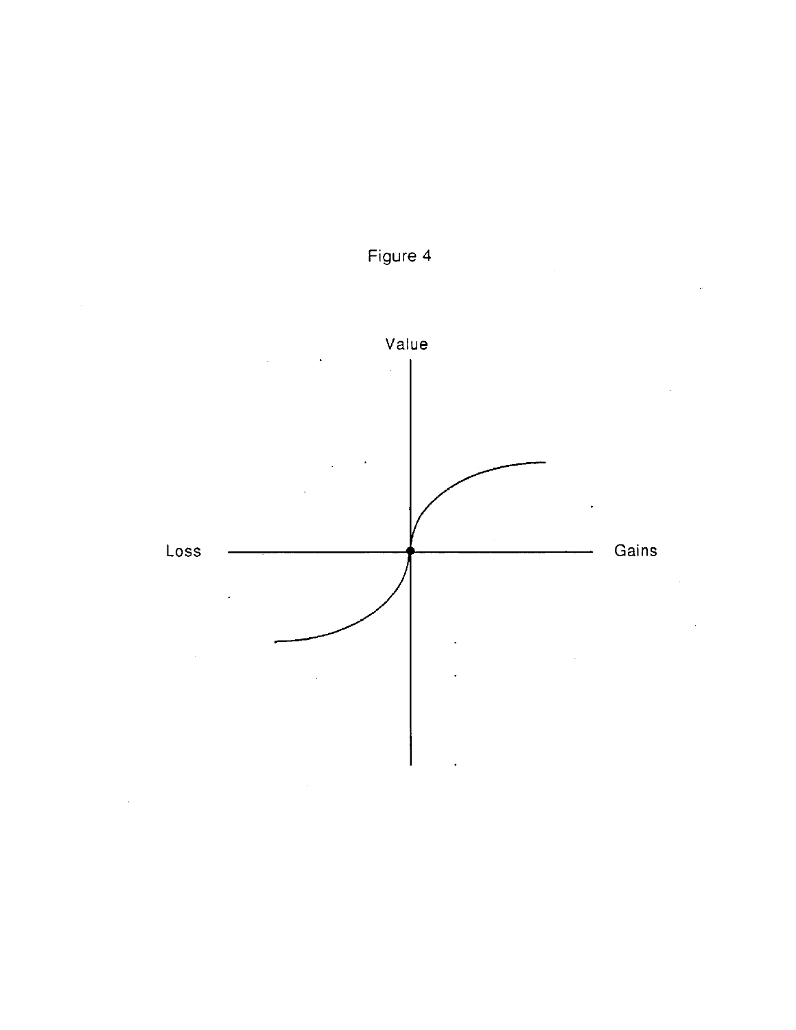Figure 4

Value

Loss

Gains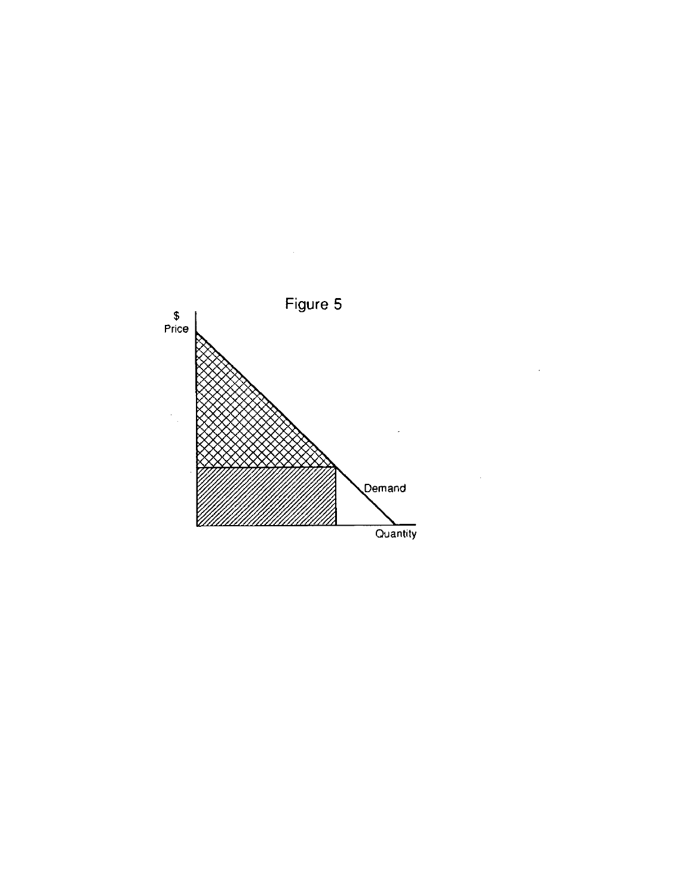Figure 5

$
Price

Demand

Quantity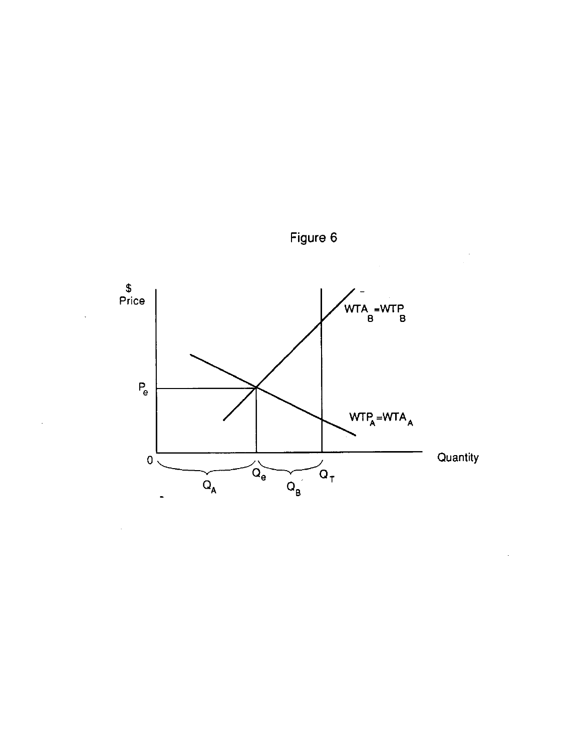Figure 6

$ Price

$P_e$

$WTA_B = WTP_B$

$WTP_A = WTA_A$

0

Quantity

$Q_e$

$Q_T$

$Q_A$

$Q_B$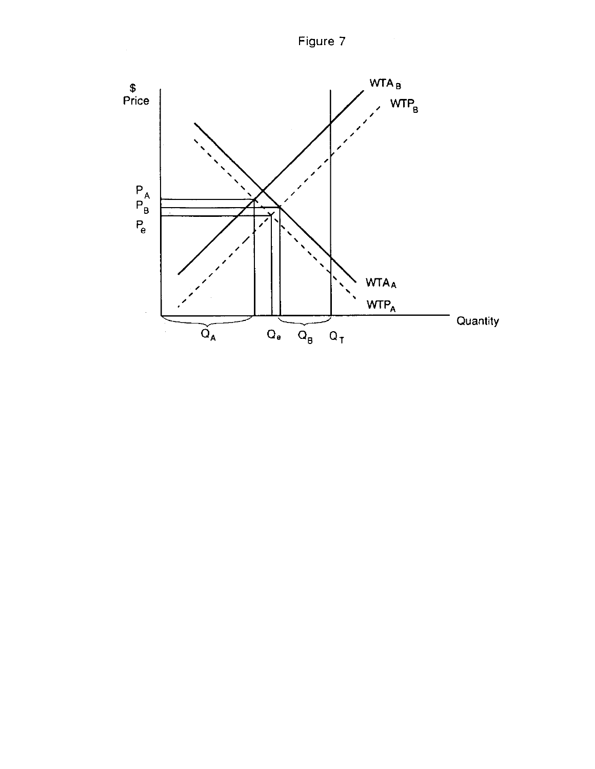Figure 7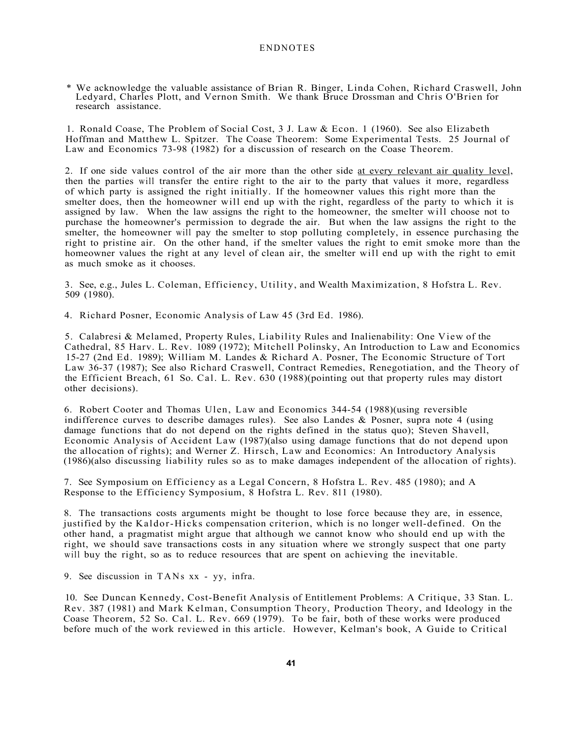# ENDNOTES

\* We acknowledge the valuable assistance of Brian R. Binger, Linda Cohen, Richard Craswell, John Ledyard, Charles Plott, and Vernon Smith. We thank Bruce Drossman and Chris O'Brien for research assistance.

1. Ronald Coase, The Problem of Social Cost, 3 J. Law & Econ. 1 (1960). See also Elizabeth Hoffman and Matthew L. Spitzer. The Coase Theorem: Some Experimental Tests. 25 Journal of Law and Economics 73-98 (1982) for a discussion of research on the Coase Theorem.

2. If one side values control of the air more than the other side at every relevant air quality level, then the parties will transfer the entire right to the air to the party that values it more, regardless of which party is assigned the right initially. If the homeowner values this right more than the smelter does, then the homeowner will end up with the right, regardless of the party to which it is assigned by law. When the law assigns the right to the homeowner, the smelter will choose not to purchase the homeowner's permission to degrade the air. But when the law assigns the right to the smelter, the homeowner will pay the smelter to stop polluting completely, in essence purchasing the right to pristine air. On the other hand, if the smelter values the right to emit smoke more than the homeowner values the right at any level of clean air, the smelter will end up with the right to emit as much smoke as it chooses.

3. See, e.g., Jules L. Coleman, Efficiency, Utility, and Wealth Maximization, 8 Hofstra L. Rev. 509 (1980).

4. Richard Posner, Economic Analysis of Law 45 (3rd Ed. 1986).

5. Calabresi & Melamed, Property Rules, Liability Rules and Inalienability: One View of the Cathedral, 85 Harv. L. Rev. 1089 (1972); Mitchell Polinsky, An Introduction to Law and Economics 15-27 (2nd Ed. 1989); William M. Landes & Richard A. Posner, The Economic Structure of Tort Law 36-37 (1987); See also Richard Craswell, Contract Remedies, Renegotiation, and the Theory of the Efficient Breach, 61 So. Cal. L. Rev. 630 (1988)(pointing out that property rules may distort other decisions).

6. Robert Cooter and Thomas Ulen, Law and Economics 344-54 (1988)(using reversible indifference curves to describe damages rules). See also Landes & Posner, supra note 4 (using damage functions that do not depend on the rights defined in the status quo); Steven Shavell, Economic Analysis of Accident Law (1987)(also using damage functions that do not depend upon the allocation of rights); and Werner Z. Hirsch, Law and Economics: An Introductory Analysis (1986)(also discussing liability rules so as to make damages independent of the allocation of rights).

7. See Symposium on Efficiency as a Legal Concern, 8 Hofstra L. Rev. 485 (1980); and A Response to the Efficiency Symposium, 8 Hofstra L. Rev. 811 (1980).

8. The transactions costs arguments might be thought to lose force because they are, in essence, justified by the Kaldor-Hicks compensation criterion, which is no longer well-defined. On the other hand, a pragmatist might argue that although we cannot know who should end up with the right, we should save transactions costs in any situation where we strongly suspect that one party will buy the right, so as to reduce resources that are spent on achieving the inevitable.

9. See discussion in TANs xx - yy, infra.

10. See Duncan Kennedy, Cost-Benefit Analysis of Entitlement Problems: A Critique, 33 Stan. L. Rev. 387 (1981) and Mark Kelman, Consumption Theory, Production Theory, and Ideology in the Coase Theorem, 52 So. Cal. L. Rev. 669 (1979). To be fair, both of these works were produced before much of the work reviewed in this article. However, Kelman's book, A Guide to Critical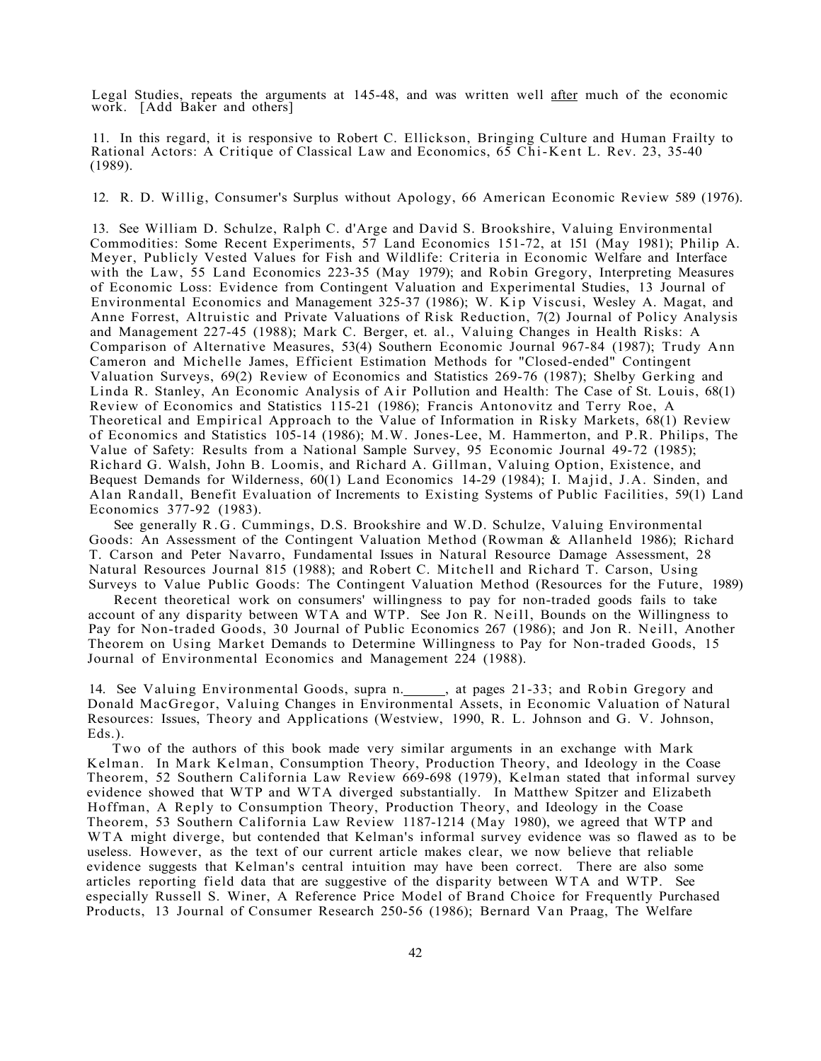Legal Studies, repeats the arguments at 145-48, and was written well <u>after</u> much of the economic work. [Add Baker and others]

11. In this regard, it is responsive to Robert C. Ellickson, Bringing Culture and Human Frailty to Rational Actors: A Critique of Classical Law and Economics, 65 Chi-Kent L. Rev. 23, 35-40 (1989).

12. R. D. Willig, Consumer's Surplus without Apology, 66 American Economic Review 589 (1976).

13. See William D. Schulze, Ralph C. d'Arge and David S. Brookshire, Valuing Environmental Commodities: Some Recent Experiments, 57 Land Economics 151-72, at 151 (May 1981); Philip A. Meyer, Publicly Vested Values for Fish and Wildlife: Criteria in Economic Welfare and Interface with the Law, 55 Land Economics 223-35 (May 1979); and Robin Gregory, Interpreting Measures of Economic Loss: Evidence from Contingent Valuation and Experimental Studies, 13 Journal of Environmental Economics and Management 325-37 (1986); W. Kip Viscusi, Wesley A. Magat, and Anne Forrest, Altruistic and Private Valuations of Risk Reduction, 7(2) Journal of Policy Analysis and Management 227-45 (1988); Mark C. Berger, et. al., Valuing Changes in Health Risks: A Comparison of Alternative Measures, 53(4) Southern Economic Journal 967-84 (1987); Trudy Ann Cameron and Michelle James, Efficient Estimation Methods for "Closed-ended" Contingent Valuation Surveys, 69(2) Review of Economics and Statistics 269-76 (1987); Shelby Gerking and Linda R. Stanley, An Economic Analysis of Air Pollution and Health: The Case of St. Louis, 68(1) Review of Economics and Statistics 115-21 (1986); Francis Antonovitz and Terry Roe, A Theoretical and Empirical Approach to the Value of Information in Risky Markets, 68(1) Review of Economics and Statistics 105-14 (1986); M.W. Jones-Lee, M. Hammerton, and P.R. Philips, The Value of Safety: Results from a National Sample Survey, 95 Economic Journal 49-72 (1985); Richard G. Walsh, John B. Loomis, and Richard A. Gillman, Valuing Option, Existence, and Bequest Demands for Wilderness, 60(1) Land Economics 14-29 (1984); I. Majid, J.A. Sinden, and Alan Randall, Benefit Evaluation of Increments to Existing Systems of Public Facilities, 59(1) Land Economics 377-92 (1983).

See generally R.G. Cummings, D.S. Brookshire and W.D. Schulze, Valuing Environmental Goods: An Assessment of the Contingent Valuation Method (Rowman & Allanheld 1986); Richard T. Carson and Peter Navarro, Fundamental Issues in Natural Resource Damage Assessment, 28 Natural Resources Journal 815 (1988); and Robert C. Mitchell and Richard T. Carson, Using Surveys to Value Public Goods: The Contingent Valuation Method (Resources for the Future, 1989)

Recent theoretical work on consumers' willingness to pay for non-traded goods fails to take account of any disparity between WTA and WTP. See Jon R. Neill, Bounds on the Willingness to Pay for Non-traded Goods, 30 Journal of Public Economics 267 (1986); and Jon R. Neill, Another Theorem on Using Market Demands to Determine Willingness to Pay for Non-traded Goods, 15 Journal of Environmental Economics and Management 224 (1988).

14. See Valuing Environmental Goods, supra n.______, at pages 21-33; and Robin Gregory and Donald MacGregor, Valuing Changes in Environmental Assets, in Economic Valuation of Natural Resources: Issues, Theory and Applications (Westview, 1990, R. L. Johnson and G. V. Johnson, Eds.).

Two of the authors of this book made very similar arguments in an exchange with Mark Kelman. In Mark Kelman, Consumption Theory, Production Theory, and Ideology in the Coase Theorem, 52 Southern California Law Review 669-698 (1979), Kelman stated that informal survey evidence showed that WTP and WTA diverged substantially. In Matthew Spitzer and Elizabeth Hoffman, A Reply to Consumption Theory, Production Theory, and Ideology in the Coase Theorem, 53 Southern California Law Review 1187-1214 (May 1980), we agreed that WTP and WTA might diverge, but contended that Kelman's informal survey evidence was so flawed as to be useless. However, as the text of our current article makes clear, we now believe that reliable evidence suggests that Kelman's central intuition may have been correct. There are also some articles reporting field data that are suggestive of the disparity between WTA and WTP. See especially Russell S. Winer, A Reference Price Model of Brand Choice for Frequently Purchased Products, 13 Journal of Consumer Research 250-56 (1986); Bernard Van Praag, The Welfare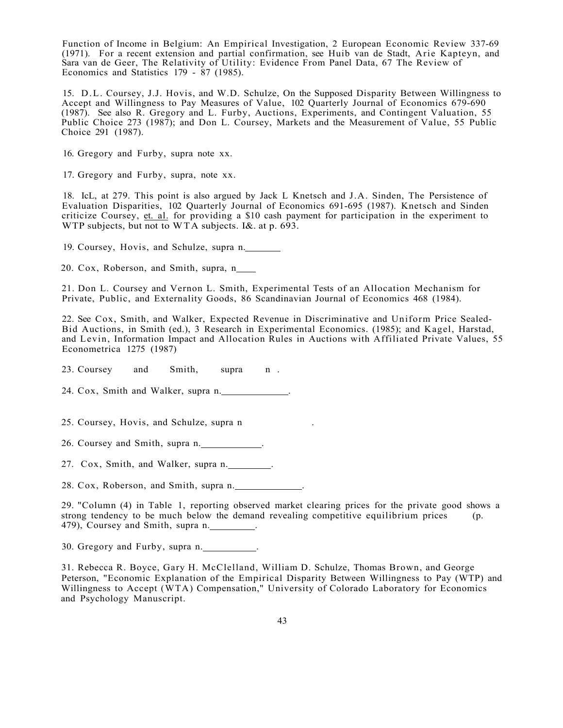Function of Income in Belgium: An Empirical Investigation, 2 European Economic Review 337-69 (1971). For a recent extension and partial confirmation, see Huib van de Stadt, Arie Kapteyn, and Sara van de Geer, The Relativity of Utility: Evidence From Panel Data, 67 The Review of Economics and Statistics 179 - 87 (1985).

15. D.L. Coursey, J.J. Hovis, and W.D. Schulze, On the Supposed Disparity Between Willingness to Accept and Willingness to Pay Measures of Value, 102 Quarterly Journal of Economics 679-690 (1987). See also R. Gregory and L. Furby, Auctions, Experiments, and Contingent Valuation, 55 Public Choice 273 (1987); and Don L. Coursey, Markets and the Measurement of Value, 55 Public Choice 291 (1987).

16. Gregory and Furby, supra note xx.

17. Gregory and Furby, supra, note xx.

18. IcL, at 279. This point is also argued by Jack L Knetsch and J.A. Sinden, The Persistence of Evaluation Disparities, 102 Quarterly Journal of Economics 691-695 (1987). Knetsch and Sinden criticize Coursey, et. al. for providing a $10 cash payment for participation in the experiment to WTP subjects, but not to WTA subjects. I&. at p. 693.

19. Coursey, Hovis, and Schulze, supra n.\_\_\_\_\_\_\_

20. Cox, Roberson, and Smith, supra, n\_\_\_\_

21. Don L. Coursey and Vernon L. Smith, Experimental Tests of an Allocation Mechanism for Private, Public, and Externality Goods, 86 Scandinavian Journal of Economics 468 (1984).

22. See Cox, Smith, and Walker, Expected Revenue in Discriminative and Uniform Price Sealed-Bid Auctions, in Smith (ed.), 3 Research in Experimental Economics. (1985); and Kagel, Harstad, and Levin, Information Impact and Allocation Rules in Auctions with Affiliated Private Values, 55 Econometrica 1275 (1987)

23. Coursey and Smith, supra n .

24. Cox, Smith and Walker, supra n.\_\_\_\_\_\_\_\_\_\_\_\_\_.

25. Coursey, Hovis, and Schulze, supra n .

26. Coursey and Smith, supra n.\_\_\_\_\_\_\_\_\_\_\_\_.

27. Cox, Smith, and Walker, supra n.\_\_\_\_\_\_\_\_\_.

28. Cox, Roberson, and Smith, supra n.\_\_\_\_\_\_\_\_\_\_\_\_\_.

29. "Column (4) in Table 1, reporting observed market clearing prices for the private good shows a strong tendency to be much below the demand revealing competitive equilibrium prices (p. 479), Coursey and Smith, supra n.\_\_\_\_\_\_\_\_\_.

30. Gregory and Furby, supra n.\_\_\_\_\_\_\_\_\_\_\_.

31. Rebecca R. Boyce, Gary H. McClelland, William D. Schulze, Thomas Brown, and George Peterson, "Economic Explanation of the Empirical Disparity Between Willingness to Pay (WTP) and Willingness to Accept (WTA) Compensation," University of Colorado Laboratory for Economics and Psychology Manuscript.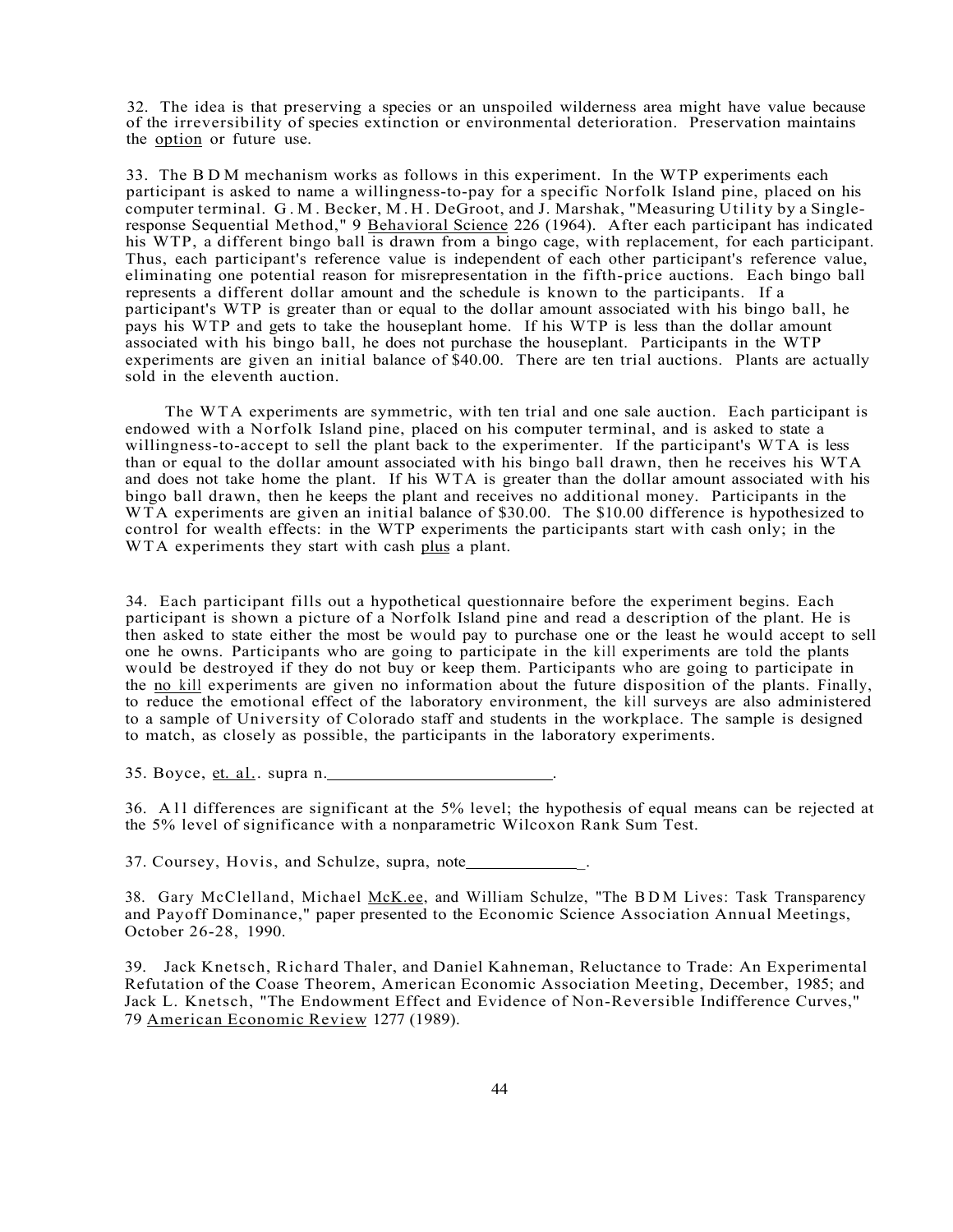32. The idea is that preserving a species or an unspoiled wilderness area might have value because of the irreversibility of species extinction or environmental deterioration. Preservation maintains the option or future use.

33. The BDM mechanism works as follows in this experiment. In the WTP experiments each participant is asked to name a willingness-to-pay for a specific Norfolk Island pine, placed on his computer terminal. G.M. Becker, M.H. DeGroot, and J. Marshak, "Measuring Utility by a Single-response Sequential Method," 9 Behavioral Science 226 (1964). After each participant has indicated his WTP, a different bingo ball is drawn from a bingo cage, with replacement, for each participant. Thus, each participant's reference value is independent of each other participant's reference value, eliminating one potential reason for misrepresentation in the fifth-price auctions. Each bingo ball represents a different dollar amount and the schedule is known to the participants. If a participant's WTP is greater than or equal to the dollar amount associated with his bingo ball, he pays his WTP and gets to take the houseplant home. If his WTP is less than the dollar amount associated with his bingo ball, he does not purchase the houseplant. Participants in the WTP experiments are given an initial balance of $40.00. There are ten trial auctions. Plants are actually sold in the eleventh auction.

The WTA experiments are symmetric, with ten trial and one sale auction. Each participant is endowed with a Norfolk Island pine, placed on his computer terminal, and is asked to state a willingness-to-accept to sell the plant back to the experimenter. If the participant's WTA is less than or equal to the dollar amount associated with his bingo ball drawn, then he receives his WTA and does not take home the plant. If his WTA is greater than the dollar amount associated with his bingo ball drawn, then he keeps the plant and receives no additional money. Participants in the WTA experiments are given an initial balance of $30.00. The $10.00 difference is hypothesized to control for wealth effects: in the WTP experiments the participants start with cash only; in the WTA experiments they start with cash plus a plant.

34. Each participant fills out a hypothetical questionnaire before the experiment begins. Each participant is shown a picture of a Norfolk Island pine and read a description of the plant. He is then asked to state either the most be would pay to purchase one or the least he would accept to sell one he owns. Participants who are going to participate in the kill experiments are told the plants would be destroyed if they do not buy or keep them. Participants who are going to participate in the no kill experiments are given no information about the future disposition of the plants. Finally, to reduce the emotional effect of the laboratory environment, the kill surveys are also administered to a sample of University of Colorado staff and students in the workplace. The sample is designed to match, as closely as possible, the participants in the laboratory experiments.

35. Boyce, et. al.. supra n.\_\_\_\_\_\_\_\_\_\_\_\_\_\_\_\_\_\_\_\_\_\_\_\_\_\_.

36. All differences are significant at the 5% level; the hypothesis of equal means can be rejected at the 5% level of significance with a nonparametric Wilcoxon Rank Sum Test.

37. Coursey, Hovis, and Schulze, supra, note\_\_\_\_\_\_\_\_\_\_\_\_\_.

38. Gary McClelland, Michael McKee, and William Schulze, "The BDM Lives: Task Transparency and Payoff Dominance," paper presented to the Economic Science Association Annual Meetings, October 26-28, 1990.

39. Jack Knetsch, Richard Thaler, and Daniel Kahneman, Reluctance to Trade: An Experimental Refutation of the Coase Theorem, American Economic Association Meeting, December, 1985; and Jack L. Knetsch, "The Endowment Effect and Evidence of Non-Reversible Indifference Curves," 79 American Economic Review 1277 (1989).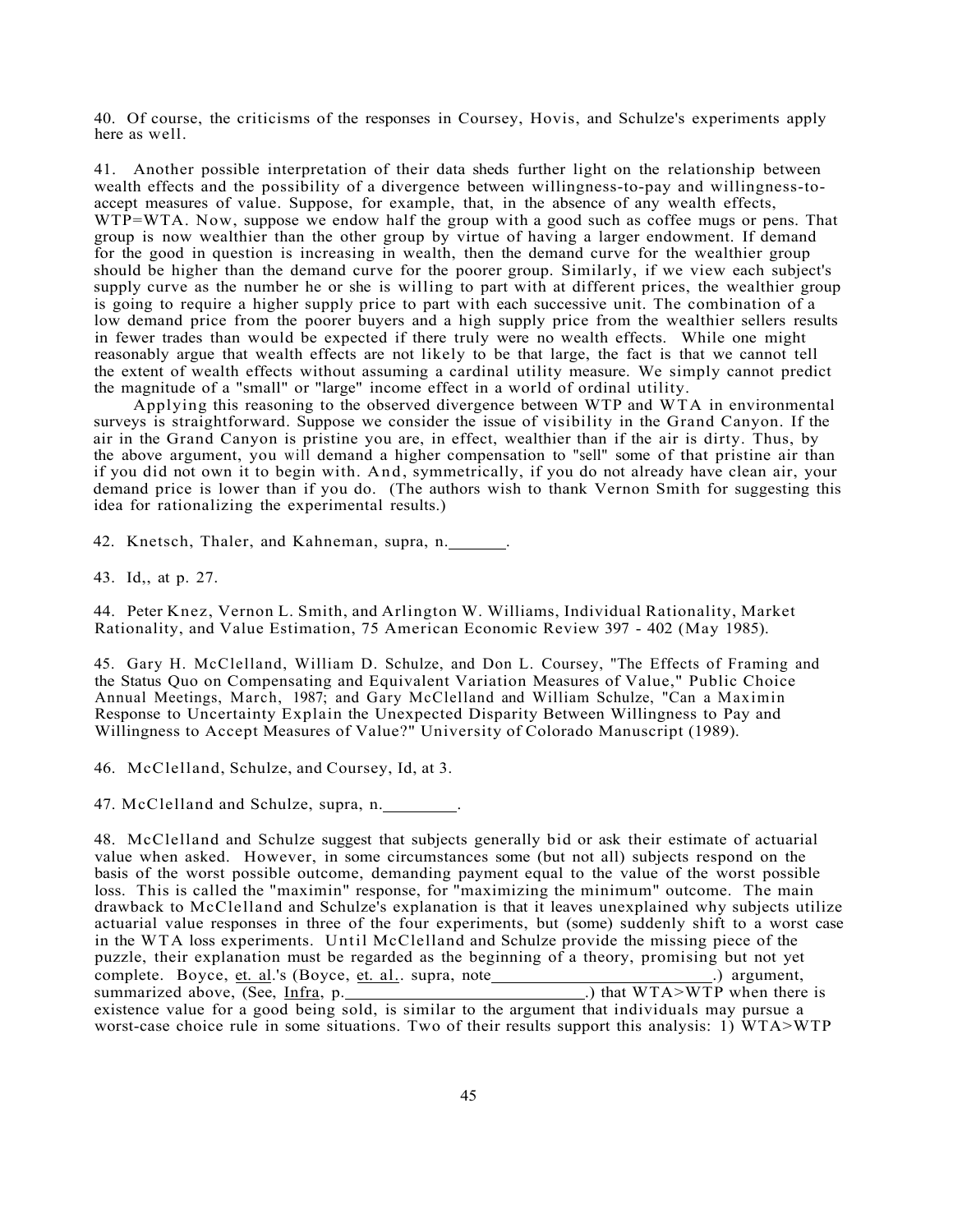40. Of course, the criticisms of the responses in Coursey, Hovis, and Schulze's experiments apply here as well.

41. Another possible interpretation of their data sheds further light on the relationship between wealth effects and the possibility of a divergence between willingness-to-pay and willingness-to-accept measures of value. Suppose, for example, that, in the absence of any wealth effects, WTP=WTA. Now, suppose we endow half the group with a good such as coffee mugs or pens. That group is now wealthier than the other group by virtue of having a larger endowment. If demand for the good in question is increasing in wealth, then the demand curve for the wealthier group should be higher than the demand curve for the poorer group. Similarly, if we view each subject's supply curve as the number he or she is willing to part with at different prices, the wealthier group is going to require a higher supply price to part with each successive unit. The combination of a low demand price from the poorer buyers and a high supply price from the wealthier sellers results in fewer trades than would be expected if there truly were no wealth effects. While one might reasonably argue that wealth effects are not likely to be that large, the fact is that we cannot tell the extent of wealth effects without assuming a cardinal utility measure. We simply cannot predict the magnitude of a "small" or "large" income effect in a world of ordinal utility.

Applying this reasoning to the observed divergence between WTP and WTA in environmental surveys is straightforward. Suppose we consider the issue of visibility in the Grand Canyon. If the air in the Grand Canyon is pristine you are, in effect, wealthier than if the air is dirty. Thus, by the above argument, you will demand a higher compensation to "sell" some of that pristine air than if you did not own it to begin with. And, symmetrically, if you do not already have clean air, your demand price is lower than if you do. (The authors wish to thank Vernon Smith for suggesting this idea for rationalizing the experimental results.)

42. Knetsch, Thaler, and Kahneman, supra, n.\_\_\_\_\_\_\_.

43. Id,, at p. 27.

44. Peter Knez, Vernon L. Smith, and Arlington W. Williams, Individual Rationality, Market Rationality, and Value Estimation, 75 American Economic Review 397 - 402 (May 1985).

45. Gary H. McClelland, William D. Schulze, and Don L. Coursey, "The Effects of Framing and the Status Quo on Compensating and Equivalent Variation Measures of Value," Public Choice Annual Meetings, March, 1987; and Gary McClelland and William Schulze, "Can a Maximin Response to Uncertainty Explain the Unexpected Disparity Between Willingness to Pay and Willingness to Accept Measures of Value?" University of Colorado Manuscript (1989).

46. McClelland, Schulze, and Coursey, Id, at 3.

47. McClelland and Schulze, supra, n.\_\_\_\_\_\_\_\_\_.

48. McClelland and Schulze suggest that subjects generally bid or ask their estimate of actuarial value when asked. However, in some circumstances some (but not all) subjects respond on the basis of the worst possible outcome, demanding payment equal to the value of the worst possible loss. This is called the "maximin" response, for "maximizing the minimum" outcome. The main drawback to McClelland and Schulze's explanation is that it leaves unexplained why subjects utilize actuarial value responses in three of the four experiments, but (some) suddenly shift to a worst case in the WTA loss experiments. Until McClelland and Schulze provide the missing piece of the puzzle, their explanation must be regarded as the beginning of a theory, promising but not yet complete. Boyce, <u>et. al</u>.'s (Boyce, <u>et. al.</u>. supra, note\_\_\_\_\_\_\_\_\_\_\_\_\_\_\_\_\_\_\_\_\_\_\_\_\_\_.) argument, summarized above, (See, <u>Infra</u>, p.\_\_\_\_\_\_\_\_\_\_\_\_\_\_\_\_\_\_\_\_\_\_\_\_\_\_\_\_.) that WTA>WTP when there is existence value for a good being sold, is similar to the argument that individuals may pursue a worst-case choice rule in some situations. Two of their results support this analysis: 1) WTA>WTP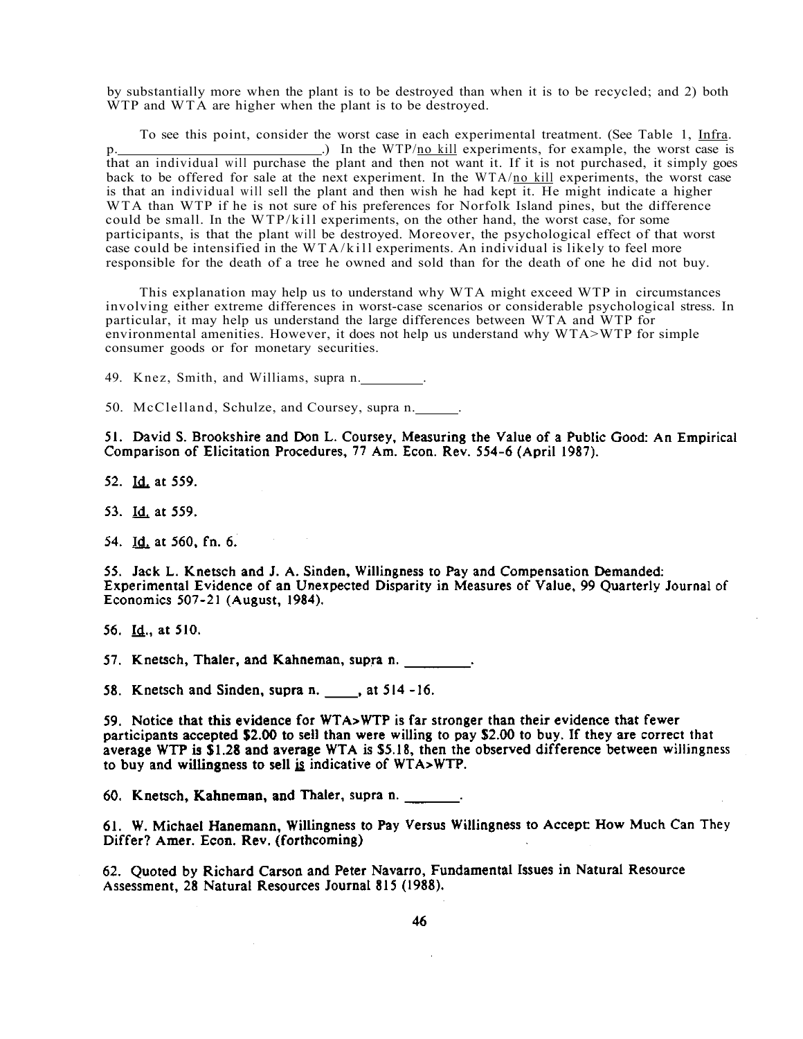by substantially more when the plant is to be destroyed than when it is to be recycled; and 2) both WTP and WTA are higher when the plant is to be destroyed.

To see this point, consider the worst case in each experimental treatment. (See Table 1, Infra. p.____________________________.) In the WTP/no kill experiments, for example, the worst case is that an individual will purchase the plant and then not want it. If it is not purchased, it simply goes back to be offered for sale at the next experiment. In the WTA/no kill experiments, the worst case is that an individual will sell the plant and then wish he had kept it. He might indicate a higher WTA than WTP if he is not sure of his preferences for Norfolk Island pines, but the difference could be small. In the WTP/kill experiments, on the other hand, the worst case, for some participants, is that the plant will be destroyed. Moreover, the psychological effect of that worst case could be intensified in the WTA/kill experiments. An individual is likely to feel more responsible for the death of a tree he owned and sold than for the death of one he did not buy.

This explanation may help us to understand why WTA might exceed WTP in circumstances involving either extreme differences in worst-case scenarios or considerable psychological stress. In particular, it may help us understand the large differences between WTA and WTP for environmental amenities. However, it does not help us understand why WTA>WTP for simple consumer goods or for monetary securities.

49. Knez, Smith, and Williams, supra n.________.

50. McClelland, Schulze, and Coursey, supra n.______.

51. David S. Brookshire and Don L. Coursey, Measuring the Value of a Public Good: An Empirical Comparison of Elicitation Procedures, 77 Am. Econ. Rev. 554-6 (April 1987).

52. Id. at 559.

53. Id. at 559.

54. Id. at 560, fn. 6.

55. Jack L. Knetsch and J. A. Sinden, Willingness to Pay and Compensation Demanded: Experimental Evidence of an Unexpected Disparity in Measures of Value, 99 Quarterly Journal of Economics 507-21 (August, 1984).

56. Id., at 510.

57. Knetsch, Thaler, and Kahneman, supra n. _________.

58. Knetsch and Sinden, supra n. _____, at 514 -16.

59. Notice that this evidence for WTA>WTP is far stronger than their evidence that fewer participants accepted $2.00 to sell than were willing to pay $2.00 to buy. If they are correct that average WTP is $1.28 and average WTA is $5.18, then the observed difference between willingness to buy and willingness to sell is indicative of WTA>WTP.

60. Knetsch, Kahneman, and Thaler, supra n. ________.

61. W. Michael Hanemann, Willingness to Pay Versus Willingness to Accept: How Much Can They Differ? Amer. Econ. Rev. (forthcoming)

62. Quoted by Richard Carson and Peter Navarro, Fundamental Issues in Natural Resource Assessment, 28 Natural Resources Journal 815 (1988).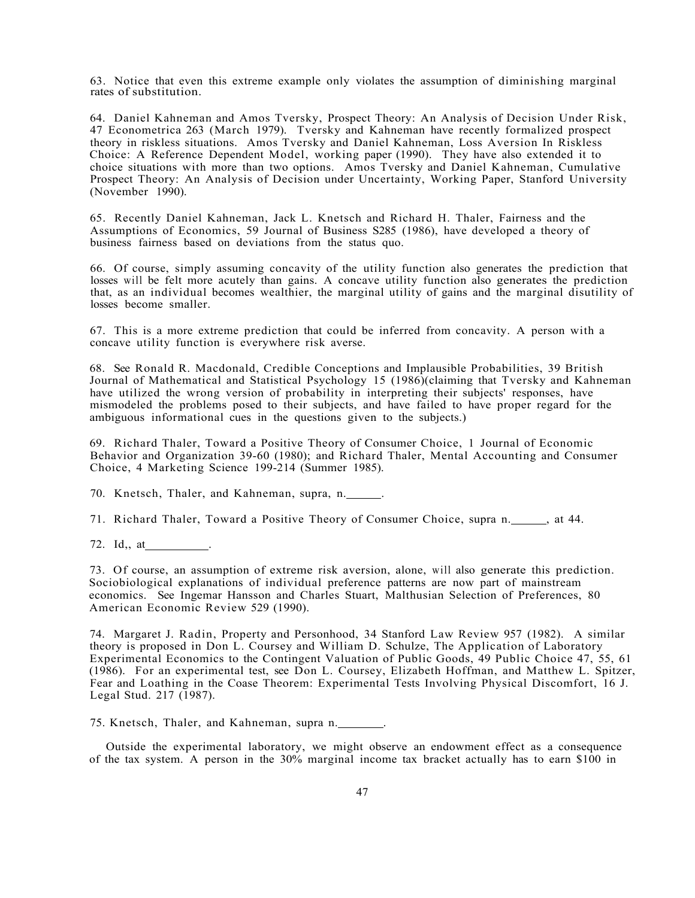63. Notice that even this extreme example only violates the assumption of diminishing marginal rates of substitution.

64. Daniel Kahneman and Amos Tversky, Prospect Theory: An Analysis of Decision Under Risk, 47 Econometrica 263 (March 1979). Tversky and Kahneman have recently formalized prospect theory in riskless situations. Amos Tversky and Daniel Kahneman, Loss Aversion In Riskless Choice: A Reference Dependent Model, working paper (1990). They have also extended it to choice situations with more than two options. Amos Tversky and Daniel Kahneman, Cumulative Prospect Theory: An Analysis of Decision under Uncertainty, Working Paper, Stanford University (November 1990).

65. Recently Daniel Kahneman, Jack L. Knetsch and Richard H. Thaler, Fairness and the Assumptions of Economics, 59 Journal of Business S285 (1986), have developed a theory of business fairness based on deviations from the status quo.

66. Of course, simply assuming concavity of the utility function also generates the prediction that losses will be felt more acutely than gains. A concave utility function also generates the prediction that, as an individual becomes wealthier, the marginal utility of gains and the marginal disutility of losses become smaller.

67. This is a more extreme prediction that could be inferred from concavity. A person with a concave utility function is everywhere risk averse.

68. See Ronald R. Macdonald, Credible Conceptions and Implausible Probabilities, 39 British Journal of Mathematical and Statistical Psychology 15 (1986)(claiming that Tversky and Kahneman have utilized the wrong version of probability in interpreting their subjects' responses, have mismodeled the problems posed to their subjects, and have failed to have proper regard for the ambiguous informational cues in the questions given to the subjects.)

69. Richard Thaler, Toward a Positive Theory of Consumer Choice, 1 Journal of Economic Behavior and Organization 39-60 (1980); and Richard Thaler, Mental Accounting and Consumer Choice, 4 Marketing Science 199-214 (Summer 1985).

70. Knetsch, Thaler, and Kahneman, supra, n.\_\_\_\_\_\_.

71. Richard Thaler, Toward a Positive Theory of Consumer Choice, supra n.\_\_\_\_\_\_, at 44.

72. Id,, at\_\_\_\_\_\_\_\_\_\_.

73. Of course, an assumption of extreme risk aversion, alone, will also generate this prediction. Sociobiological explanations of individual preference patterns are now part of mainstream economics. See Ingemar Hansson and Charles Stuart, Malthusian Selection of Preferences, 80 American Economic Review 529 (1990).

74. Margaret J. Radin, Property and Personhood, 34 Stanford Law Review 957 (1982). A similar theory is proposed in Don L. Coursey and William D. Schulze, The Application of Laboratory Experimental Economics to the Contingent Valuation of Public Goods, 49 Public Choice 47, 55, 61 (1986). For an experimental test, see Don L. Coursey, Elizabeth Hoffman, and Matthew L. Spitzer, Fear and Loathing in the Coase Theorem: Experimental Tests Involving Physical Discomfort, 16 J. Legal Stud. 217 (1987).

75. Knetsch, Thaler, and Kahneman, supra n.\_\_\_\_\_\_\_\_.

Outside the experimental laboratory, we might observe an endowment effect as a consequence of the tax system. A person in the 30% marginal income tax bracket actually has to earn $100 in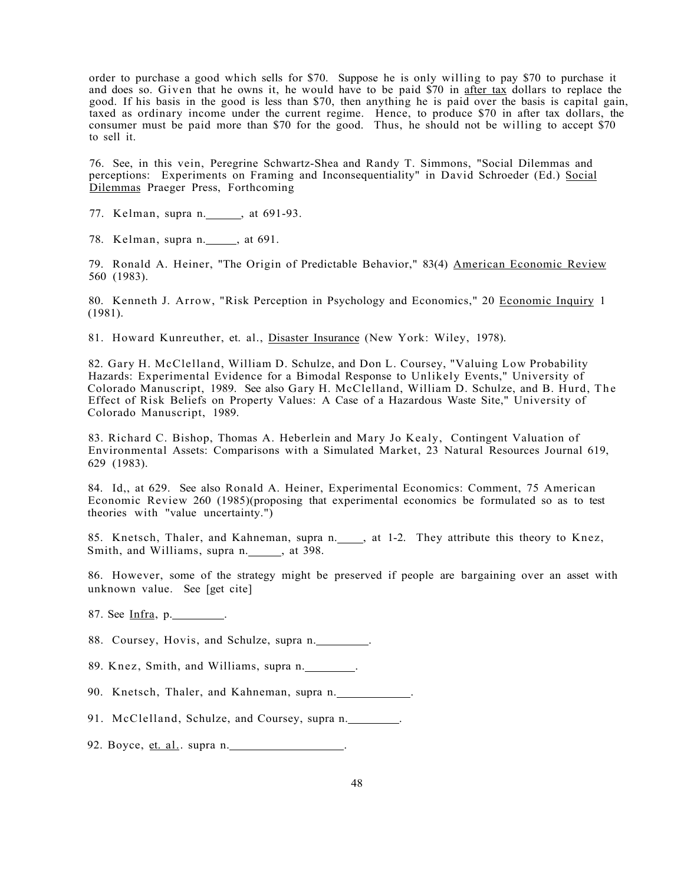order to purchase a good which sells for $70. Suppose he is only willing to pay $70 to purchase it and does so. Given that he owns it, he would have to be paid $70 in <u>after tax</u> dollars to replace the good. If his basis in the good is less than $70, then anything he is paid over the basis is capital gain, taxed as ordinary income under the current regime. Hence, to produce $70 in after tax dollars, the consumer must be paid more than $70 for the good. Thus, he should not be willing to accept $70 to sell it.

76. See, in this vein, Peregrine Schwartz-Shea and Randy T. Simmons, "Social Dilemmas and perceptions: Experiments on Framing and Inconsequentiality" in David Schroeder (Ed.) <u>Social Dilemmas</u> Praeger Press, Forthcoming

77. Kelman, supra n.\_\_\_\_\_\_, at 691-93.

78. Kelman, supra n.\_\_\_\_\_, at 691.

79. Ronald A. Heiner, "The Origin of Predictable Behavior," 83(4) <u>American Economic Review</u> 560 (1983).

80. Kenneth J. Arrow, "Risk Perception in Psychology and Economics," 20 <u>Economic Inquiry</u> 1 (1981).

81. Howard Kunreuther, et. al., <u>Disaster Insurance</u> (New York: Wiley, 1978).

82. Gary H. McClelland, William D. Schulze, and Don L. Coursey, "Valuing Low Probability Hazards: Experimental Evidence for a Bimodal Response to Unlikely Events," University of Colorado Manuscript, 1989. See also Gary H. McClelland, William D. Schulze, and B. Hurd, The Effect of Risk Beliefs on Property Values: A Case of a Hazardous Waste Site," University of Colorado Manuscript, 1989.

83. Richard C. Bishop, Thomas A. Heberlein and Mary Jo Kealy, Contingent Valuation of Environmental Assets: Comparisons with a Simulated Market, 23 Natural Resources Journal 619, 629 (1983).

84. Id,, at 629. See also Ronald A. Heiner, Experimental Economics: Comment, 75 American Economic Review 260 (1985)(proposing that experimental economics be formulated so as to test theories with "value uncertainty.")

85. Knetsch, Thaler, and Kahneman, supra n.\_\_\_\_, at 1-2. They attribute this theory to Knez, Smith, and Williams, supra n.\_\_\_\_\_\_, at 398.

86. However, some of the strategy might be preserved if people are bargaining over an asset with unknown value. See [get cite]

87. See <u>Infra</u>, p.\_\_\_\_\_\_\_\_\_.

88. Coursey, Hovis, and Schulze, supra n.\_\_\_\_\_\_\_\_\_.

89. Knez, Smith, and Williams, supra n.\_\_\_\_\_\_\_\_\_.

90. Knetsch, Thaler, and Kahneman, supra n.\_\_\_\_\_\_\_\_\_\_\_\_.

91. McClelland, Schulze, and Coursey, supra n.\_\_\_\_\_\_\_\_\_.

92. Boyce, <u>et. al.</u>. supra n.\_\_\_\_\_\_\_\_\_\_\_\_\_\_\_\_\_\_\_.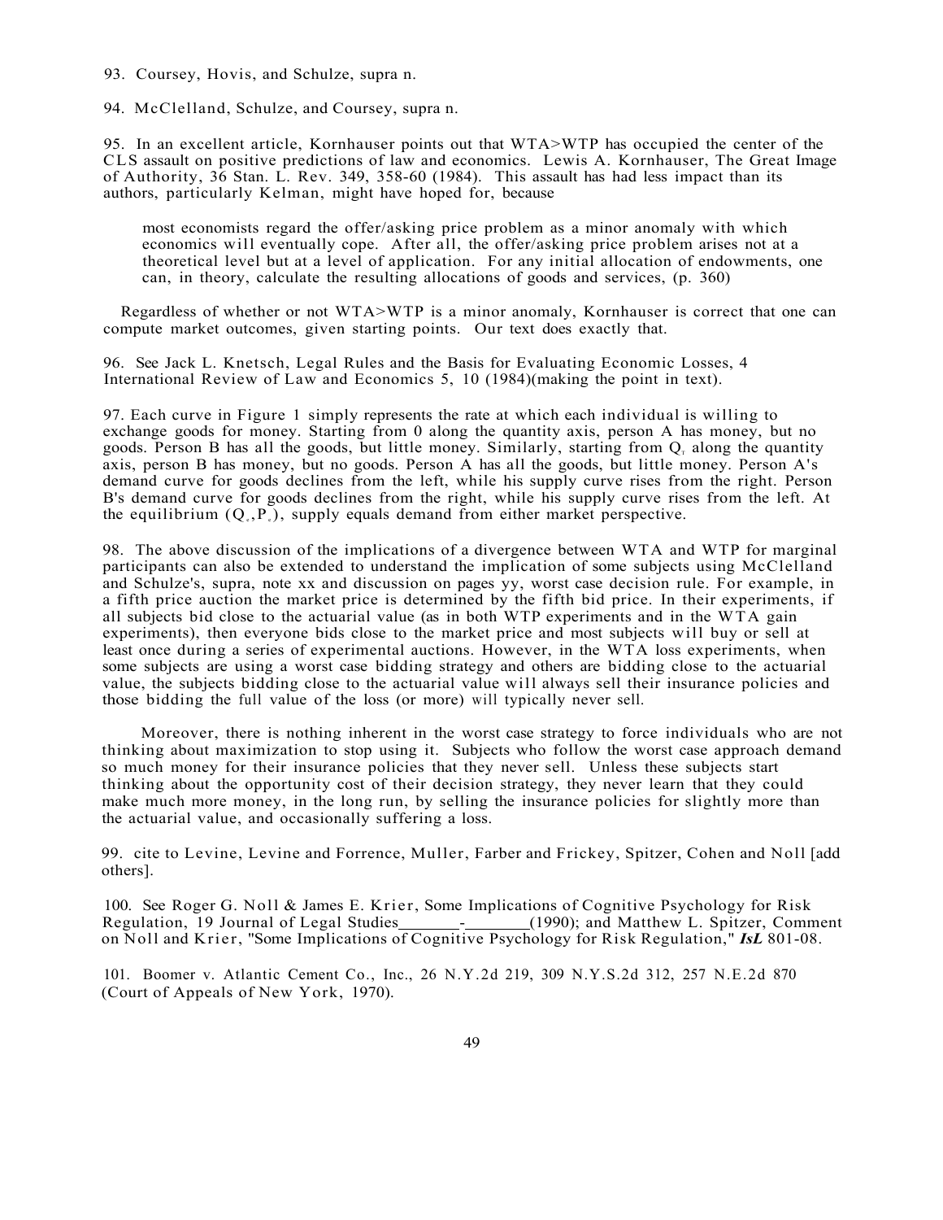93. Coursey, Hovis, and Schulze, supra n.

94. McClelland, Schulze, and Coursey, supra n.

95. In an excellent article, Kornhauser points out that WTA>WTP has occupied the center of the CLS assault on positive predictions of law and economics. Lewis A. Kornhauser, The Great Image of Authority, 36 Stan. L. Rev. 349, 358-60 (1984). This assault has had less impact than its authors, particularly Kelman, might have hoped for, because

> most economists regard the offer/asking price problem as a minor anomaly with which economics will eventually cope. After all, the offer/asking price problem arises not at a theoretical level but at a level of application. For any initial allocation of endowments, one can, in theory, calculate the resulting allocations of goods and services, (p. 360)

Regardless of whether or not WTA>WTP is a minor anomaly, Kornhauser is correct that one can compute market outcomes, given starting points. Our text does exactly that.

96. See Jack L. Knetsch, Legal Rules and the Basis for Evaluating Economic Losses, 4 International Review of Law and Economics 5, 10 (1984)(making the point in text).

97. Each curve in Figure 1 simply represents the rate at which each individual is willing to exchange goods for money. Starting from 0 along the quantity axis, person A has money, but no goods. Person B has all the goods, but little money. Similarly, starting from $Q_t$ along the quantity axis, person B has money, but no goods. Person A has all the goods, but little money. Person A's demand curve for goods declines from the left, while his supply curve rises from the right. Person B's demand curve for goods declines from the right, while his supply curve rises from the left. At the equilibrium $(Q_e, P_e)$, supply equals demand from either market perspective.

98. The above discussion of the implications of a divergence between WTA and WTP for marginal participants can also be extended to understand the implication of some subjects using McClelland and Schulze's, supra, note xx and discussion on pages yy, worst case decision rule. For example, in a fifth price auction the market price is determined by the fifth bid price. In their experiments, if all subjects bid close to the actuarial value (as in both WTP experiments and in the WTA gain experiments), then everyone bids close to the market price and most subjects will buy or sell at least once during a series of experimental auctions. However, in the WTA loss experiments, when some subjects are using a worst case bidding strategy and others are bidding close to the actuarial value, the subjects bidding close to the actuarial value will always sell their insurance policies and those bidding the full value of the loss (or more) will typically never sell.

Moreover, there is nothing inherent in the worst case strategy to force individuals who are not thinking about maximization to stop using it. Subjects who follow the worst case approach demand so much money for their insurance policies that they never sell. Unless these subjects start thinking about the opportunity cost of their decision strategy, they never learn that they could make much more money, in the long run, by selling the insurance policies for slightly more than the actuarial value, and occasionally suffering a loss.

99. cite to Levine, Levine and Forrence, Muller, Farber and Frickey, Spitzer, Cohen and Noll [add others].

100. See Roger G. Noll & James E. Krier, Some Implications of Cognitive Psychology for Risk Regulation, 19 Journal of Legal Studies\_\_\_\_\_\_\_-\_\_\_\_\_\_\_(1990); and Matthew L. Spitzer, Comment on Noll and Krier, "Some Implications of Cognitive Psychology for Risk Regulation," ***JsL*** 801-08.

101. Boomer v. Atlantic Cement Co., Inc., 26 N.Y.2d 219, 309 N.Y.S.2d 312, 257 N.E.2d 870 (Court of Appeals of New York, 1970).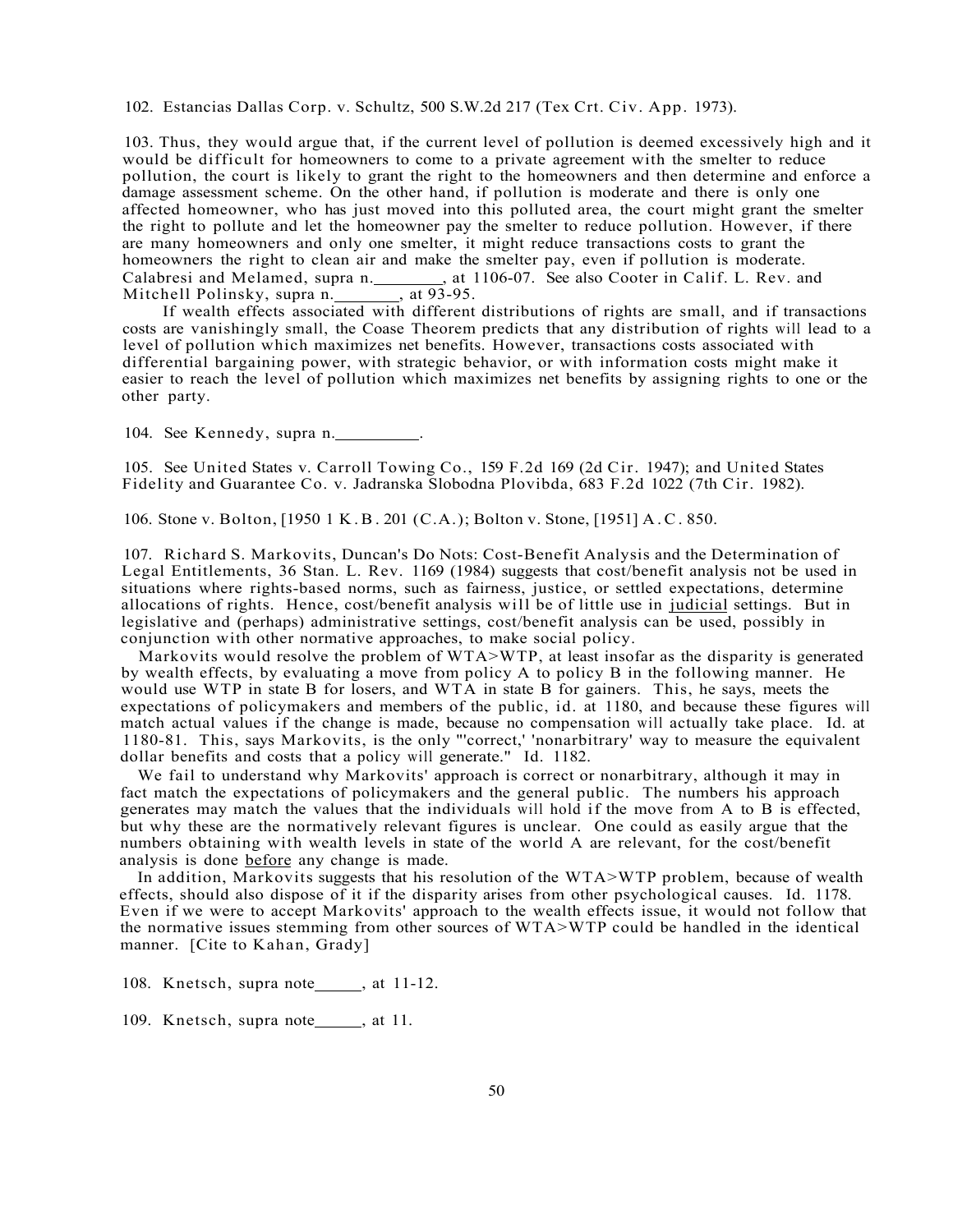102. Estancias Dallas Corp. v. Schultz, 500 S.W.2d 217 (Tex Crt. Civ. App. 1973).

103. Thus, they would argue that, if the current level of pollution is deemed excessively high and it would be difficult for homeowners to come to a private agreement with the smelter to reduce pollution, the court is likely to grant the right to the homeowners and then determine and enforce a damage assessment scheme. On the other hand, if pollution is moderate and there is only one affected homeowner, who has just moved into this polluted area, the court might grant the smelter the right to pollute and let the homeowner pay the smelter to reduce pollution. However, if there are many homeowners and only one smelter, it might reduce transactions costs to grant the homeowners the right to clean air and make the smelter pay, even if pollution is moderate. Calabresi and Melamed, supra n.________, at 1106-07. See also Cooter in Calif. L. Rev. and Mitchell Polinsky, supra n._______, at 93-95.

If wealth effects associated with different distributions of rights are small, and if transactions costs are vanishingly small, the Coase Theorem predicts that any distribution of rights will lead to a level of pollution which maximizes net benefits. However, transactions costs associated with differential bargaining power, with strategic behavior, or with information costs might make it easier to reach the level of pollution which maximizes net benefits by assigning rights to one or the other party.

104. See Kennedy, supra n.__________.

105. See United States v. Carroll Towing Co., 159 F.2d 169 (2d Cir. 1947); and United States Fidelity and Guarantee Co. v. Jadranska Slobodna Plovibda, 683 F.2d 1022 (7th Cir. 1982).

106. Stone v. Bolton, [1950 1 K.B. 201 (C.A.); Bolton v. Stone, [1951] A.C. 850.

107. Richard S. Markovits, Duncan's Do Nots: Cost-Benefit Analysis and the Determination of Legal Entitlements, 36 Stan. L. Rev. 1169 (1984) suggests that cost/benefit analysis not be used in situations where rights-based norms, such as fairness, justice, or settled expectations, determine allocations of rights. Hence, cost/benefit analysis will be of little use in judicial settings. But in legislative and (perhaps) administrative settings, cost/benefit analysis can be used, possibly in conjunction with other normative approaches, to make social policy.

Markovits would resolve the problem of WTA>WTP, at least insofar as the disparity is generated by wealth effects, by evaluating a move from policy A to policy B in the following manner. He would use WTP in state B for losers, and WTA in state B for gainers. This, he says, meets the expectations of policymakers and members of the public, id. at 1180, and because these figures will match actual values if the change is made, because no compensation will actually take place. Id. at 1180-81. This, says Markovits, is the only "'correct,' 'nonarbitrary' way to measure the equivalent dollar benefits and costs that a policy will generate." Id. 1182.

We fail to understand why Markovits' approach is correct or nonarbitrary, although it may in fact match the expectations of policymakers and the general public. The numbers his approach generates may match the values that the individuals will hold if the move from A to B is effected, but why these are the normatively relevant figures is unclear. One could as easily argue that the numbers obtaining with wealth levels in state of the world A are relevant, for the cost/benefit analysis is done before any change is made.

In addition, Markovits suggests that his resolution of the WTA>WTP problem, because of wealth effects, should also dispose of it if the disparity arises from other psychological causes. Id. 1178. Even if we were to accept Markovits' approach to the wealth effects issue, it would not follow that the normative issues stemming from other sources of WTA>WTP could be handled in the identical manner. [Cite to Kahan, Grady]

108. Knetsch, supra note_____, at 11-12.

109. Knetsch, supra note_____, at 11.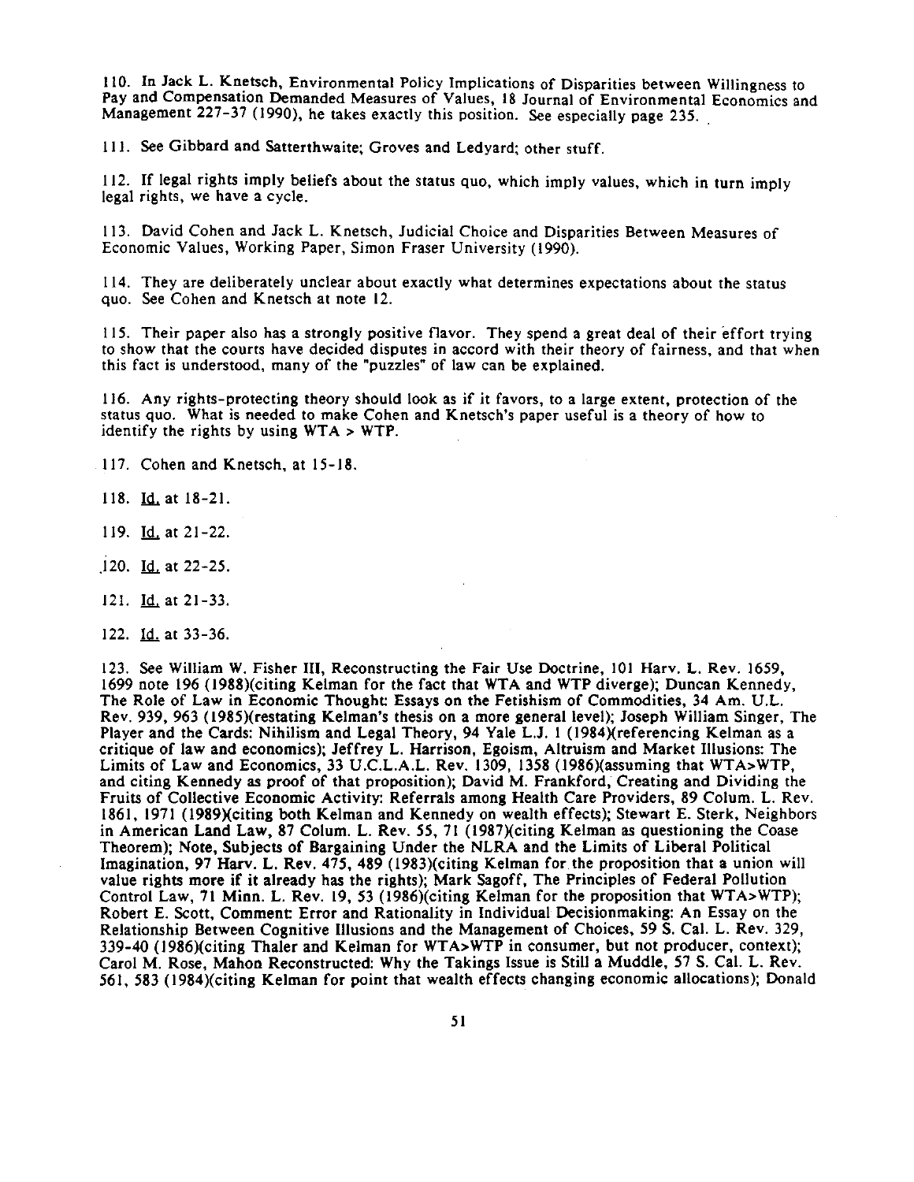110. In Jack L. Knetsch, Environmental Policy Implications of Disparities between Willingness to Pay and Compensation Demanded Measures of Values, 18 Journal of Environmental Economics and Management 227-37 (1990), he takes exactly this position. See especially page 235.

111. See Gibbard and Satterthwaite; Groves and Ledyard; other stuff.

112. If legal rights imply beliefs about the status quo, which imply values, which in turn imply legal rights, we have a cycle.

113. David Cohen and Jack L. Knetsch, Judicial Choice and Disparities Between Measures of Economic Values, Working Paper, Simon Fraser University (1990).

114. They are deliberately unclear about exactly what determines expectations about the status quo. See Cohen and Knetsch at note 12.

115. Their paper also has a strongly positive flavor. They spend a great deal of their effort trying to show that the courts have decided disputes in accord with their theory of fairness, and that when this fact is understood, many of the "puzzles" of law can be explained.

116. Any rights-protecting theory should look as if it favors, to a large extent, protection of the status quo. What is needed to make Cohen and Knetsch's paper useful is a theory of how to identify the rights by using WTA > WTP.

117. Cohen and Knetsch, at 15-18.

118. Id. at 18-21.

119. Id. at 21-22.

120. Id. at 22-25.

121. Id. at 21-33.

122. Id. at 33-36.

123. See William W. Fisher III, Reconstructing the Fair Use Doctrine, 101 Harv. L. Rev. 1659, 1699 note 196 (1988)(citing Kelman for the fact that WTA and WTP diverge); Duncan Kennedy, The Role of Law in Economic Thought: Essays on the Fetishism of Commodities, 34 Am. U.L. Rev. 939, 963 (1985)(restating Kelman's thesis on a more general level); Joseph William Singer, The Player and the Cards: Nihilism and Legal Theory, 94 Yale L.J. 1 (1984)(referencing Kelman as a critique of law and economics); Jeffrey L. Harrison, Egoism, Altruism and Market Illusions: The Limits of Law and Economics, 33 U.C.L.A.L. Rev. 1309, 1358 (1986)(assuming that WTA>WTP, and citing Kennedy as proof of that proposition); David M. Frankford, Creating and Dividing the Fruits of Collective Economic Activity: Referrals among Health Care Providers, 89 Colum. L. Rev. 1861, 1971 (1989)(citing both Kelman and Kennedy on wealth effects); Stewart E. Sterk, Neighbors in American Land Law, 87 Colum. L. Rev. 55, 71 (1987)(citing Kelman as questioning the Coase Theorem); Note, Subjects of Bargaining Under the NLRA and the Limits of Liberal Political Imagination, 97 Harv. L. Rev. 475, 489 (1983)(citing Kelman for the proposition that a union will value rights more if it already has the rights); Mark Sagoff, The Principles of Federal Pollution Control Law, 71 Minn. L. Rev. 19, 53 (1986)(citing Kelman for the proposition that WTA>WTP); Robert E. Scott, Comment: Error and Rationality in Individual Decisionmaking: An Essay on the Relationship Between Cognitive Illusions and the Management of Choices, 59 S. Cal. L. Rev. 329, 339-40 (1986)(citing Thaler and Kelman for WTA>WTP in consumer, but not producer, context); Carol M. Rose, Mahon Reconstructed: Why the Takings Issue is Still a Muddle, 57 S. Cal. L. Rev. 561, 583 (1984)(citing Kelman for point that wealth effects changing economic allocations); Donald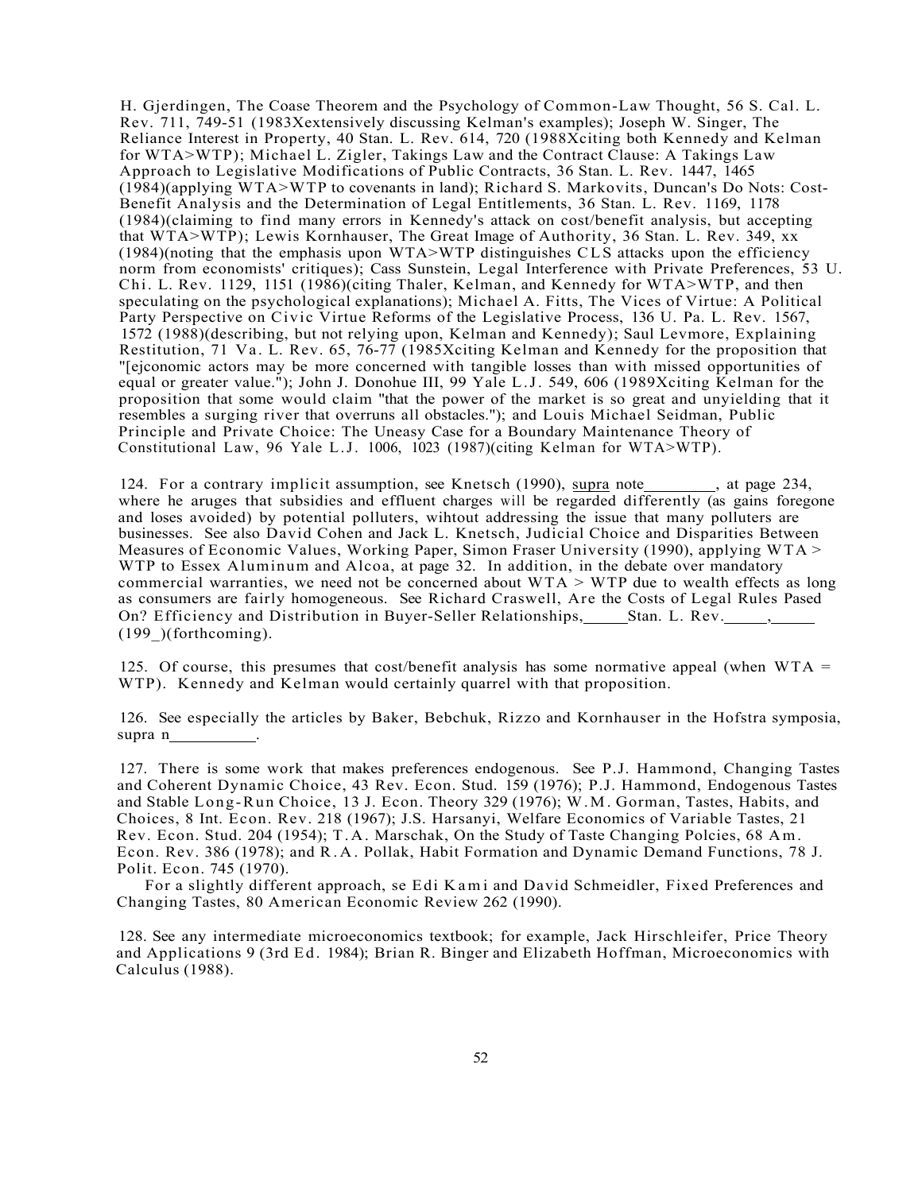H. Gjerdingen, The Coase Theorem and the Psychology of Common-Law Thought, 56 S. Cal. L. Rev. 711, 749-51 (1983Xextensively discussing Kelman's examples); Joseph W. Singer, The Reliance Interest in Property, 40 Stan. L. Rev. 614, 720 (1988Xciting both Kennedy and Kelman for WTA>WTP); Michael L. Zigler, Takings Law and the Contract Clause: A Takings Law Approach to Legislative Modifications of Public Contracts, 36 Stan. L. Rev. 1447, 1465 (1984)(applying WTA>WTP to covenants in land); Richard S. Markovits, Duncan's Do Nots: Cost-Benefit Analysis and the Determination of Legal Entitlements, 36 Stan. L. Rev. 1169, 1178 (1984)(claiming to find many errors in Kennedy's attack on cost/benefit analysis, but accepting that WTA>WTP); Lewis Kornhauser, The Great Image of Authority, 36 Stan. L. Rev. 349, xx (1984)(noting that the emphasis upon WTA>WTP distinguishes CLS attacks upon the efficiency norm from economists' critiques); Cass Sunstein, Legal Interference with Private Preferences, 53 U. Chi. L. Rev. 1129, 1151 (1986)(citing Thaler, Kelman, and Kennedy for WTA>WTP, and then speculating on the psychological explanations); Michael A. Fitts, The Vices of Virtue: A Political Party Perspective on Civic Virtue Reforms of the Legislative Process, 136 U. Pa. L. Rev. 1567, 1572 (1988)(describing, but not relying upon, Kelman and Kennedy); Saul Levmore, Explaining Restitution, 71 Va. L. Rev. 65, 76-77 (1985Xciting Kelman and Kennedy for the proposition that "[ejconomic actors may be more concerned with tangible losses than with missed opportunities of equal or greater value."); John J. Donohue III, 99 Yale L.J. 549, 606 (1989Xciting Kelman for the proposition that some would claim "that the power of the market is so great and unyielding that it resembles a surging river that overruns all obstacles."); and Louis Michael Seidman, Public Principle and Private Choice: The Uneasy Case for a Boundary Maintenance Theory of Constitutional Law, 96 Yale L.J. 1006, 1023 (1987)(citing Kelman for WTA>WTP).

124. For a contrary implicit assumption, see Knetsch (1990), supra note________, at page 234, where he aruges that subsidies and effluent charges will be regarded differently (as gains foregone and loses avoided) by potential polluters, wihtout addressing the issue that many polluters are businesses. See also David Cohen and Jack L. Knetsch, Judicial Choice and Disparities Between Measures of Economic Values, Working Paper, Simon Fraser University (1990), applying WTA > WTP to Essex Aluminum and Alcoa, at page 32. In addition, in the debate over mandatory commercial warranties, we need not be concerned about WTA > WTP due to wealth effects as long as consumers are fairly homogeneous. See Richard Craswell, Are the Costs of Legal Rules Pased On? Efficiency and Distribution in Buyer-Seller Relationships,_____Stan. L. Rev._____,_____ (199_)(forthcoming).

125. Of course, this presumes that cost/benefit analysis has some normative appeal (when WTA = WTP). Kennedy and Kelman would certainly quarrel with that proposition.

126. See especially the articles by Baker, Bebchuk, Rizzo and Kornhauser in the Hofstra symposia, supra n__________.

127. There is some work that makes preferences endogenous. See P.J. Hammond, Changing Tastes and Coherent Dynamic Choice, 43 Rev. Econ. Stud. 159 (1976); P.J. Hammond, Endogenous Tastes and Stable Long-Run Choice, 13 J. Econ. Theory 329 (1976); W.M. Gorman, Tastes, Habits, and Choices, 8 Int. Econ. Rev. 218 (1967); J.S. Harsanyi, Welfare Economics of Variable Tastes, 21 Rev. Econ. Stud. 204 (1954); T.A. Marschak, On the Study of Taste Changing Polcies, 68 Am. Econ. Rev. 386 (1978); and R.A. Pollak, Habit Formation and Dynamic Demand Functions, 78 J. Polit. Econ. 745 (1970).

For a slightly different approach, se Edi Kami and David Schmeidler, Fixed Preferences and Changing Tastes, 80 American Economic Review 262 (1990).

128. See any intermediate microeconomics textbook; for example, Jack Hirschleifer, Price Theory and Applications 9 (3rd Ed. 1984); Brian R. Binger and Elizabeth Hoffman, Microeconomics with Calculus (1988).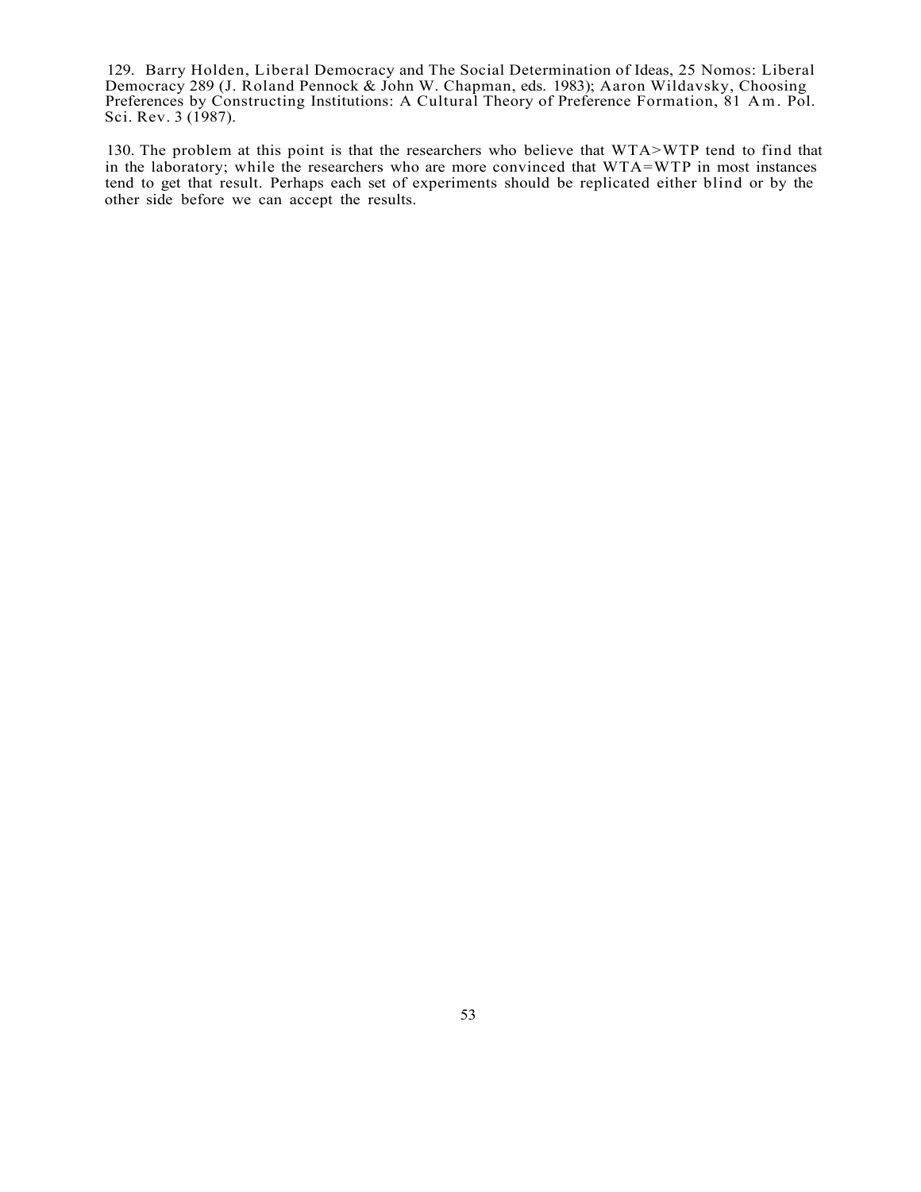129. Barry Holden, Liberal Democracy and The Social Determination of Ideas, 25 Nomos: Liberal Democracy 289 (J. Roland Pennock & John W. Chapman, eds. 1983); Aaron Wildavsky, Choosing Preferences by Constructing Institutions: A Cultural Theory of Preference Formation, 81 Am. Pol. Sci. Rev. 3 (1987).

130. The problem at this point is that the researchers who believe that WTA>WTP tend to find that in the laboratory; while the researchers who are more convinced that WTA=WTP in most instances tend to get that result. Perhaps each set of experiments should be replicated either blind or by the other side before we can accept the results.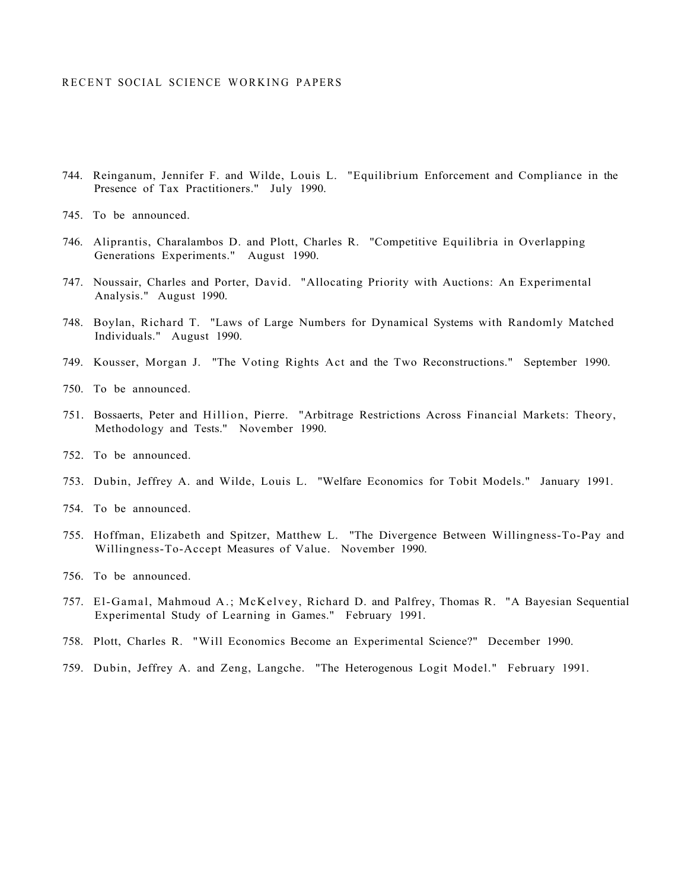RECENT SOCIAL SCIENCE WORKING PAPERS

744. Reinganum, Jennifer F. and Wilde, Louis L. "Equilibrium Enforcement and Compliance in the Presence of Tax Practitioners." July 1990.

745. To be announced.

746. Aliprantis, Charalambos D. and Plott, Charles R. "Competitive Equilibria in Overlapping Generations Experiments." August 1990.

747. Noussair, Charles and Porter, David. "Allocating Priority with Auctions: An Experimental Analysis." August 1990.

748. Boylan, Richard T. "Laws of Large Numbers for Dynamical Systems with Randomly Matched Individuals." August 1990.

749. Kousser, Morgan J. "The Voting Rights Act and the Two Reconstructions." September 1990.

750. To be announced.

751. Bossaerts, Peter and Hillion, Pierre. "Arbitrage Restrictions Across Financial Markets: Theory, Methodology and Tests." November 1990.

752. To be announced.

753. Dubin, Jeffrey A. and Wilde, Louis L. "Welfare Economics for Tobit Models." January 1991.

754. To be announced.

755. Hoffman, Elizabeth and Spitzer, Matthew L. "The Divergence Between Willingness-To-Pay and Willingness-To-Accept Measures of Value. November 1990.

756. To be announced.

757. El-Gamal, Mahmoud A.; McKelvey, Richard D. and Palfrey, Thomas R. "A Bayesian Sequential Experimental Study of Learning in Games." February 1991.

758. Plott, Charles R. "Will Economics Become an Experimental Science?" December 1990.

759. Dubin, Jeffrey A. and Zeng, Langche. "The Heterogenous Logit Model." February 1991.